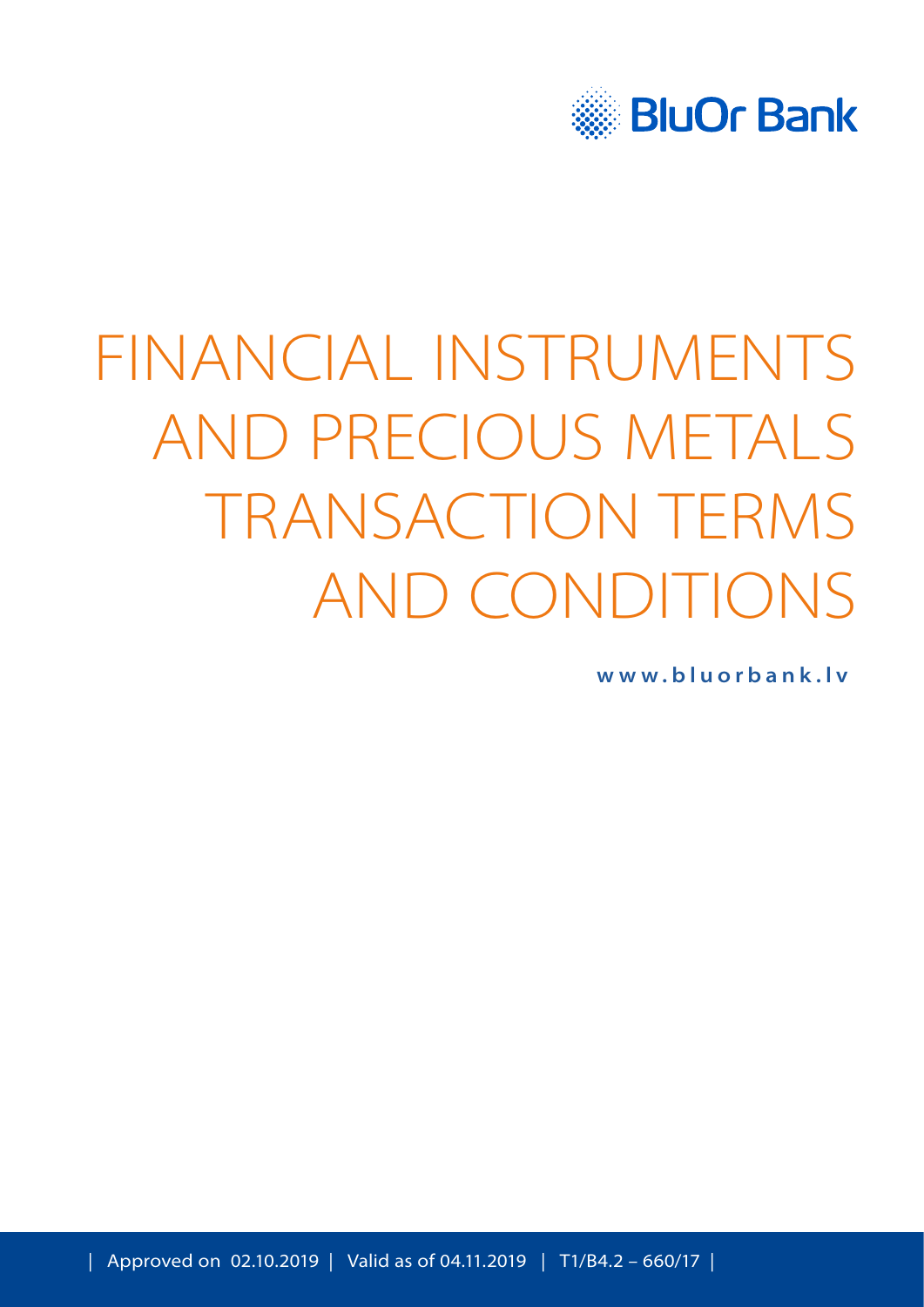BluOr Bank

# FINANCIAL INSTRUMENTS AND PRECIOUS METALS TRANSACTION TERMS AND CONDITIONS

**www.bluorbank.lv**

| Approved on 02.10.2019 | Valid as of 04.11.2019 | T1/B4.2 – 660/17 |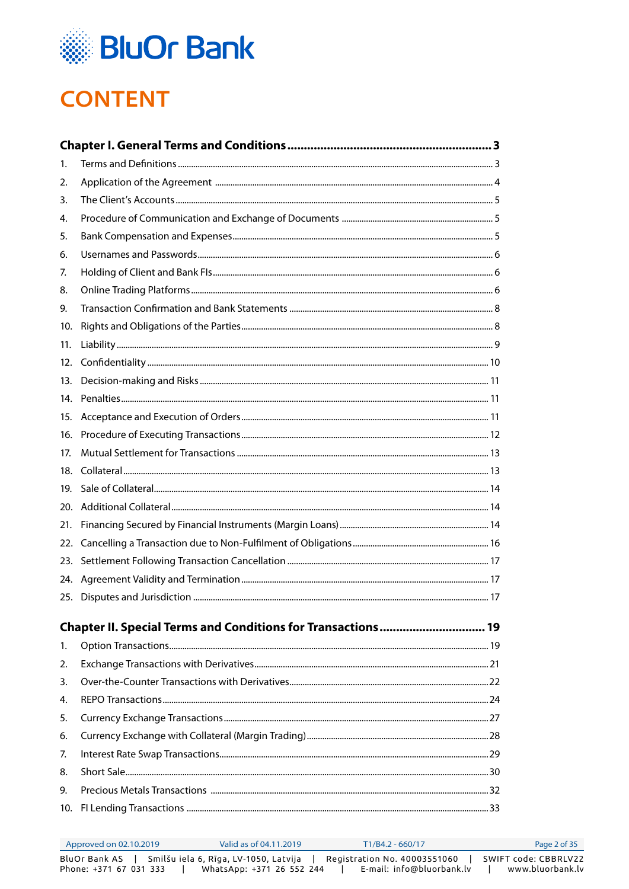# CONTENT

**Chapter I. General Terms and Conditions** ............ **3**

1. Terms and Definitions ............ 3
2. Application of the Agreement ............ 4
3. The Client's Accounts ............ 5
4. Procedure of Communication and Exchange of Documents ............ 5
5. Bank Compensation and Expenses ............ 5
6. Usernames and Passwords ............ 6
7. Holding of Client and Bank FIs ............ 6
8. Online Trading Platforms ............ 6
9. Transaction Confirmation and Bank Statements ............ 8
10. Rights and Obligations of the Parties ............ 8
11. Liability ............ 9
12. Confidentiality ............ 10
13. Decision-making and Risks ............ 11
14. Penalties ............ 11
15. Acceptance and Execution of Orders ............ 11
16. Procedure of Executing Transactions ............ 12
17. Mutual Settlement for Transactions ............ 13
18. Collateral ............ 13
19. Sale of Collateral ............ 14
20. Additional Collateral ............ 14
21. Financing Secured by Financial Instruments (Margin Loans) ............ 14
22. Cancelling a Transaction due to Non-Fulfilment of Obligations ............ 16
23. Settlement Following Transaction Cancellation ............ 17
24. Agreement Validity and Termination ............ 17
25. Disputes and Jurisdiction ............ 17

**Chapter II. Special Terms and Conditions for Transactions** ............ **19**

1. Option Transactions ............ 19
2. Exchange Transactions with Derivatives ............ 21
3. Over-the-Counter Transactions with Derivatives ............ 22
4. REPO Transactions ............ 24
5. Currency Exchange Transactions ............ 27
6. Currency Exchange with Collateral (Margin Trading) ............ 28
7. Interest Rate Swap Transactions ............ 29
8. Short Sale ............ 30
9. Precious Metals Transactions ............ 32
10. FI Lending Transactions ............ 33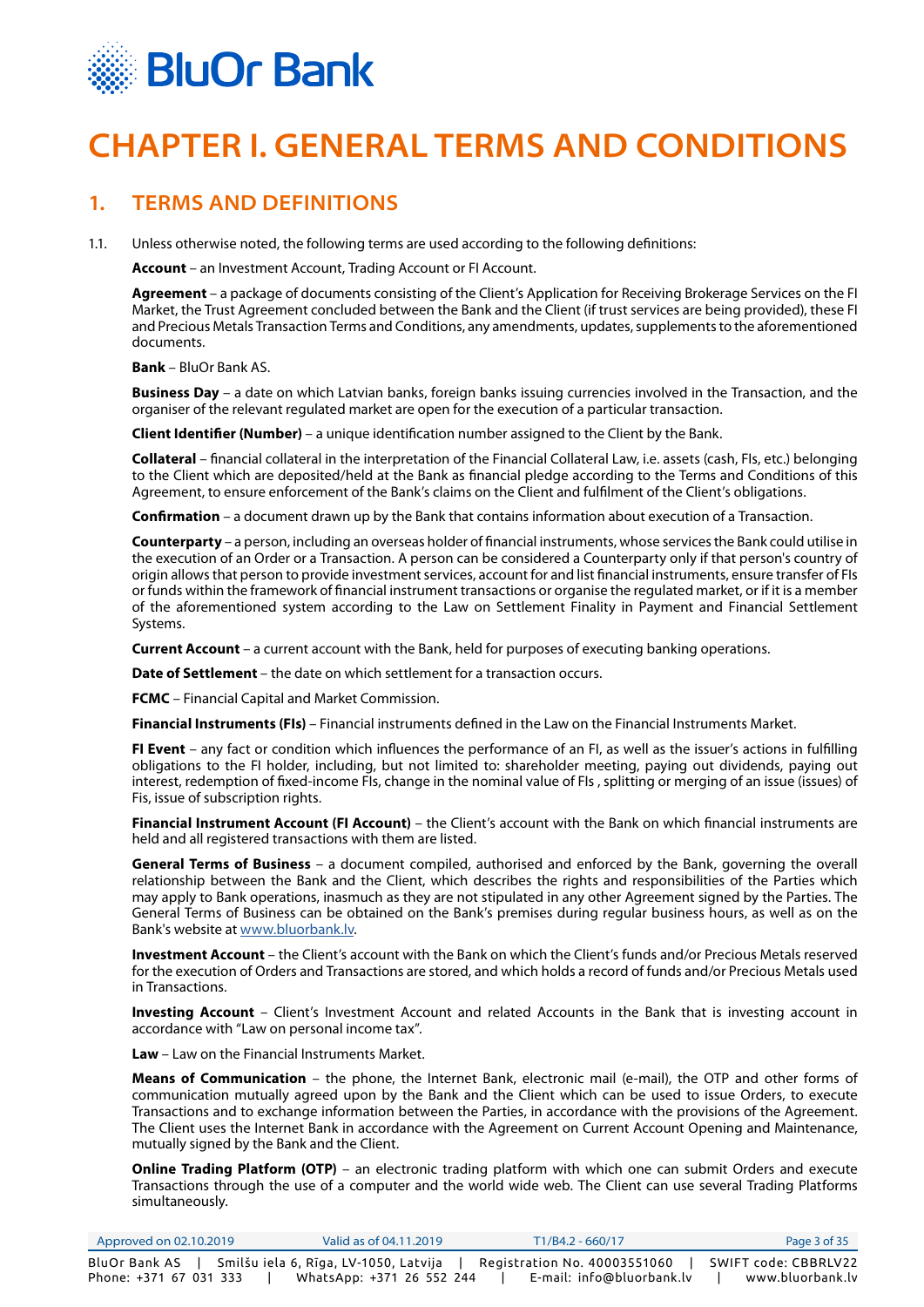# CHAPTER I. GENERAL TERMS AND CONDITIONS

## 1. TERMS AND DEFINITIONS

1.1. Unless otherwise noted, the following terms are used according to the following definitions:

**Account** – an Investment Account, Trading Account or FI Account.

**Agreement** – a package of documents consisting of the Client's Application for Receiving Brokerage Services on the FI Market, the Trust Agreement concluded between the Bank and the Client (if trust services are being provided), these FI and Precious Metals Transaction Terms and Conditions, any amendments, updates, supplements to the aforementioned documents.

**Bank** – BluOr Bank AS.

**Business Day** – a date on which Latvian banks, foreign banks issuing currencies involved in the Transaction, and the organiser of the relevant regulated market are open for the execution of a particular transaction.

**Client Identifier (Number)** – a unique identification number assigned to the Client by the Bank.

**Collateral** – financial collateral in the interpretation of the Financial Collateral Law, i.e. assets (cash, FIs, etc.) belonging to the Client which are deposited/held at the Bank as financial pledge according to the Terms and Conditions of this Agreement, to ensure enforcement of the Bank's claims on the Client and fulfilment of the Client's obligations.

**Confirmation** – a document drawn up by the Bank that contains information about execution of a Transaction.

**Counterparty** – a person, including an overseas holder of financial instruments, whose services the Bank could utilise in the execution of an Order or a Transaction. A person can be considered a Counterparty only if that person's country of origin allows that person to provide investment services, account for and list financial instruments, ensure transfer of FIs or funds within the framework of financial instrument transactions or organise the regulated market, or if it is a member of the aforementioned system according to the Law on Settlement Finality in Payment and Financial Settlement Systems.

**Current Account** – a current account with the Bank, held for purposes of executing banking operations.

**Date of Settlement** – the date on which settlement for a transaction occurs.

**FCMC** – Financial Capital and Market Commission.

**Financial Instruments (FIs)** – Financial instruments defined in the Law on the Financial Instruments Market.

**FI Event** – any fact or condition which influences the performance of an FI, as well as the issuer's actions in fulfilling obligations to the FI holder, including, but not limited to: shareholder meeting, paying out dividends, paying out interest, redemption of fixed-income FIs, change in the nominal value of FIs , splitting or merging of an issue (issues) of Fis, issue of subscription rights.

**Financial Instrument Account (FI Account)** – the Client's account with the Bank on which financial instruments are held and all registered transactions with them are listed.

**General Terms of Business** – a document compiled, authorised and enforced by the Bank, governing the overall relationship between the Bank and the Client, which describes the rights and responsibilities of the Parties which may apply to Bank operations, inasmuch as they are not stipulated in any other Agreement signed by the Parties. The General Terms of Business can be obtained on the Bank's premises during regular business hours, as well as on the Bank's website at www.bluorbank.lv.

**Investment Account** – the Client's account with the Bank on which the Client's funds and/or Precious Metals reserved for the execution of Orders and Transactions are stored, and which holds a record of funds and/or Precious Metals used in Transactions.

**Investing Account** – Client's Investment Account and related Accounts in the Bank that is investing account in accordance with "Law on personal income tax".

**Law** – Law on the Financial Instruments Market.

**Means of Communication** – the phone, the Internet Bank, electronic mail (e-mail), the OTP and other forms of communication mutually agreed upon by the Bank and the Client which can be used to issue Orders, to execute Transactions and to exchange information between the Parties, in accordance with the provisions of the Agreement. The Client uses the Internet Bank in accordance with the Agreement on Current Account Opening and Maintenance, mutually signed by the Bank and the Client.

**Online Trading Platform (OTP)** – an electronic trading platform with which one can submit Orders and execute Transactions through the use of a computer and the world wide web. The Client can use several Trading Platforms simultaneously.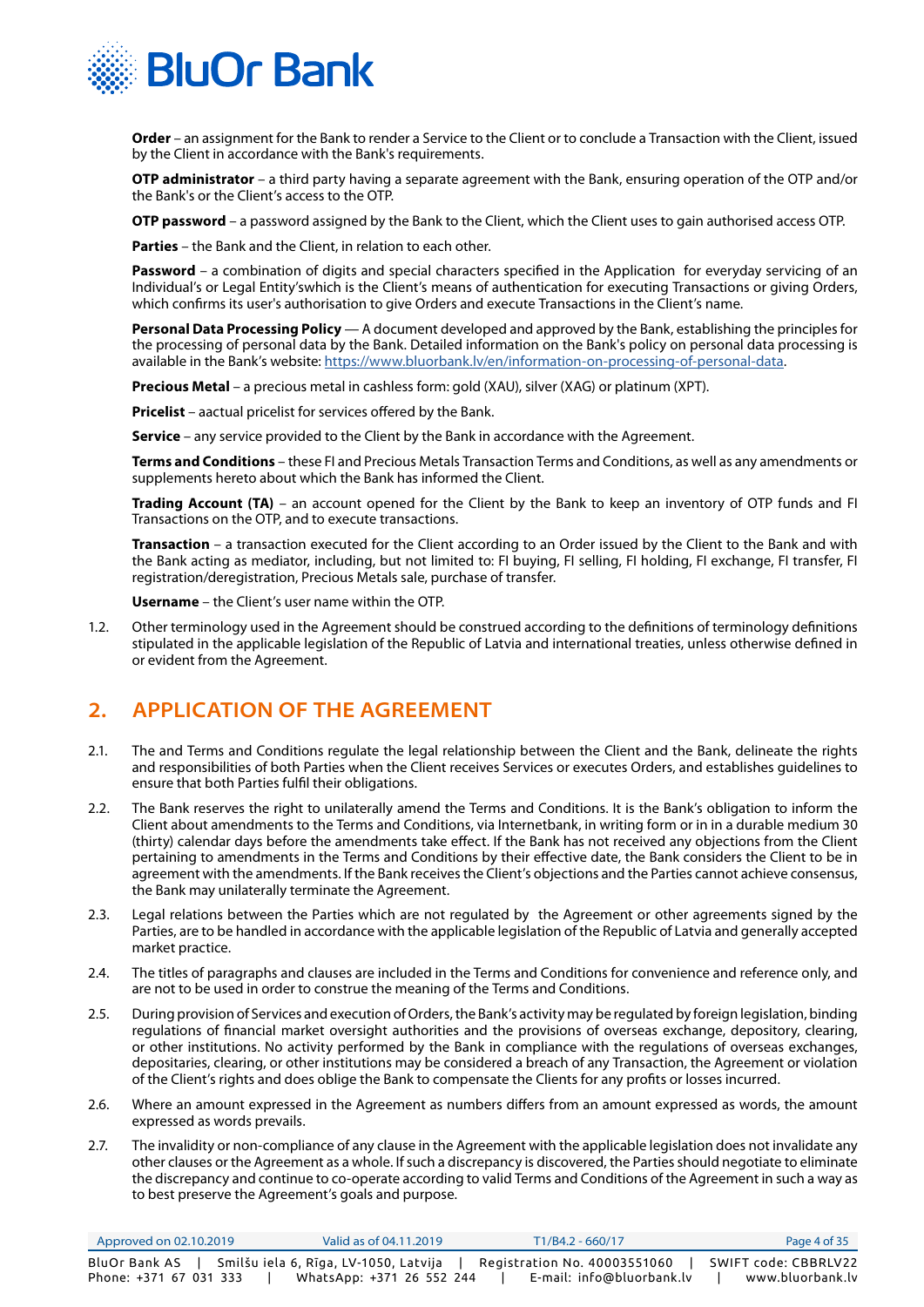**Order** – an assignment for the Bank to render a Service to the Client or to conclude a Transaction with the Client, issued by the Client in accordance with the Bank's requirements.

**OTP administrator** – a third party having a separate agreement with the Bank, ensuring operation of the OTP and/or the Bank's or the Client's access to the OTP.

**OTP password** – a password assigned by the Bank to the Client, which the Client uses to gain authorised access OTP.

**Parties** – the Bank and the Client, in relation to each other.

**Password** – a combination of digits and special characters specified in the Application for everyday servicing of an Individual's or Legal Entity'swhich is the Client's means of authentication for executing Transactions or giving Orders, which confirms its user's authorisation to give Orders and execute Transactions in the Client's name.

**Personal Data Processing Policy** — A document developed and approved by the Bank, establishing the principles for the processing of personal data by the Bank. Detailed information on the Bank's policy on personal data processing is available in the Bank's website: https://www.bluorbank.lv/en/information-on-processing-of-personal-data.

**Precious Metal** – a precious metal in cashless form: gold (XAU), silver (XAG) or platinum (XPT).

**Pricelist** – aactual pricelist for services offered by the Bank.

**Service** – any service provided to the Client by the Bank in accordance with the Agreement.

**Terms and Conditions** – these FI and Precious Metals Transaction Terms and Conditions, as well as any amendments or supplements hereto about which the Bank has informed the Client.

**Trading Account (TA)** – an account opened for the Client by the Bank to keep an inventory of OTP funds and FI Transactions on the OTP, and to execute transactions.

**Transaction** – a transaction executed for the Client according to an Order issued by the Client to the Bank and with the Bank acting as mediator, including, but not limited to: FI buying, FI selling, FI holding, FI exchange, FI transfer, FI registration/deregistration, Precious Metals sale, purchase of transfer.

**Username** – the Client's user name within the OTP.

1.2. Other terminology used in the Agreement should be construed according to the definitions of terminology definitions stipulated in the applicable legislation of the Republic of Latvia and international treaties, unless otherwise defined in or evident from the Agreement.

## 2. APPLICATION OF THE AGREEMENT

2.1. The and Terms and Conditions regulate the legal relationship between the Client and the Bank, delineate the rights and responsibilities of both Parties when the Client receives Services or executes Orders, and establishes guidelines to ensure that both Parties fulfil their obligations.

2.2. The Bank reserves the right to unilaterally amend the Terms and Conditions. It is the Bank's obligation to inform the Client about amendments to the Terms and Conditions, via Internetbank, in writing form or in in a durable medium 30 (thirty) calendar days before the amendments take effect. If the Bank has not received any objections from the Client pertaining to amendments in the Terms and Conditions by their effective date, the Bank considers the Client to be in agreement with the amendments. If the Bank receives the Client's objections and the Parties cannot achieve consensus, the Bank may unilaterally terminate the Agreement.

2.3. Legal relations between the Parties which are not regulated by the Agreement or other agreements signed by the Parties, are to be handled in accordance with the applicable legislation of the Republic of Latvia and generally accepted market practice.

2.4. The titles of paragraphs and clauses are included in the Terms and Conditions for convenience and reference only, and are not to be used in order to construe the meaning of the Terms and Conditions.

2.5. During provision of Services and execution of Orders, the Bank's activity may be regulated by foreign legislation, binding regulations of financial market oversight authorities and the provisions of overseas exchange, depository, clearing, or other institutions. No activity performed by the Bank in compliance with the regulations of overseas exchanges, depositaries, clearing, or other institutions may be considered a breach of any Transaction, the Agreement or violation of the Client's rights and does oblige the Bank to compensate the Clients for any profits or losses incurred.

2.6. Where an amount expressed in the Agreement as numbers differs from an amount expressed as words, the amount expressed as words prevails.

2.7. The invalidity or non-compliance of any clause in the Agreement with the applicable legislation does not invalidate any other clauses or the Agreement as a whole. If such a discrepancy is discovered, the Parties should negotiate to eliminate the discrepancy and continue to co-operate according to valid Terms and Conditions of the Agreement in such a way as to best preserve the Agreement's goals and purpose.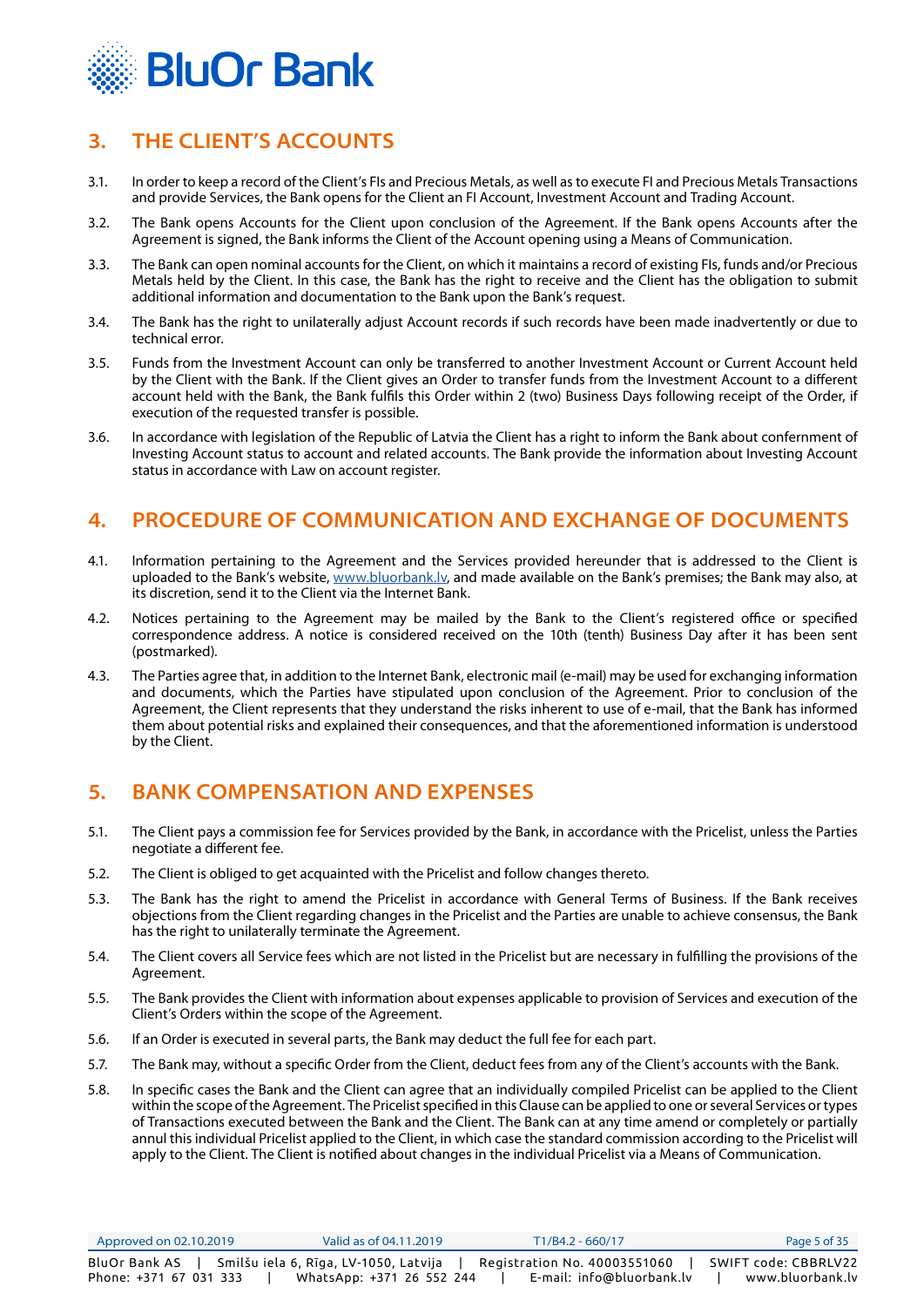# 3. THE CLIENT'S ACCOUNTS

3.1. In order to keep a record of the Client's FIs and Precious Metals, as well as to execute FI and Precious Metals Transactions and provide Services, the Bank opens for the Client an FI Account, Investment Account and Trading Account.

3.2. The Bank opens Accounts for the Client upon conclusion of the Agreement. If the Bank opens Accounts after the Agreement is signed, the Bank informs the Client of the Account opening using a Means of Communication.

3.3. The Bank can open nominal accounts for the Client, on which it maintains a record of existing FIs, funds and/or Precious Metals held by the Client. In this case, the Bank has the right to receive and the Client has the obligation to submit additional information and documentation to the Bank upon the Bank's request.

3.4. The Bank has the right to unilaterally adjust Account records if such records have been made inadvertently or due to technical error.

3.5. Funds from the Investment Account can only be transferred to another Investment Account or Current Account held by the Client with the Bank. If the Client gives an Order to transfer funds from the Investment Account to a different account held with the Bank, the Bank fulfils this Order within 2 (two) Business Days following receipt of the Order, if execution of the requested transfer is possible.

3.6. In accordance with legislation of the Republic of Latvia the Client has a right to inform the Bank about confernment of Investing Account status to account and related accounts. The Bank provide the information about Investing Account status in accordance with Law on account register.

# 4. PROCEDURE OF COMMUNICATION AND EXCHANGE OF DOCUMENTS

4.1. Information pertaining to the Agreement and the Services provided hereunder that is addressed to the Client is uploaded to the Bank's website, www.bluorbank.lv, and made available on the Bank's premises; the Bank may also, at its discretion, send it to the Client via the Internet Bank.

4.2. Notices pertaining to the Agreement may be mailed by the Bank to the Client's registered office or specified correspondence address. A notice is considered received on the 10th (tenth) Business Day after it has been sent (postmarked).

4.3. The Parties agree that, in addition to the Internet Bank, electronic mail (e-mail) may be used for exchanging information and documents, which the Parties have stipulated upon conclusion of the Agreement. Prior to conclusion of the Agreement, the Client represents that they understand the risks inherent to use of e-mail, that the Bank has informed them about potential risks and explained their consequences, and that the aforementioned information is understood by the Client.

# 5. BANK COMPENSATION AND EXPENSES

5.1. The Client pays a commission fee for Services provided by the Bank, in accordance with the Pricelist, unless the Parties negotiate a different fee.

5.2. The Client is obliged to get acquainted with the Pricelist and follow changes thereto.

5.3. The Bank has the right to amend the Pricelist in accordance with General Terms of Business. If the Bank receives objections from the Client regarding changes in the Pricelist and the Parties are unable to achieve consensus, the Bank has the right to unilaterally terminate the Agreement.

5.4. The Client covers all Service fees which are not listed in the Pricelist but are necessary in fulfilling the provisions of the Agreement.

5.5. The Bank provides the Client with information about expenses applicable to provision of Services and execution of the Client's Orders within the scope of the Agreement.

5.6. If an Order is executed in several parts, the Bank may deduct the full fee for each part.

5.7. The Bank may, without a specific Order from the Client, deduct fees from any of the Client's accounts with the Bank.

5.8. In specific cases the Bank and the Client can agree that an individually compiled Pricelist can be applied to the Client within the scope of the Agreement. The Pricelist specified in this Clause can be applied to one or several Services or types of Transactions executed between the Bank and the Client. The Bank can at any time amend or completely or partially annul this individual Pricelist applied to the Client, in which case the standard commission according to the Pricelist will apply to the Client. The Client is notified about changes in the individual Pricelist via a Means of Communication.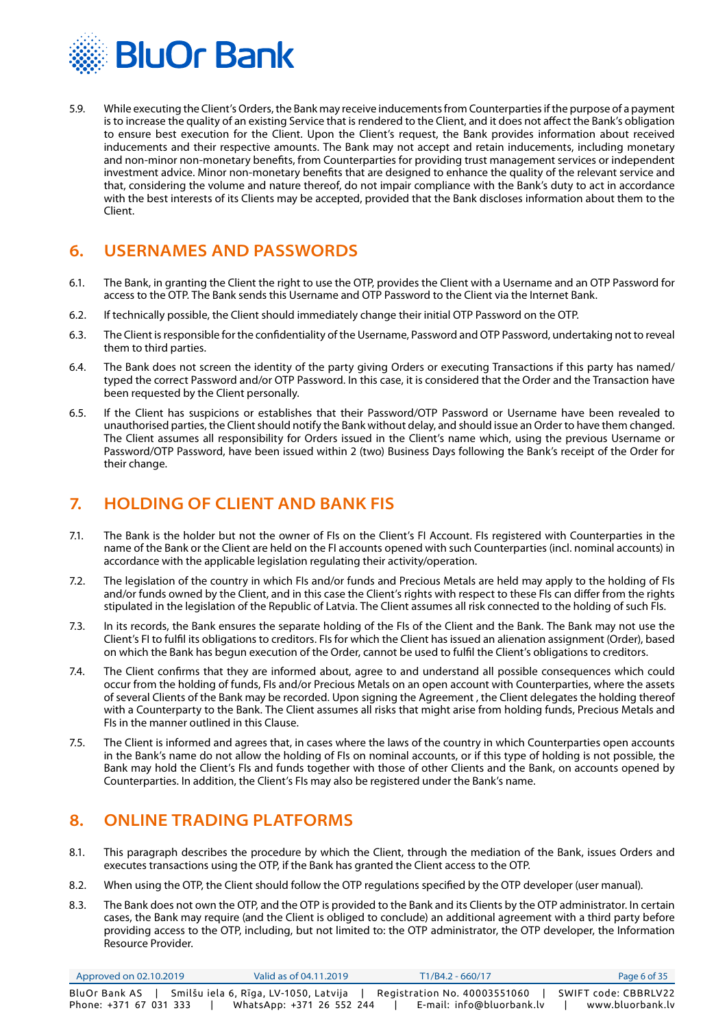5.9. While executing the Client's Orders, the Bank may receive inducements from Counterparties if the purpose of a payment is to increase the quality of an existing Service that is rendered to the Client, and it does not affect the Bank's obligation to ensure best execution for the Client. Upon the Client's request, the Bank provides information about received inducements and their respective amounts. The Bank may not accept and retain inducements, including monetary and non-minor non-monetary benefits, from Counterparties for providing trust management services or independent investment advice. Minor non-monetary benefits that are designed to enhance the quality of the relevant service and that, considering the volume and nature thereof, do not impair compliance with the Bank's duty to act in accordance with the best interests of its Clients may be accepted, provided that the Bank discloses information about them to the Client.

## 6. USERNAMES AND PASSWORDS

6.1. The Bank, in granting the Client the right to use the OTP, provides the Client with a Username and an OTP Password for access to the OTP. The Bank sends this Username and OTP Password to the Client via the Internet Bank.

6.2. If technically possible, the Client should immediately change their initial OTP Password on the OTP.

6.3. The Client is responsible for the confidentiality of the Username, Password and OTP Password, undertaking not to reveal them to third parties.

6.4. The Bank does not screen the identity of the party giving Orders or executing Transactions if this party has named/typed the correct Password and/or OTP Password. In this case, it is considered that the Order and the Transaction have been requested by the Client personally.

6.5. If the Client has suspicions or establishes that their Password/OTP Password or Username have been revealed to unauthorised parties, the Client should notify the Bank without delay, and should issue an Order to have them changed. The Client assumes all responsibility for Orders issued in the Client's name which, using the previous Username or Password/OTP Password, have been issued within 2 (two) Business Days following the Bank's receipt of the Order for their change.

## 7. HOLDING OF CLIENT AND BANK FIS

7.1. The Bank is the holder but not the owner of FIs on the Client's FI Account. FIs registered with Counterparties in the name of the Bank or the Client are held on the FI accounts opened with such Counterparties (incl. nominal accounts) in accordance with the applicable legislation regulating their activity/operation.

7.2. The legislation of the country in which FIs and/or funds and Precious Metals are held may apply to the holding of FIs and/or funds owned by the Client, and in this case the Client's rights with respect to these FIs can differ from the rights stipulated in the legislation of the Republic of Latvia. The Client assumes all risk connected to the holding of such FIs.

7.3. In its records, the Bank ensures the separate holding of the FIs of the Client and the Bank. The Bank may not use the Client's FI to fulfil its obligations to creditors. FIs for which the Client has issued an alienation assignment (Order), based on which the Bank has begun execution of the Order, cannot be used to fulfil the Client's obligations to creditors.

7.4. The Client confirms that they are informed about, agree to and understand all possible consequences which could occur from the holding of funds, FIs and/or Precious Metals on an open account with Counterparties, where the assets of several Clients of the Bank may be recorded. Upon signing the Agreement , the Client delegates the holding thereof with a Counterparty to the Bank. The Client assumes all risks that might arise from holding funds, Precious Metals and FIs in the manner outlined in this Clause.

7.5. The Client is informed and agrees that, in cases where the laws of the country in which Counterparties open accounts in the Bank's name do not allow the holding of FIs on nominal accounts, or if this type of holding is not possible, the Bank may hold the Client's FIs and funds together with those of other Clients and the Bank, on accounts opened by Counterparties. In addition, the Client's FIs may also be registered under the Bank's name.

## 8. ONLINE TRADING PLATFORMS

8.1. This paragraph describes the procedure by which the Client, through the mediation of the Bank, issues Orders and executes transactions using the OTP, if the Bank has granted the Client access to the OTP.

8.2. When using the OTP, the Client should follow the OTP regulations specified by the OTP developer (user manual).

8.3. The Bank does not own the OTP, and the OTP is provided to the Bank and its Clients by the OTP administrator. In certain cases, the Bank may require (and the Client is obliged to conclude) an additional agreement with a third party before providing access to the OTP, including, but not limited to: the OTP administrator, the OTP developer, the Information Resource Provider.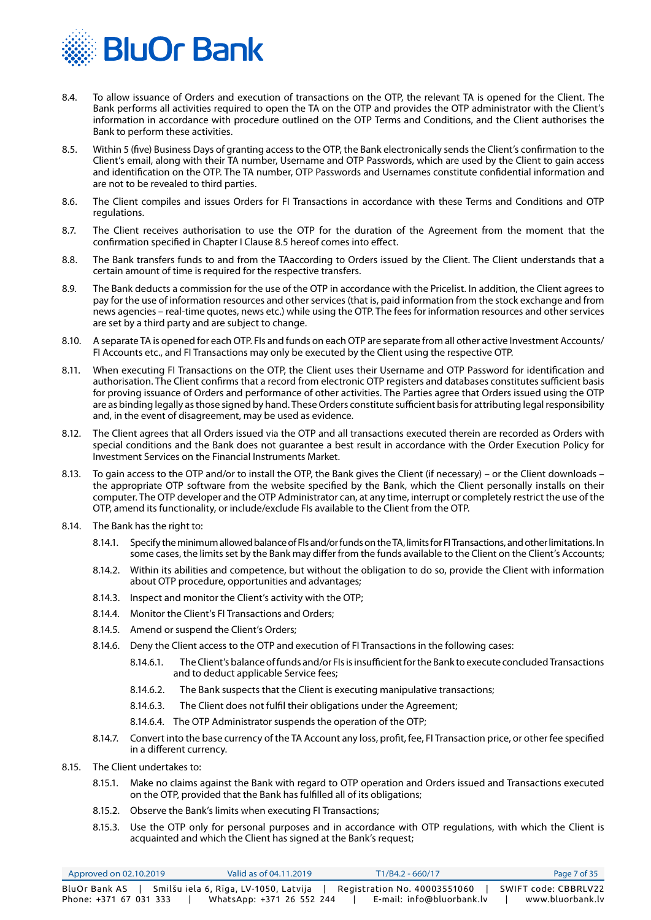8.4. To allow issuance of Orders and execution of transactions on the OTP, the relevant TA is opened for the Client. The Bank performs all activities required to open the TA on the OTP and provides the OTP administrator with the Client's information in accordance with procedure outlined on the OTP Terms and Conditions, and the Client authorises the Bank to perform these activities.

8.5. Within 5 (five) Business Days of granting access to the OTP, the Bank electronically sends the Client's confirmation to the Client's email, along with their TA number, Username and OTP Passwords, which are used by the Client to gain access and identification on the OTP. The TA number, OTP Passwords and Usernames constitute confidential information and are not to be revealed to third parties.

8.6. The Client compiles and issues Orders for FI Transactions in accordance with these Terms and Conditions and OTP regulations.

8.7. The Client receives authorisation to use the OTP for the duration of the Agreement from the moment that the confirmation specified in Chapter I Clause 8.5 hereof comes into effect.

8.8. The Bank transfers funds to and from the TAaccording to Orders issued by the Client. The Client understands that a certain amount of time is required for the respective transfers.

8.9. The Bank deducts a commission for the use of the OTP in accordance with the Pricelist. In addition, the Client agrees to pay for the use of information resources and other services (that is, paid information from the stock exchange and from news agencies – real-time quotes, news etc.) while using the OTP. The fees for information resources and other services are set by a third party and are subject to change.

8.10. A separate TA is opened for each OTP. FIs and funds on each OTP are separate from all other active Investment Accounts/ FI Accounts etc., and FI Transactions may only be executed by the Client using the respective OTP.

8.11. When executing FI Transactions on the OTP, the Client uses their Username and OTP Password for identification and authorisation. The Client confirms that a record from electronic OTP registers and databases constitutes sufficient basis for proving issuance of Orders and performance of other activities. The Parties agree that Orders issued using the OTP are as binding legally as those signed by hand. These Orders constitute sufficient basis for attributing legal responsibility and, in the event of disagreement, may be used as evidence.

8.12. The Client agrees that all Orders issued via the OTP and all transactions executed therein are recorded as Orders with special conditions and the Bank does not guarantee a best result in accordance with the Order Execution Policy for Investment Services on the Financial Instruments Market.

8.13. To gain access to the OTP and/or to install the OTP, the Bank gives the Client (if necessary) – or the Client downloads – the appropriate OTP software from the website specified by the Bank, which the Client personally installs on their computer. The OTP developer and the OTP Administrator can, at any time, interrupt or completely restrict the use of the OTP, amend its functionality, or include/exclude FIs available to the Client from the OTP.

8.14. The Bank has the right to:

8.14.1. Specify the minimum allowed balance of FIs and/or funds on the TA, limits for FI Transactions, and other limitations. In some cases, the limits set by the Bank may differ from the funds available to the Client on the Client's Accounts;

8.14.2. Within its abilities and competence, but without the obligation to do so, provide the Client with information about OTP procedure, opportunities and advantages;

8.14.3. Inspect and monitor the Client's activity with the OTP;

8.14.4. Monitor the Client's FI Transactions and Orders;

8.14.5. Amend or suspend the Client's Orders;

8.14.6. Deny the Client access to the OTP and execution of FI Transactions in the following cases:

8.14.6.1. The Client's balance of funds and/or FIs is insufficient for the Bank to execute concluded Transactions and to deduct applicable Service fees;

8.14.6.2. The Bank suspects that the Client is executing manipulative transactions;

8.14.6.3. The Client does not fulfil their obligations under the Agreement;

8.14.6.4. The OTP Administrator suspends the operation of the OTP;

8.14.7. Convert into the base currency of the TA Account any loss, profit, fee, FI Transaction price, or other fee specified in a different currency.

8.15. The Client undertakes to:

8.15.1. Make no claims against the Bank with regard to OTP operation and Orders issued and Transactions executed on the OTP, provided that the Bank has fulfilled all of its obligations;

8.15.2. Observe the Bank's limits when executing FI Transactions;

8.15.3. Use the OTP only for personal purposes and in accordance with OTP regulations, with which the Client is acquainted and which the Client has signed at the Bank's request;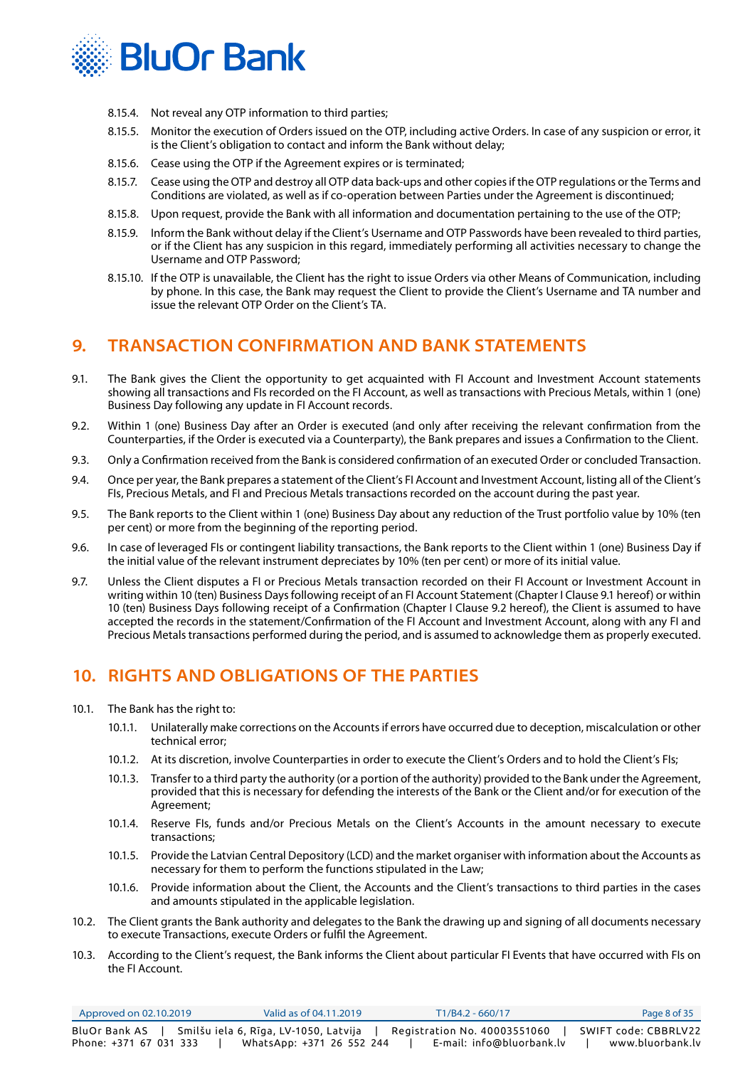8.15.4. Not reveal any OTP information to third parties;

8.15.5. Monitor the execution of Orders issued on the OTP, including active Orders. In case of any suspicion or error, it is the Client's obligation to contact and inform the Bank without delay;

8.15.6. Cease using the OTP if the Agreement expires or is terminated;

8.15.7. Cease using the OTP and destroy all OTP data back-ups and other copies if the OTP regulations or the Terms and Conditions are violated, as well as if co-operation between Parties under the Agreement is discontinued;

8.15.8. Upon request, provide the Bank with all information and documentation pertaining to the use of the OTP;

8.15.9. Inform the Bank without delay if the Client's Username and OTP Passwords have been revealed to third parties, or if the Client has any suspicion in this regard, immediately performing all activities necessary to change the Username and OTP Password;

8.15.10. If the OTP is unavailable, the Client has the right to issue Orders via other Means of Communication, including by phone. In this case, the Bank may request the Client to provide the Client's Username and TA number and issue the relevant OTP Order on the Client's TA.

## 9. TRANSACTION CONFIRMATION AND BANK STATEMENTS

9.1. The Bank gives the Client the opportunity to get acquainted with FI Account and Investment Account statements showing all transactions and FIs recorded on the FI Account, as well as transactions with Precious Metals, within 1 (one) Business Day following any update in FI Account records.

9.2. Within 1 (one) Business Day after an Order is executed (and only after receiving the relevant confirmation from the Counterparties, if the Order is executed via a Counterparty), the Bank prepares and issues a Confirmation to the Client.

9.3. Only a Confirmation received from the Bank is considered confirmation of an executed Order or concluded Transaction.

9.4. Once per year, the Bank prepares a statement of the Client's FI Account and Investment Account, listing all of the Client's FIs, Precious Metals, and FI and Precious Metals transactions recorded on the account during the past year.

9.5. The Bank reports to the Client within 1 (one) Business Day about any reduction of the Trust portfolio value by 10% (ten per cent) or more from the beginning of the reporting period.

9.6. In case of leveraged FIs or contingent liability transactions, the Bank reports to the Client within 1 (one) Business Day if the initial value of the relevant instrument depreciates by 10% (ten per cent) or more of its initial value.

9.7. Unless the Client disputes a FI or Precious Metals transaction recorded on their FI Account or Investment Account in writing within 10 (ten) Business Days following receipt of an FI Account Statement (Chapter I Clause 9.1 hereof) or within 10 (ten) Business Days following receipt of a Confirmation (Chapter I Clause 9.2 hereof), the Client is assumed to have accepted the records in the statement/Confirmation of the FI Account and Investment Account, along with any FI and Precious Metals transactions performed during the period, and is assumed to acknowledge them as properly executed.

## 10. RIGHTS AND OBLIGATIONS OF THE PARTIES

10.1. The Bank has the right to:

10.1.1. Unilaterally make corrections on the Accounts if errors have occurred due to deception, miscalculation or other technical error;

10.1.2. At its discretion, involve Counterparties in order to execute the Client's Orders and to hold the Client's FIs;

10.1.3. Transfer to a third party the authority (or a portion of the authority) provided to the Bank under the Agreement, provided that this is necessary for defending the interests of the Bank or the Client and/or for execution of the Agreement;

10.1.4. Reserve FIs, funds and/or Precious Metals on the Client's Accounts in the amount necessary to execute transactions;

10.1.5. Provide the Latvian Central Depository (LCD) and the market organiser with information about the Accounts as necessary for them to perform the functions stipulated in the Law;

10.1.6. Provide information about the Client, the Accounts and the Client's transactions to third parties in the cases and amounts stipulated in the applicable legislation.

10.2. The Client grants the Bank authority and delegates to the Bank the drawing up and signing of all documents necessary to execute Transactions, execute Orders or fulfil the Agreement.

10.3. According to the Client's request, the Bank informs the Client about particular FI Events that have occurred with FIs on the FI Account.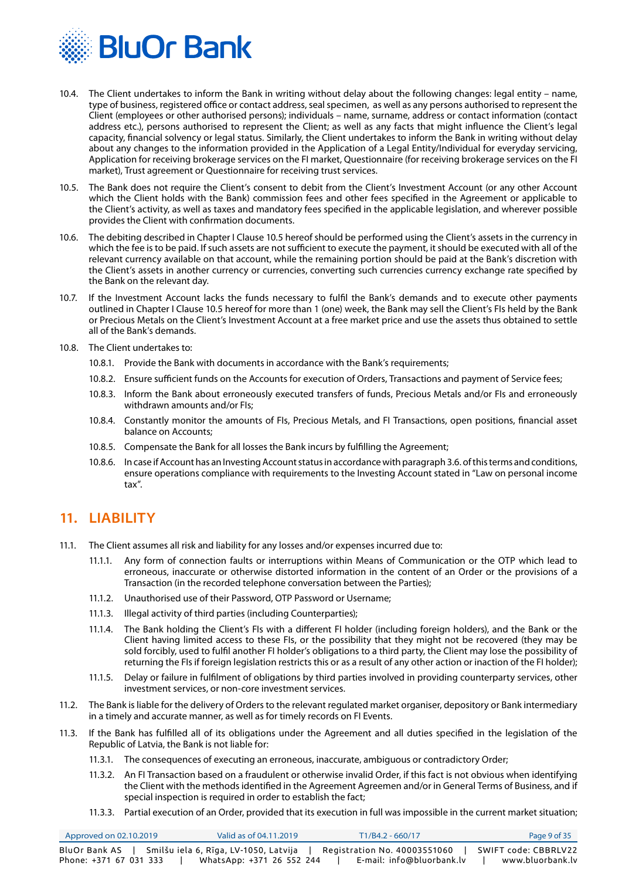10.4. The Client undertakes to inform the Bank in writing without delay about the following changes: legal entity – name, type of business, registered office or contact address, seal specimen, as well as any persons authorised to represent the Client (employees or other authorised persons); individuals – name, surname, address or contact information (contact address etc.), persons authorised to represent the Client; as well as any facts that might influence the Client's legal capacity, financial solvency or legal status. Similarly, the Client undertakes to inform the Bank in writing without delay about any changes to the information provided in the Application of a Legal Entity/Individual for everyday servicing, Application for receiving brokerage services on the FI market, Questionnaire (for receiving brokerage services on the FI market), Trust agreement or Questionnaire for receiving trust services.

10.5. The Bank does not require the Client's consent to debit from the Client's Investment Account (or any other Account which the Client holds with the Bank) commission fees and other fees specified in the Agreement or applicable to the Client's activity, as well as taxes and mandatory fees specified in the applicable legislation, and wherever possible provides the Client with confirmation documents.

10.6. The debiting described in Chapter I Clause 10.5 hereof should be performed using the Client's assets in the currency in which the fee is to be paid. If such assets are not sufficient to execute the payment, it should be executed with all of the relevant currency available on that account, while the remaining portion should be paid at the Bank's discretion with the Client's assets in another currency or currencies, converting such currencies currency exchange rate specified by the Bank on the relevant day.

10.7. If the Investment Account lacks the funds necessary to fulfil the Bank's demands and to execute other payments outlined in Chapter I Clause 10.5 hereof for more than 1 (one) week, the Bank may sell the Client's FIs held by the Bank or Precious Metals on the Client's Investment Account at a free market price and use the assets thus obtained to settle all of the Bank's demands.

10.8. The Client undertakes to:

10.8.1. Provide the Bank with documents in accordance with the Bank's requirements;

10.8.2. Ensure sufficient funds on the Accounts for execution of Orders, Transactions and payment of Service fees;

10.8.3. Inform the Bank about erroneously executed transfers of funds, Precious Metals and/or FIs and erroneously withdrawn amounts and/or FIs;

10.8.4. Constantly monitor the amounts of FIs, Precious Metals, and FI Transactions, open positions, financial asset balance on Accounts;

10.8.5. Compensate the Bank for all losses the Bank incurs by fulfilling the Agreement;

10.8.6. In case if Account has an Investing Account status in accordance with paragraph 3.6. of this terms and conditions, ensure operations compliance with requirements to the Investing Account stated in "Law on personal income tax".

## 11. LIABILITY

11.1. The Client assumes all risk and liability for any losses and/or expenses incurred due to:

11.1.1. Any form of connection faults or interruptions within Means of Communication or the OTP which lead to erroneous, inaccurate or otherwise distorted information in the content of an Order or the provisions of a Transaction (in the recorded telephone conversation between the Parties);

11.1.2. Unauthorised use of their Password, OTP Password or Username;

11.1.3. Illegal activity of third parties (including Counterparties);

11.1.4. The Bank holding the Client's FIs with a different FI holder (including foreign holders), and the Bank or the Client having limited access to these FIs, or the possibility that they might not be recovered (they may be sold forcibly, used to fulfil another FI holder's obligations to a third party, the Client may lose the possibility of returning the FIs if foreign legislation restricts this or as a result of any other action or inaction of the FI holder);

11.1.5. Delay or failure in fulfilment of obligations by third parties involved in providing counterparty services, other investment services, or non-core investment services.

11.2. The Bank is liable for the delivery of Orders to the relevant regulated market organiser, depository or Bank intermediary in a timely and accurate manner, as well as for timely records on FI Events.

11.3. If the Bank has fulfilled all of its obligations under the Agreement and all duties specified in the legislation of the Republic of Latvia, the Bank is not liable for:

11.3.1. The consequences of executing an erroneous, inaccurate, ambiguous or contradictory Order;

11.3.2. An FI Transaction based on a fraudulent or otherwise invalid Order, if this fact is not obvious when identifying the Client with the methods identified in the Agreement Agreemen and/or in General Terms of Business, and if special inspection is required in order to establish the fact;

11.3.3. Partial execution of an Order, provided that its execution in full was impossible in the current market situation;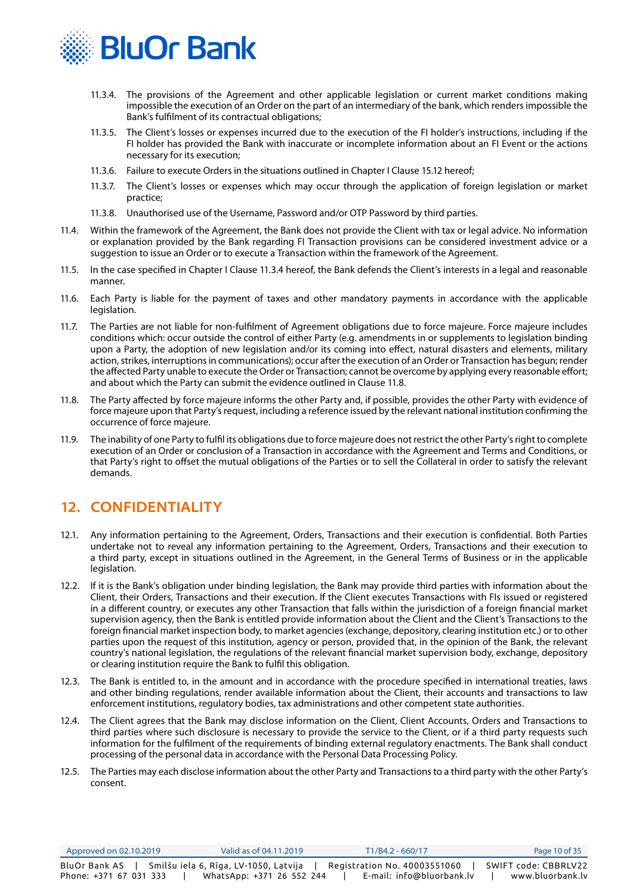11.3.4. The provisions of the Agreement and other applicable legislation or current market conditions making impossible the execution of an Order on the part of an intermediary of the bank, which renders impossible the Bank's fulfilment of its contractual obligations;

11.3.5. The Client's losses or expenses incurred due to the execution of the FI holder's instructions, including if the FI holder has provided the Bank with inaccurate or incomplete information about an FI Event or the actions necessary for its execution;

11.3.6. Failure to execute Orders in the situations outlined in Chapter I Clause 15.12 hereof;

11.3.7. The Client's losses or expenses which may occur through the application of foreign legislation or market practice;

11.3.8. Unauthorised use of the Username, Password and/or OTP Password by third parties.

11.4. Within the framework of the Agreement, the Bank does not provide the Client with tax or legal advice. No information or explanation provided by the Bank regarding FI Transaction provisions can be considered investment advice or a suggestion to issue an Order or to execute a Transaction within the framework of the Agreement.

11.5. In the case specified in Chapter I Clause 11.3.4 hereof, the Bank defends the Client's interests in a legal and reasonable manner.

11.6. Each Party is liable for the payment of taxes and other mandatory payments in accordance with the applicable legislation.

11.7. The Parties are not liable for non-fulfilment of Agreement obligations due to force majeure. Force majeure includes conditions which: occur outside the control of either Party (e.g. amendments in or supplements to legislation binding upon a Party, the adoption of new legislation and/or its coming into effect, natural disasters and elements, military action, strikes, interruptions in communications); occur after the execution of an Order or Transaction has begun; render the affected Party unable to execute the Order or Transaction; cannot be overcome by applying every reasonable effort; and about which the Party can submit the evidence outlined in Clause 11.8.

11.8. The Party affected by force majeure informs the other Party and, if possible, provides the other Party with evidence of force majeure upon that Party's request, including a reference issued by the relevant national institution confirming the occurrence of force majeure.

11.9. The inability of one Party to fulfil its obligations due to force majeure does not restrict the other Party's right to complete execution of an Order or conclusion of a Transaction in accordance with the Agreement and Terms and Conditions, or that Party's right to offset the mutual obligations of the Parties or to sell the Collateral in order to satisfy the relevant demands.

## 12. CONFIDENTIALITY

12.1. Any information pertaining to the Agreement, Orders, Transactions and their execution is confidential. Both Parties undertake not to reveal any information pertaining to the Agreement, Orders, Transactions and their execution to a third party, except in situations outlined in the Agreement, in the General Terms of Business or in the applicable legislation.

12.2. If it is the Bank's obligation under binding legislation, the Bank may provide third parties with information about the Client, their Orders, Transactions and their execution. If the Client executes Transactions with FIs issued or registered in a different country, or executes any other Transaction that falls within the jurisdiction of a foreign financial market supervision agency, then the Bank is entitled provide information about the Client and the Client's Transactions to the foreign financial market inspection body, to market agencies (exchange, depository, clearing institution etc.) or to other parties upon the request of this institution, agency or person, provided that, in the opinion of the Bank, the relevant country's national legislation, the regulations of the relevant financial market supervision body, exchange, depository or clearing institution require the Bank to fulfil this obligation.

12.3. The Bank is entitled to, in the amount and in accordance with the procedure specified in international treaties, laws and other binding regulations, render available information about the Client, their accounts and transactions to law enforcement institutions, regulatory bodies, tax administrations and other competent state authorities.

12.4. The Client agrees that the Bank may disclose information on the Client, Client Accounts, Orders and Transactions to third parties where such disclosure is necessary to provide the service to the Client, or if a third party requests such information for the fulfilment of the requirements of binding external regulatory enactments. The Bank shall conduct processing of the personal data in accordance with the Personal Data Processing Policy.

12.5. The Parties may each disclose information about the other Party and Transactions to a third party with the other Party's consent.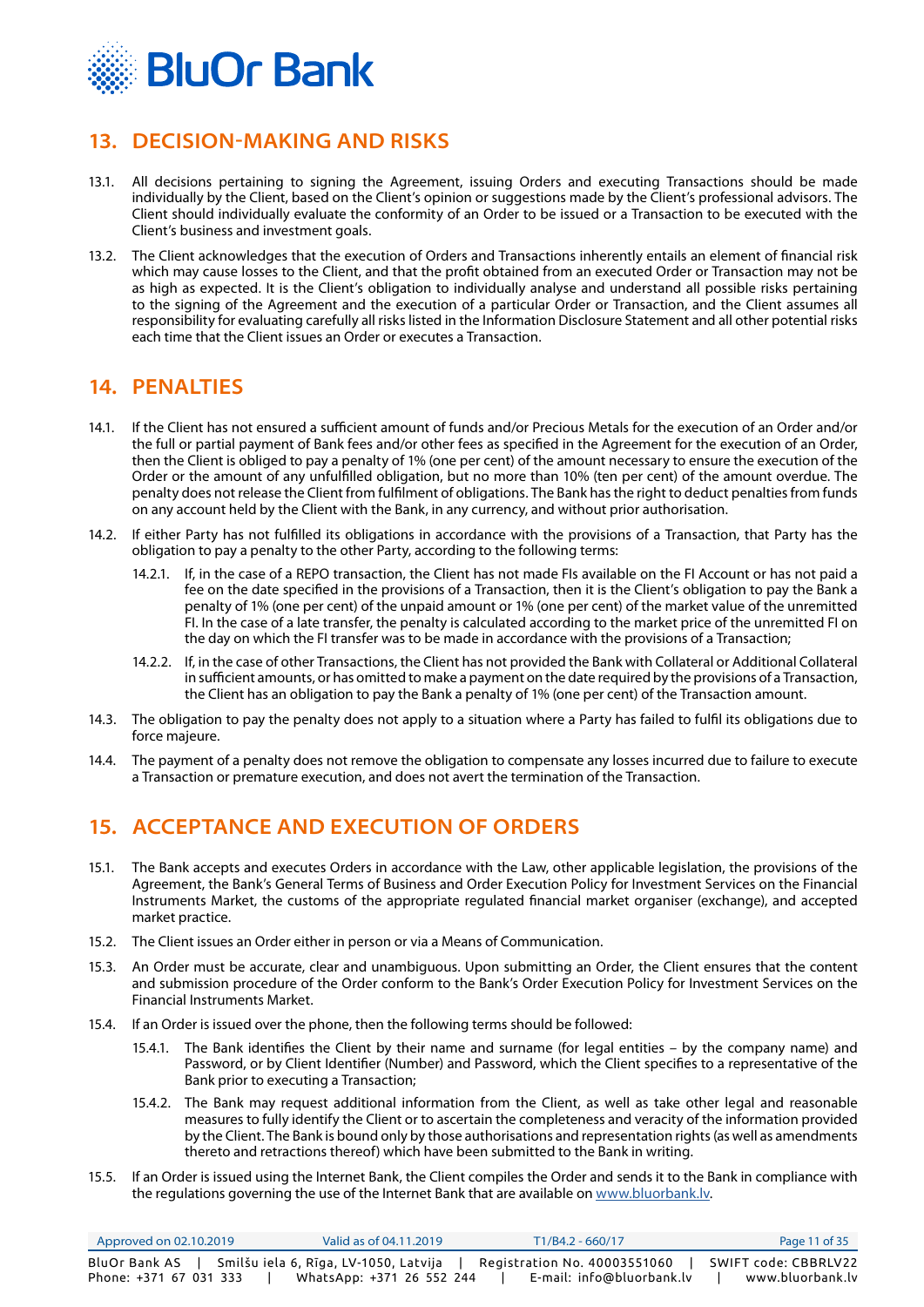## 13. DECISION-MAKING AND RISKS

13.1. All decisions pertaining to signing the Agreement, issuing Orders and executing Transactions should be made individually by the Client, based on the Client's opinion or suggestions made by the Client's professional advisors. The Client should individually evaluate the conformity of an Order to be issued or a Transaction to be executed with the Client's business and investment goals.

13.2. The Client acknowledges that the execution of Orders and Transactions inherently entails an element of financial risk which may cause losses to the Client, and that the profit obtained from an executed Order or Transaction may not be as high as expected. It is the Client's obligation to individually analyse and understand all possible risks pertaining to the signing of the Agreement and the execution of a particular Order or Transaction, and the Client assumes all responsibility for evaluating carefully all risks listed in the Information Disclosure Statement and all other potential risks each time that the Client issues an Order or executes a Transaction.

## 14. PENALTIES

14.1. If the Client has not ensured a sufficient amount of funds and/or Precious Metals for the execution of an Order and/or the full or partial payment of Bank fees and/or other fees as specified in the Agreement for the execution of an Order, then the Client is obliged to pay a penalty of 1% (one per cent) of the amount necessary to ensure the execution of the Order or the amount of any unfulfilled obligation, but no more than 10% (ten per cent) of the amount overdue. The penalty does not release the Client from fulfilment of obligations. The Bank has the right to deduct penalties from funds on any account held by the Client with the Bank, in any currency, and without prior authorisation.

14.2. If either Party has not fulfilled its obligations in accordance with the provisions of a Transaction, that Party has the obligation to pay a penalty to the other Party, according to the following terms:

14.2.1. If, in the case of a REPO transaction, the Client has not made FIs available on the FI Account or has not paid a fee on the date specified in the provisions of a Transaction, then it is the Client's obligation to pay the Bank a penalty of 1% (one per cent) of the unpaid amount or 1% (one per cent) of the market value of the unremitted FI. In the case of a late transfer, the penalty is calculated according to the market price of the unremitted FI on the day on which the FI transfer was to be made in accordance with the provisions of a Transaction;

14.2.2. If, in the case of other Transactions, the Client has not provided the Bank with Collateral or Additional Collateral in sufficient amounts, or has omitted to make a payment on the date required by the provisions of a Transaction, the Client has an obligation to pay the Bank a penalty of 1% (one per cent) of the Transaction amount.

14.3. The obligation to pay the penalty does not apply to a situation where a Party has failed to fulfil its obligations due to force majeure.

14.4. The payment of a penalty does not remove the obligation to compensate any losses incurred due to failure to execute a Transaction or premature execution, and does not avert the termination of the Transaction.

## 15. ACCEPTANCE AND EXECUTION OF ORDERS

15.1. The Bank accepts and executes Orders in accordance with the Law, other applicable legislation, the provisions of the Agreement, the Bank's General Terms of Business and Order Execution Policy for Investment Services on the Financial Instruments Market, the customs of the appropriate regulated financial market organiser (exchange), and accepted market practice.

15.2. The Client issues an Order either in person or via a Means of Communication.

15.3. An Order must be accurate, clear and unambiguous. Upon submitting an Order, the Client ensures that the content and submission procedure of the Order conform to the Bank's Order Execution Policy for Investment Services on the Financial Instruments Market.

15.4. If an Order is issued over the phone, then the following terms should be followed:

15.4.1. The Bank identifies the Client by their name and surname (for legal entities – by the company name) and Password, or by Client Identifier (Number) and Password, which the Client specifies to a representative of the Bank prior to executing a Transaction;

15.4.2. The Bank may request additional information from the Client, as well as take other legal and reasonable measures to fully identify the Client or to ascertain the completeness and veracity of the information provided by the Client. The Bank is bound only by those authorisations and representation rights (as well as amendments thereto and retractions thereof) which have been submitted to the Bank in writing.

15.5. If an Order is issued using the Internet Bank, the Client compiles the Order and sends it to the Bank in compliance with the regulations governing the use of the Internet Bank that are available on www.bluorbank.lv.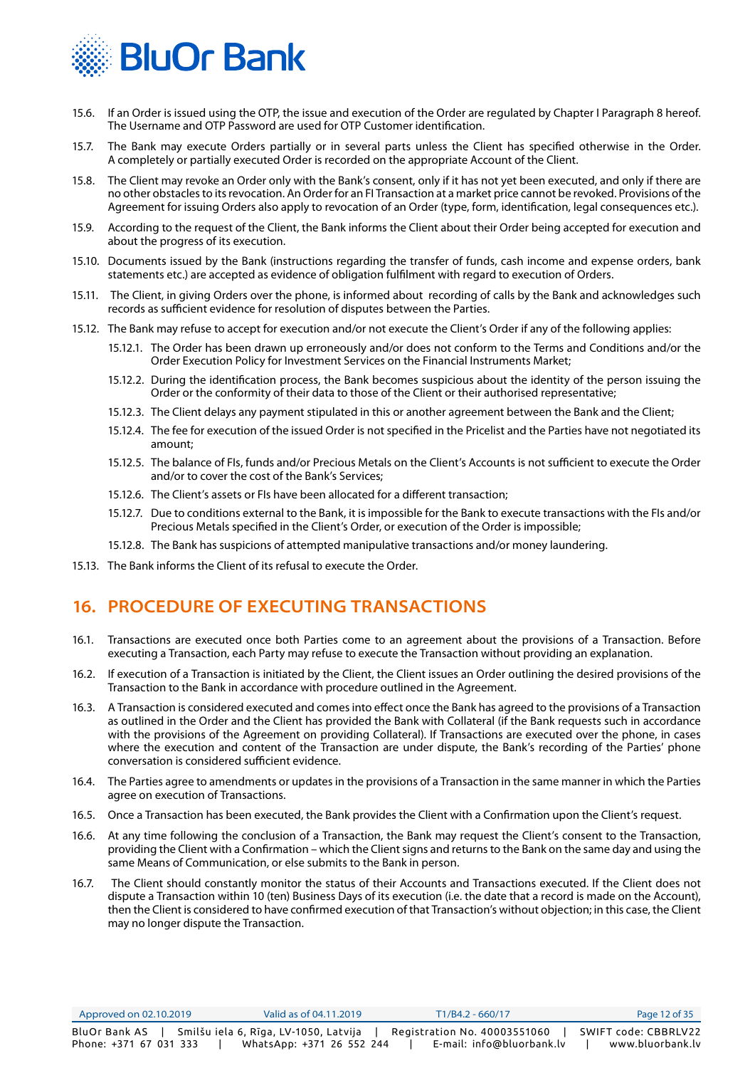15.6. If an Order is issued using the OTP, the issue and execution of the Order are regulated by Chapter I Paragraph 8 hereof. The Username and OTP Password are used for OTP Customer identification.

15.7. The Bank may execute Orders partially or in several parts unless the Client has specified otherwise in the Order. A completely or partially executed Order is recorded on the appropriate Account of the Client.

15.8. The Client may revoke an Order only with the Bank's consent, only if it has not yet been executed, and only if there are no other obstacles to its revocation. An Order for an FI Transaction at a market price cannot be revoked. Provisions of the Agreement for issuing Orders also apply to revocation of an Order (type, form, identification, legal consequences etc.).

15.9. According to the request of the Client, the Bank informs the Client about their Order being accepted for execution and about the progress of its execution.

15.10. Documents issued by the Bank (instructions regarding the transfer of funds, cash income and expense orders, bank statements etc.) are accepted as evidence of obligation fulfilment with regard to execution of Orders.

15.11. The Client, in giving Orders over the phone, is informed about recording of calls by the Bank and acknowledges such records as sufficient evidence for resolution of disputes between the Parties.

15.12. The Bank may refuse to accept for execution and/or not execute the Client's Order if any of the following applies:

15.12.1. The Order has been drawn up erroneously and/or does not conform to the Terms and Conditions and/or the Order Execution Policy for Investment Services on the Financial Instruments Market;

15.12.2. During the identification process, the Bank becomes suspicious about the identity of the person issuing the Order or the conformity of their data to those of the Client or their authorised representative;

15.12.3. The Client delays any payment stipulated in this or another agreement between the Bank and the Client;

15.12.4. The fee for execution of the issued Order is not specified in the Pricelist and the Parties have not negotiated its amount;

15.12.5. The balance of FIs, funds and/or Precious Metals on the Client's Accounts is not sufficient to execute the Order and/or to cover the cost of the Bank's Services;

15.12.6. The Client's assets or FIs have been allocated for a different transaction;

15.12.7. Due to conditions external to the Bank, it is impossible for the Bank to execute transactions with the FIs and/or Precious Metals specified in the Client's Order, or execution of the Order is impossible;

15.12.8. The Bank has suspicions of attempted manipulative transactions and/or money laundering.

15.13. The Bank informs the Client of its refusal to execute the Order.

## 16. PROCEDURE OF EXECUTING TRANSACTIONS

16.1. Transactions are executed once both Parties come to an agreement about the provisions of a Transaction. Before executing a Transaction, each Party may refuse to execute the Transaction without providing an explanation.

16.2. If execution of a Transaction is initiated by the Client, the Client issues an Order outlining the desired provisions of the Transaction to the Bank in accordance with procedure outlined in the Agreement.

16.3. A Transaction is considered executed and comes into effect once the Bank has agreed to the provisions of a Transaction as outlined in the Order and the Client has provided the Bank with Collateral (if the Bank requests such in accordance with the provisions of the Agreement on providing Collateral). If Transactions are executed over the phone, in cases where the execution and content of the Transaction are under dispute, the Bank's recording of the Parties' phone conversation is considered sufficient evidence.

16.4. The Parties agree to amendments or updates in the provisions of a Transaction in the same manner in which the Parties agree on execution of Transactions.

16.5. Once a Transaction has been executed, the Bank provides the Client with a Confirmation upon the Client's request.

16.6. At any time following the conclusion of a Transaction, the Bank may request the Client's consent to the Transaction, providing the Client with a Confirmation – which the Client signs and returns to the Bank on the same day and using the same Means of Communication, or else submits to the Bank in person.

16.7. The Client should constantly monitor the status of their Accounts and Transactions executed. If the Client does not dispute a Transaction within 10 (ten) Business Days of its execution (i.e. the date that a record is made on the Account), then the Client is considered to have confirmed execution of that Transaction's without objection; in this case, the Client may no longer dispute the Transaction.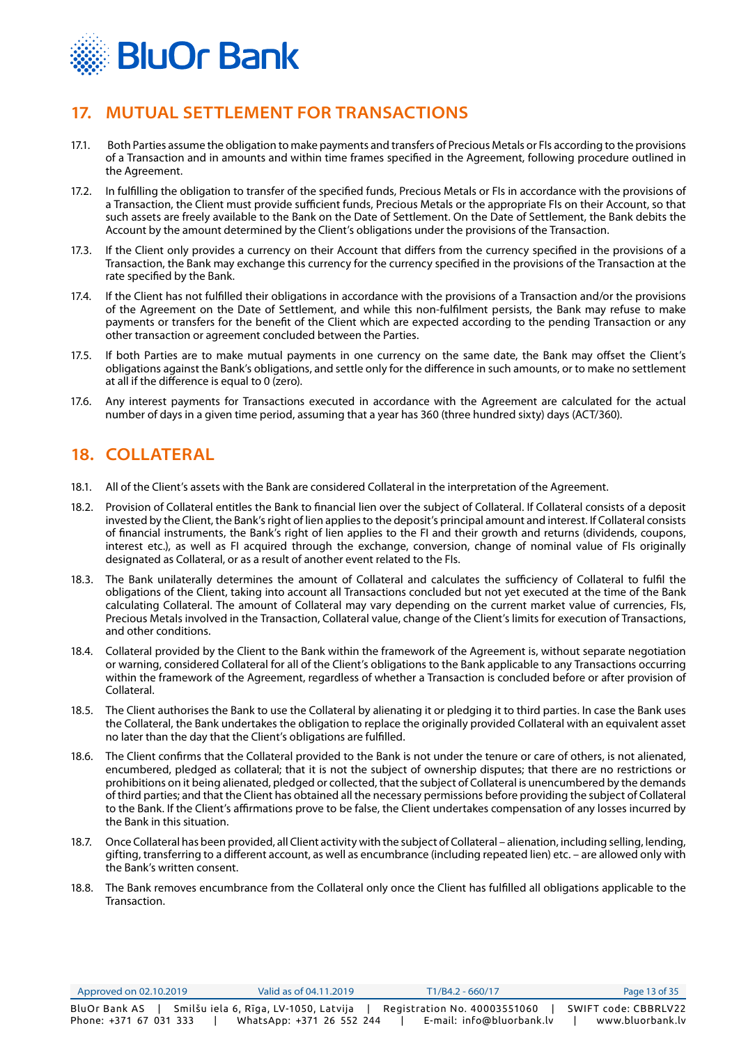## 17. MUTUAL SETTLEMENT FOR TRANSACTIONS

17.1. Both Parties assume the obligation to make payments and transfers of Precious Metals or FIs according to the provisions of a Transaction and in amounts and within time frames specified in the Agreement, following procedure outlined in the Agreement.

17.2. In fulfilling the obligation to transfer of the specified funds, Precious Metals or FIs in accordance with the provisions of a Transaction, the Client must provide sufficient funds, Precious Metals or the appropriate FIs on their Account, so that such assets are freely available to the Bank on the Date of Settlement. On the Date of Settlement, the Bank debits the Account by the amount determined by the Client's obligations under the provisions of the Transaction.

17.3. If the Client only provides a currency on their Account that differs from the currency specified in the provisions of a Transaction, the Bank may exchange this currency for the currency specified in the provisions of the Transaction at the rate specified by the Bank.

17.4. If the Client has not fulfilled their obligations in accordance with the provisions of a Transaction and/or the provisions of the Agreement on the Date of Settlement, and while this non-fulfilment persists, the Bank may refuse to make payments or transfers for the benefit of the Client which are expected according to the pending Transaction or any other transaction or agreement concluded between the Parties.

17.5. If both Parties are to make mutual payments in one currency on the same date, the Bank may offset the Client's obligations against the Bank's obligations, and settle only for the difference in such amounts, or to make no settlement at all if the difference is equal to 0 (zero).

17.6. Any interest payments for Transactions executed in accordance with the Agreement are calculated for the actual number of days in a given time period, assuming that a year has 360 (three hundred sixty) days (ACT/360).

## 18. COLLATERAL

18.1. All of the Client's assets with the Bank are considered Collateral in the interpretation of the Agreement.

18.2. Provision of Collateral entitles the Bank to financial lien over the subject of Collateral. If Collateral consists of a deposit invested by the Client, the Bank's right of lien applies to the deposit's principal amount and interest. If Collateral consists of financial instruments, the Bank's right of lien applies to the FI and their growth and returns (dividends, coupons, interest etc.), as well as FI acquired through the exchange, conversion, change of nominal value of FIs originally designated as Collateral, or as a result of another event related to the FIs.

18.3. The Bank unilaterally determines the amount of Collateral and calculates the sufficiency of Collateral to fulfil the obligations of the Client, taking into account all Transactions concluded but not yet executed at the time of the Bank calculating Collateral. The amount of Collateral may vary depending on the current market value of currencies, FIs, Precious Metals involved in the Transaction, Collateral value, change of the Client's limits for execution of Transactions, and other conditions.

18.4. Collateral provided by the Client to the Bank within the framework of the Agreement is, without separate negotiation or warning, considered Collateral for all of the Client's obligations to the Bank applicable to any Transactions occurring within the framework of the Agreement, regardless of whether a Transaction is concluded before or after provision of Collateral.

18.5. The Client authorises the Bank to use the Collateral by alienating it or pledging it to third parties. In case the Bank uses the Collateral, the Bank undertakes the obligation to replace the originally provided Collateral with an equivalent asset no later than the day that the Client's obligations are fulfilled.

18.6. The Client confirms that the Collateral provided to the Bank is not under the tenure or care of others, is not alienated, encumbered, pledged as collateral; that it is not the subject of ownership disputes; that there are no restrictions or prohibitions on it being alienated, pledged or collected, that the subject of Collateral is unencumbered by the demands of third parties; and that the Client has obtained all the necessary permissions before providing the subject of Collateral to the Bank. If the Client's affirmations prove to be false, the Client undertakes compensation of any losses incurred by the Bank in this situation.

18.7. Once Collateral has been provided, all Client activity with the subject of Collateral – alienation, including selling, lending, gifting, transferring to a different account, as well as encumbrance (including repeated lien) etc. – are allowed only with the Bank's written consent.

18.8. The Bank removes encumbrance from the Collateral only once the Client has fulfilled all obligations applicable to the Transaction.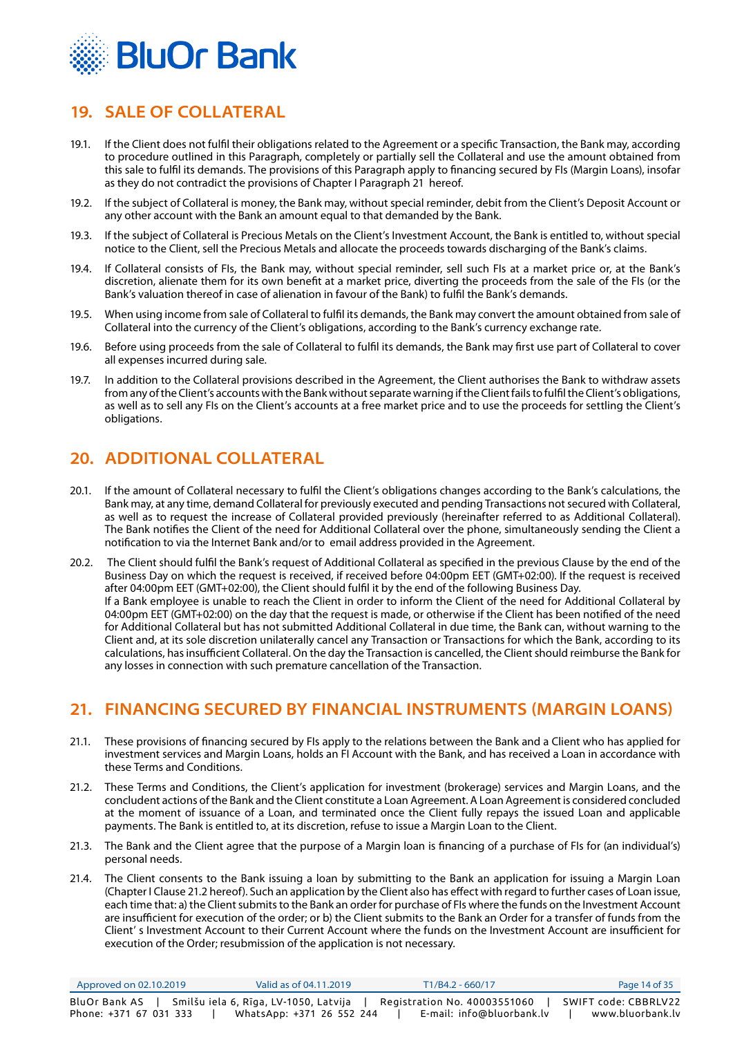## 19. SALE OF COLLATERAL

19.1. If the Client does not fulfil their obligations related to the Agreement or a specific Transaction, the Bank may, according to procedure outlined in this Paragraph, completely or partially sell the Collateral and use the amount obtained from this sale to fulfil its demands. The provisions of this Paragraph apply to financing secured by FIs (Margin Loans), insofar as they do not contradict the provisions of Chapter I Paragraph 21 hereof.

19.2. If the subject of Collateral is money, the Bank may, without special reminder, debit from the Client's Deposit Account or any other account with the Bank an amount equal to that demanded by the Bank.

19.3. If the subject of Collateral is Precious Metals on the Client's Investment Account, the Bank is entitled to, without special notice to the Client, sell the Precious Metals and allocate the proceeds towards discharging of the Bank's claims.

19.4. If Collateral consists of FIs, the Bank may, without special reminder, sell such FIs at a market price or, at the Bank's discretion, alienate them for its own benefit at a market price, diverting the proceeds from the sale of the FIs (or the Bank's valuation thereof in case of alienation in favour of the Bank) to fulfil the Bank's demands.

19.5. When using income from sale of Collateral to fulfil its demands, the Bank may convert the amount obtained from sale of Collateral into the currency of the Client's obligations, according to the Bank's currency exchange rate.

19.6. Before using proceeds from the sale of Collateral to fulfil its demands, the Bank may first use part of Collateral to cover all expenses incurred during sale.

19.7. In addition to the Collateral provisions described in the Agreement, the Client authorises the Bank to withdraw assets from any of the Client's accounts with the Bank without separate warning if the Client fails to fulfil the Client's obligations, as well as to sell any FIs on the Client's accounts at a free market price and to use the proceeds for settling the Client's obligations.

## 20. ADDITIONAL COLLATERAL

20.1. If the amount of Collateral necessary to fulfil the Client's obligations changes according to the Bank's calculations, the Bank may, at any time, demand Collateral for previously executed and pending Transactions not secured with Collateral, as well as to request the increase of Collateral provided previously (hereinafter referred to as Additional Collateral). The Bank notifies the Client of the need for Additional Collateral over the phone, simultaneously sending the Client a notification to via the Internet Bank and/or to email address provided in the Agreement.

20.2. The Client should fulfil the Bank's request of Additional Collateral as specified in the previous Clause by the end of the Business Day on which the request is received, if received before 04:00pm EET (GMT+02:00). If the request is received after 04:00pm EET (GMT+02:00), the Client should fulfil it by the end of the following Business Day.
If a Bank employee is unable to reach the Client in order to inform the Client of the need for Additional Collateral by 04:00pm EET (GMT+02:00) on the day that the request is made, or otherwise if the Client has been notified of the need for Additional Collateral but has not submitted Additional Collateral in due time, the Bank can, without warning to the Client and, at its sole discretion unilaterally cancel any Transaction or Transactions for which the Bank, according to its calculations, has insufficient Collateral. On the day the Transaction is cancelled, the Client should reimburse the Bank for any losses in connection with such premature cancellation of the Transaction.

## 21. FINANCING SECURED BY FINANCIAL INSTRUMENTS (MARGIN LOANS)

21.1. These provisions of financing secured by FIs apply to the relations between the Bank and a Client who has applied for investment services and Margin Loans, holds an FI Account with the Bank, and has received a Loan in accordance with these Terms and Conditions.

21.2. These Terms and Conditions, the Client's application for investment (brokerage) services and Margin Loans, and the concludent actions of the Bank and the Client constitute a Loan Agreement. A Loan Agreement is considered concluded at the moment of issuance of a Loan, and terminated once the Client fully repays the issued Loan and applicable payments. The Bank is entitled to, at its discretion, refuse to issue a Margin Loan to the Client.

21.3. The Bank and the Client agree that the purpose of a Margin loan is financing of a purchase of FIs for (an individual's) personal needs.

21.4. The Client consents to the Bank issuing a loan by submitting to the Bank an application for issuing a Margin Loan (Chapter I Clause 21.2 hereof). Such an application by the Client also has effect with regard to further cases of Loan issue, each time that: a) the Client submits to the Bank an order for purchase of FIs where the funds on the Investment Account are insufficient for execution of the order; or b) the Client submits to the Bank an Order for a transfer of funds from the Client' s Investment Account to their Current Account where the funds on the Investment Account are insufficient for execution of the Order; resubmission of the application is not necessary.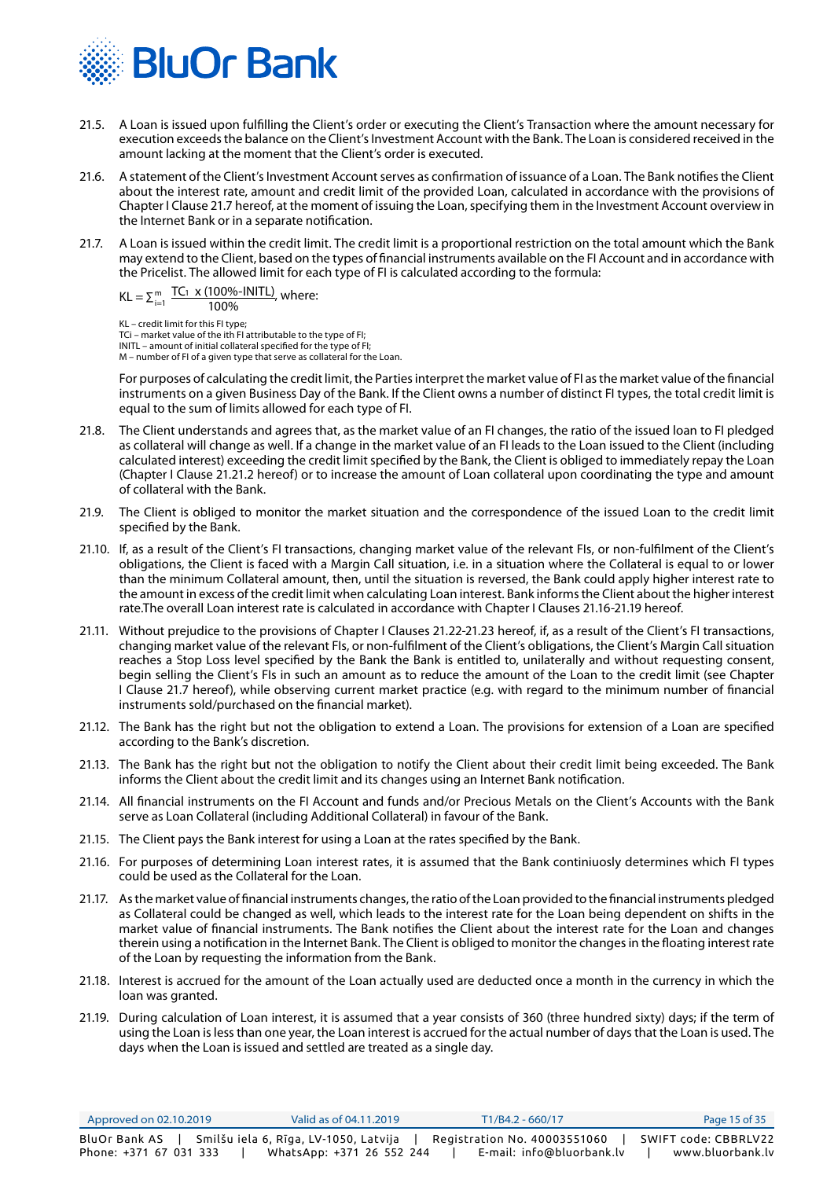21.5. A Loan is issued upon fulfilling the Client's order or executing the Client's Transaction where the amount necessary for execution exceeds the balance on the Client's Investment Account with the Bank. The Loan is considered received in the amount lacking at the moment that the Client's order is executed.

21.6. A statement of the Client's Investment Account serves as confirmation of issuance of a Loan. The Bank notifies the Client about the interest rate, amount and credit limit of the provided Loan, calculated in accordance with the provisions of Chapter I Clause 21.7 hereof, at the moment of issuing the Loan, specifying them in the Investment Account overview in the Internet Bank or in a separate notification.

21.7. A Loan is issued within the credit limit. The credit limit is a proportional restriction on the total amount which the Bank may extend to the Client, based on the types of financial instruments available on the FI Account and in accordance with the Pricelist. The allowed limit for each type of FI is calculated according to the formula:

$$KL = \sum_{i=1}^{m} \frac{TC_1 \times (100\%\text{-INITL})}{100\%}, \text{ where:}$$

KL – credit limit for this FI type;
TCi – market value of the ith FI attributable to the type of FI;
INITL – amount of initial collateral specified for the type of FI;
M – number of FI of a given type that serve as collateral for the Loan.

For purposes of calculating the credit limit, the Parties interpret the market value of FI as the market value of the financial instruments on a given Business Day of the Bank. If the Client owns a number of distinct FI types, the total credit limit is equal to the sum of limits allowed for each type of FI.

21.8. The Client understands and agrees that, as the market value of an FI changes, the ratio of the issued loan to FI pledged as collateral will change as well. If a change in the market value of an FI leads to the Loan issued to the Client (including calculated interest) exceeding the credit limit specified by the Bank, the Client is obliged to immediately repay the Loan (Chapter I Clause 21.21.2 hereof) or to increase the amount of Loan collateral upon coordinating the type and amount of collateral with the Bank.

21.9. The Client is obliged to monitor the market situation and the correspondence of the issued Loan to the credit limit specified by the Bank.

21.10. If, as a result of the Client's FI transactions, changing market value of the relevant FIs, or non-fulfilment of the Client's obligations, the Client is faced with a Margin Call situation, i.e. in a situation where the Collateral is equal to or lower than the minimum Collateral amount, then, until the situation is reversed, the Bank could apply higher interest rate to the amount in excess of the credit limit when calculating Loan interest. Bank informs the Client about the higher interest rate.The overall Loan interest rate is calculated in accordance with Chapter I Clauses 21.16-21.19 hereof.

21.11. Without prejudice to the provisions of Chapter I Clauses 21.22-21.23 hereof, if, as a result of the Client's FI transactions, changing market value of the relevant FIs, or non-fulfilment of the Client's obligations, the Client's Margin Call situation reaches a Stop Loss level specified by the Bank the Bank is entitled to, unilaterally and without requesting consent, begin selling the Client's FIs in such an amount as to reduce the amount of the Loan to the credit limit (see Chapter I Clause 21.7 hereof), while observing current market practice (e.g. with regard to the minimum number of financial instruments sold/purchased on the financial market).

21.12. The Bank has the right but not the obligation to extend a Loan. The provisions for extension of a Loan are specified according to the Bank's discretion.

21.13. The Bank has the right but not the obligation to notify the Client about their credit limit being exceeded. The Bank informs the Client about the credit limit and its changes using an Internet Bank notification.

21.14. All financial instruments on the FI Account and funds and/or Precious Metals on the Client's Accounts with the Bank serve as Loan Collateral (including Additional Collateral) in favour of the Bank.

21.15. The Client pays the Bank interest for using a Loan at the rates specified by the Bank.

21.16. For purposes of determining Loan interest rates, it is assumed that the Bank continiuosly determines which FI types could be used as the Collateral for the Loan.

21.17. As the market value of financial instruments changes, the ratio of the Loan provided to the financial instruments pledged as Collateral could be changed as well, which leads to the interest rate for the Loan being dependent on shifts in the market value of financial instruments. The Bank notifies the Client about the interest rate for the Loan and changes therein using a notification in the Internet Bank. The Client is obliged to monitor the changes in the floating interest rate of the Loan by requesting the information from the Bank.

21.18. Interest is accrued for the amount of the Loan actually used are deducted once a month in the currency in which the loan was granted.

21.19. During calculation of Loan interest, it is assumed that a year consists of 360 (three hundred sixty) days; if the term of using the Loan is less than one year, the Loan interest is accrued for the actual number of days that the Loan is used. The days when the Loan is issued and settled are treated as a single day.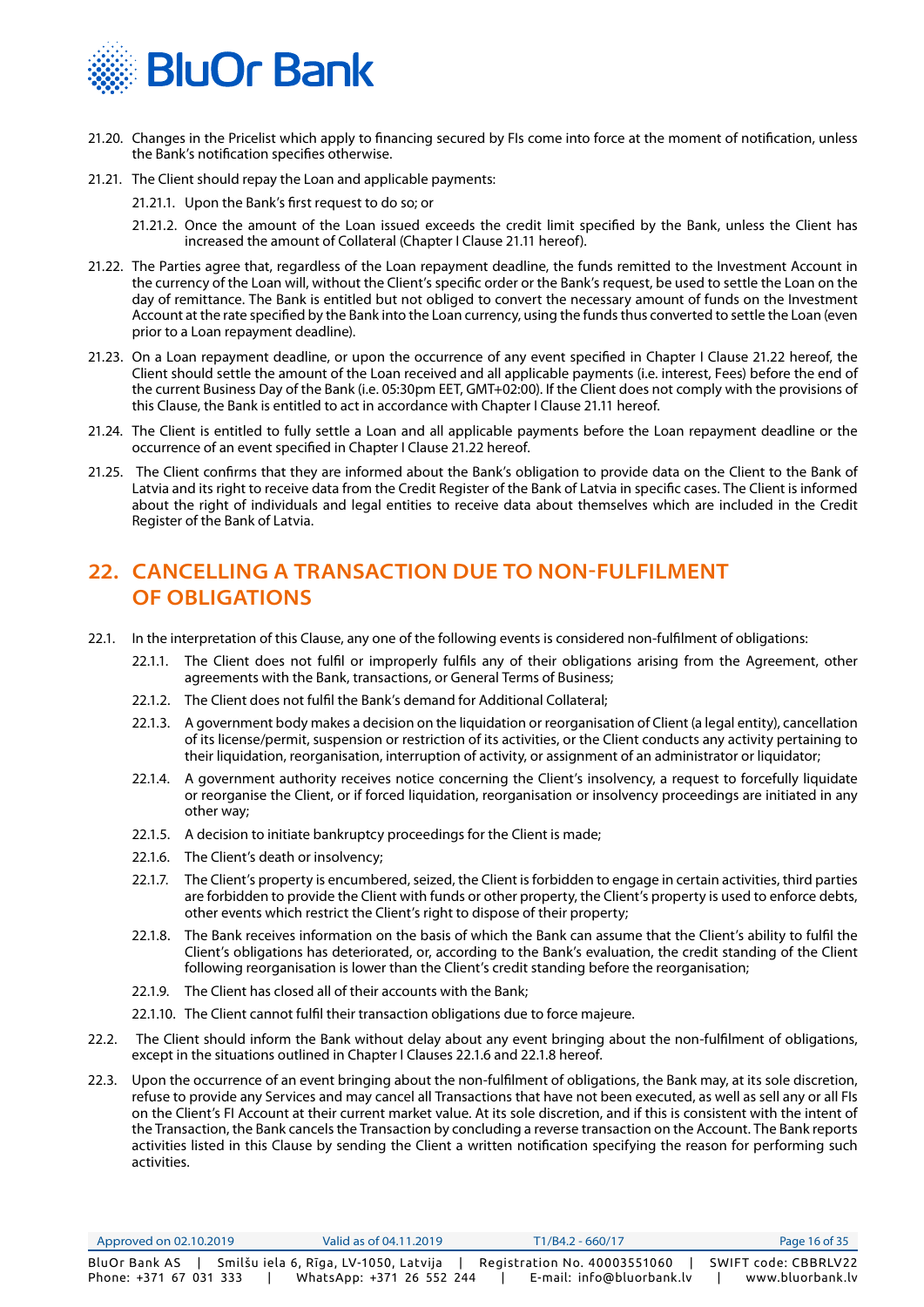21.20. Changes in the Pricelist which apply to financing secured by FIs come into force at the moment of notification, unless the Bank's notification specifies otherwise.

21.21. The Client should repay the Loan and applicable payments:

21.21.1. Upon the Bank's first request to do so; or

21.21.2. Once the amount of the Loan issued exceeds the credit limit specified by the Bank, unless the Client has increased the amount of Collateral (Chapter I Clause 21.11 hereof).

21.22. The Parties agree that, regardless of the Loan repayment deadline, the funds remitted to the Investment Account in the currency of the Loan will, without the Client's specific order or the Bank's request, be used to settle the Loan on the day of remittance. The Bank is entitled but not obliged to convert the necessary amount of funds on the Investment Account at the rate specified by the Bank into the Loan currency, using the funds thus converted to settle the Loan (even prior to a Loan repayment deadline).

21.23. On a Loan repayment deadline, or upon the occurrence of any event specified in Chapter I Clause 21.22 hereof, the Client should settle the amount of the Loan received and all applicable payments (i.e. interest, Fees) before the end of the current Business Day of the Bank (i.e. 05:30pm EET, GMT+02:00). If the Client does not comply with the provisions of this Clause, the Bank is entitled to act in accordance with Chapter I Clause 21.11 hereof.

21.24. The Client is entitled to fully settle a Loan and all applicable payments before the Loan repayment deadline or the occurrence of an event specified in Chapter I Clause 21.22 hereof.

21.25. The Client confirms that they are informed about the Bank's obligation to provide data on the Client to the Bank of Latvia and its right to receive data from the Credit Register of the Bank of Latvia in specific cases. The Client is informed about the right of individuals and legal entities to receive data about themselves which are included in the Credit Register of the Bank of Latvia.

## 22. CANCELLING A TRANSACTION DUE TO NON-FULFILMENT OF OBLIGATIONS

22.1. In the interpretation of this Clause, any one of the following events is considered non-fulfilment of obligations:

22.1.1. The Client does not fulfil or improperly fulfils any of their obligations arising from the Agreement, other agreements with the Bank, transactions, or General Terms of Business;

22.1.2. The Client does not fulfil the Bank's demand for Additional Collateral;

22.1.3. A government body makes a decision on the liquidation or reorganisation of Client (a legal entity), cancellation of its license/permit, suspension or restriction of its activities, or the Client conducts any activity pertaining to their liquidation, reorganisation, interruption of activity, or assignment of an administrator or liquidator;

22.1.4. A government authority receives notice concerning the Client's insolvency, a request to forcefully liquidate or reorganise the Client, or if forced liquidation, reorganisation or insolvency proceedings are initiated in any other way;

22.1.5. A decision to initiate bankruptcy proceedings for the Client is made;

22.1.6. The Client's death or insolvency;

22.1.7. The Client's property is encumbered, seized, the Client is forbidden to engage in certain activities, third parties are forbidden to provide the Client with funds or other property, the Client's property is used to enforce debts, other events which restrict the Client's right to dispose of their property;

22.1.8. The Bank receives information on the basis of which the Bank can assume that the Client's ability to fulfil the Client's obligations has deteriorated, or, according to the Bank's evaluation, the credit standing of the Client following reorganisation is lower than the Client's credit standing before the reorganisation;

22.1.9. The Client has closed all of their accounts with the Bank;

22.1.10. The Client cannot fulfil their transaction obligations due to force majeure.

22.2. The Client should inform the Bank without delay about any event bringing about the non-fulfilment of obligations, except in the situations outlined in Chapter I Clauses 22.1.6 and 22.1.8 hereof.

22.3. Upon the occurrence of an event bringing about the non-fulfilment of obligations, the Bank may, at its sole discretion, refuse to provide any Services and may cancel all Transactions that have not been executed, as well as sell any or all FIs on the Client's FI Account at their current market value. At its sole discretion, and if this is consistent with the intent of the Transaction, the Bank cancels the Transaction by concluding a reverse transaction on the Account. The Bank reports activities listed in this Clause by sending the Client a written notification specifying the reason for performing such activities.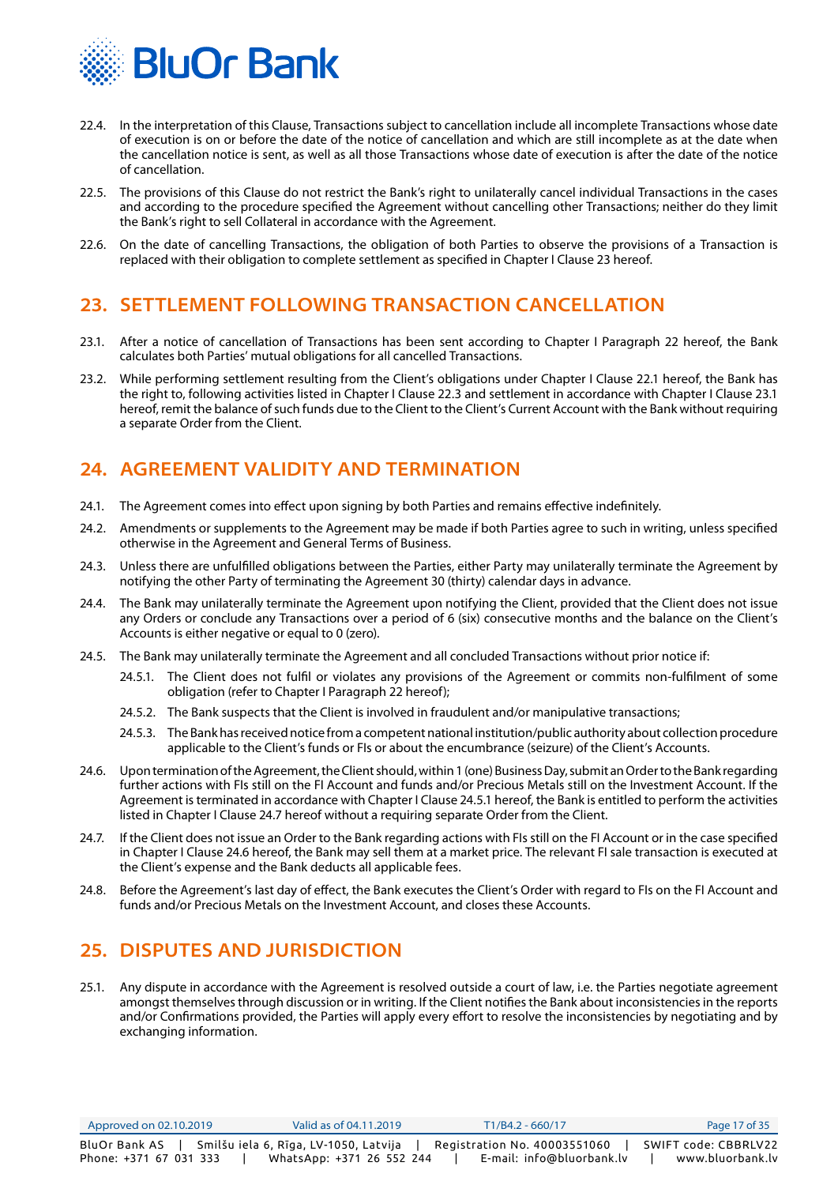22.4. In the interpretation of this Clause, Transactions subject to cancellation include all incomplete Transactions whose date of execution is on or before the date of the notice of cancellation and which are still incomplete as at the date when the cancellation notice is sent, as well as all those Transactions whose date of execution is after the date of the notice of cancellation.

22.5. The provisions of this Clause do not restrict the Bank's right to unilaterally cancel individual Transactions in the cases and according to the procedure specified the Agreement without cancelling other Transactions; neither do they limit the Bank's right to sell Collateral in accordance with the Agreement.

22.6. On the date of cancelling Transactions, the obligation of both Parties to observe the provisions of a Transaction is replaced with their obligation to complete settlement as specified in Chapter I Clause 23 hereof.

## 23. SETTLEMENT FOLLOWING TRANSACTION CANCELLATION

23.1. After a notice of cancellation of Transactions has been sent according to Chapter I Paragraph 22 hereof, the Bank calculates both Parties' mutual obligations for all cancelled Transactions.

23.2. While performing settlement resulting from the Client's obligations under Chapter I Clause 22.1 hereof, the Bank has the right to, following activities listed in Chapter I Clause 22.3 and settlement in accordance with Chapter I Clause 23.1 hereof, remit the balance of such funds due to the Client to the Client's Current Account with the Bank without requiring a separate Order from the Client.

## 24. AGREEMENT VALIDITY AND TERMINATION

24.1. The Agreement comes into effect upon signing by both Parties and remains effective indefinitely.

24.2. Amendments or supplements to the Agreement may be made if both Parties agree to such in writing, unless specified otherwise in the Agreement and General Terms of Business.

24.3. Unless there are unfulfilled obligations between the Parties, either Party may unilaterally terminate the Agreement by notifying the other Party of terminating the Agreement 30 (thirty) calendar days in advance.

24.4. The Bank may unilaterally terminate the Agreement upon notifying the Client, provided that the Client does not issue any Orders or conclude any Transactions over a period of 6 (six) consecutive months and the balance on the Client's Accounts is either negative or equal to 0 (zero).

24.5. The Bank may unilaterally terminate the Agreement and all concluded Transactions without prior notice if:

- 24.5.1. The Client does not fulfil or violates any provisions of the Agreement or commits non-fulfilment of some obligation (refer to Chapter I Paragraph 22 hereof);
- 24.5.2. The Bank suspects that the Client is involved in fraudulent and/or manipulative transactions;
- 24.5.3. The Bank has received notice from a competent national institution/public authority about collection procedure applicable to the Client's funds or FIs or about the encumbrance (seizure) of the Client's Accounts.

24.6. Upon termination of the Agreement, the Client should, within 1 (one) Business Day, submit an Order to the Bank regarding further actions with FIs still on the FI Account and funds and/or Precious Metals still on the Investment Account. If the Agreement is terminated in accordance with Chapter I Clause 24.5.1 hereof, the Bank is entitled to perform the activities listed in Chapter I Clause 24.7 hereof without a requiring separate Order from the Client.

24.7. If the Client does not issue an Order to the Bank regarding actions with FIs still on the FI Account or in the case specified in Chapter I Clause 24.6 hereof, the Bank may sell them at a market price. The relevant FI sale transaction is executed at the Client's expense and the Bank deducts all applicable fees.

24.8. Before the Agreement's last day of effect, the Bank executes the Client's Order with regard to FIs on the FI Account and funds and/or Precious Metals on the Investment Account, and closes these Accounts.

## 25. DISPUTES AND JURISDICTION

25.1. Any dispute in accordance with the Agreement is resolved outside a court of law, i.e. the Parties negotiate agreement amongst themselves through discussion or in writing. If the Client notifies the Bank about inconsistencies in the reports and/or Confirmations provided, the Parties will apply every effort to resolve the inconsistencies by negotiating and by exchanging information.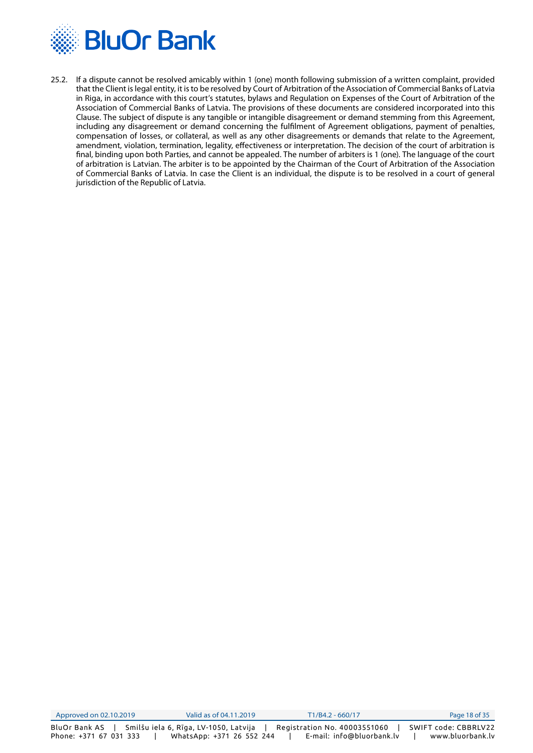25.2. If a dispute cannot be resolved amicably within 1 (one) month following submission of a written complaint, provided that the Client is legal entity, it is to be resolved by Court of Arbitration of the Association of Commercial Banks of Latvia in Riga, in accordance with this court's statutes, bylaws and Regulation on Expenses of the Court of Arbitration of the Association of Commercial Banks of Latvia. The provisions of these documents are considered incorporated into this Clause. The subject of dispute is any tangible or intangible disagreement or demand stemming from this Agreement, including any disagreement or demand concerning the fulfilment of Agreement obligations, payment of penalties, compensation of losses, or collateral, as well as any other disagreements or demands that relate to the Agreement, amendment, violation, termination, legality, effectiveness or interpretation. The decision of the court of arbitration is final, binding upon both Parties, and cannot be appealed. The number of arbiters is 1 (one). The language of the court of arbitration is Latvian. The arbiter is to be appointed by the Chairman of the Court of Arbitration of the Association of Commercial Banks of Latvia. In case the Client is an individual, the dispute is to be resolved in a court of general jurisdiction of the Republic of Latvia.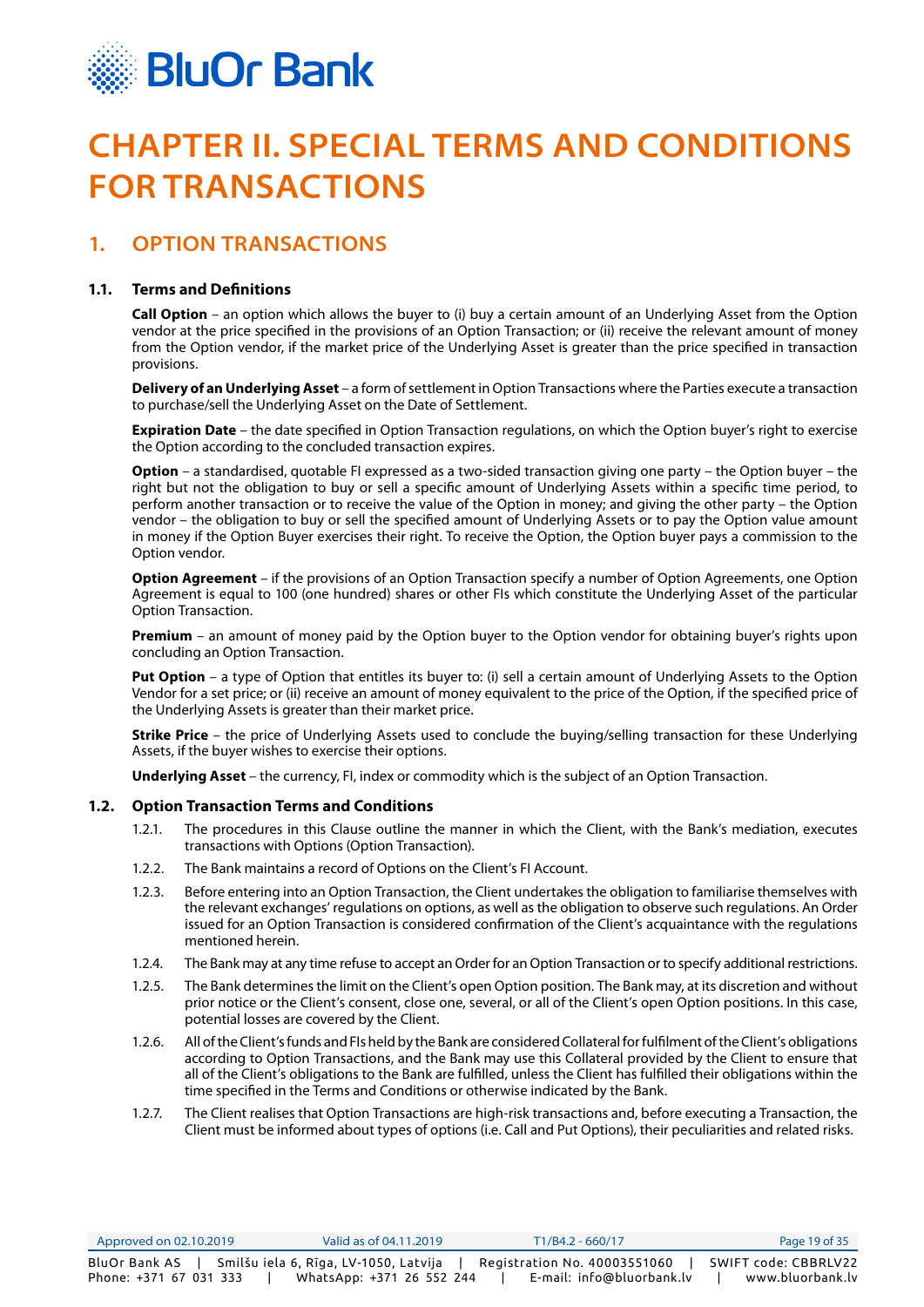# CHAPTER II. SPECIAL TERMS AND CONDITIONS FOR TRANSACTIONS

## 1. OPTION TRANSACTIONS

### 1.1. Terms and Definitions

**Call Option** – an option which allows the buyer to (i) buy a certain amount of an Underlying Asset from the Option vendor at the price specified in the provisions of an Option Transaction; or (ii) receive the relevant amount of money from the Option vendor, if the market price of the Underlying Asset is greater than the price specified in transaction provisions.

**Delivery of an Underlying Asset** – a form of settlement in Option Transactions where the Parties execute a transaction to purchase/sell the Underlying Asset on the Date of Settlement.

**Expiration Date** – the date specified in Option Transaction regulations, on which the Option buyer's right to exercise the Option according to the concluded transaction expires.

**Option** – a standardised, quotable FI expressed as a two-sided transaction giving one party – the Option buyer – the right but not the obligation to buy or sell a specific amount of Underlying Assets within a specific time period, to perform another transaction or to receive the value of the Option in money; and giving the other party – the Option vendor – the obligation to buy or sell the specified amount of Underlying Assets or to pay the Option value amount in money if the Option Buyer exercises their right. To receive the Option, the Option buyer pays a commission to the Option vendor.

**Option Agreement** – if the provisions of an Option Transaction specify a number of Option Agreements, one Option Agreement is equal to 100 (one hundred) shares or other FIs which constitute the Underlying Asset of the particular Option Transaction.

**Premium** – an amount of money paid by the Option buyer to the Option vendor for obtaining buyer's rights upon concluding an Option Transaction.

**Put Option** – a type of Option that entitles its buyer to: (i) sell a certain amount of Underlying Assets to the Option Vendor for a set price; or (ii) receive an amount of money equivalent to the price of the Option, if the specified price of the Underlying Assets is greater than their market price.

**Strike Price** – the price of Underlying Assets used to conclude the buying/selling transaction for these Underlying Assets, if the buyer wishes to exercise their options.

**Underlying Asset** – the currency, FI, index or commodity which is the subject of an Option Transaction.

### 1.2. Option Transaction Terms and Conditions

1.2.1. The procedures in this Clause outline the manner in which the Client, with the Bank's mediation, executes transactions with Options (Option Transaction).

1.2.2. The Bank maintains a record of Options on the Client's FI Account.

1.2.3. Before entering into an Option Transaction, the Client undertakes the obligation to familiarise themselves with the relevant exchanges' regulations on options, as well as the obligation to observe such regulations. An Order issued for an Option Transaction is considered confirmation of the Client's acquaintance with the regulations mentioned herein.

1.2.4. The Bank may at any time refuse to accept an Order for an Option Transaction or to specify additional restrictions.

1.2.5. The Bank determines the limit on the Client's open Option position. The Bank may, at its discretion and without prior notice or the Client's consent, close one, several, or all of the Client's open Option positions. In this case, potential losses are covered by the Client.

1.2.6. All of the Client's funds and FIs held by the Bank are considered Collateral for fulfilment of the Client's obligations according to Option Transactions, and the Bank may use this Collateral provided by the Client to ensure that all of the Client's obligations to the Bank are fulfilled, unless the Client has fulfilled their obligations within the time specified in the Terms and Conditions or otherwise indicated by the Bank.

1.2.7. The Client realises that Option Transactions are high-risk transactions and, before executing a Transaction, the Client must be informed about types of options (i.e. Call and Put Options), their peculiarities and related risks.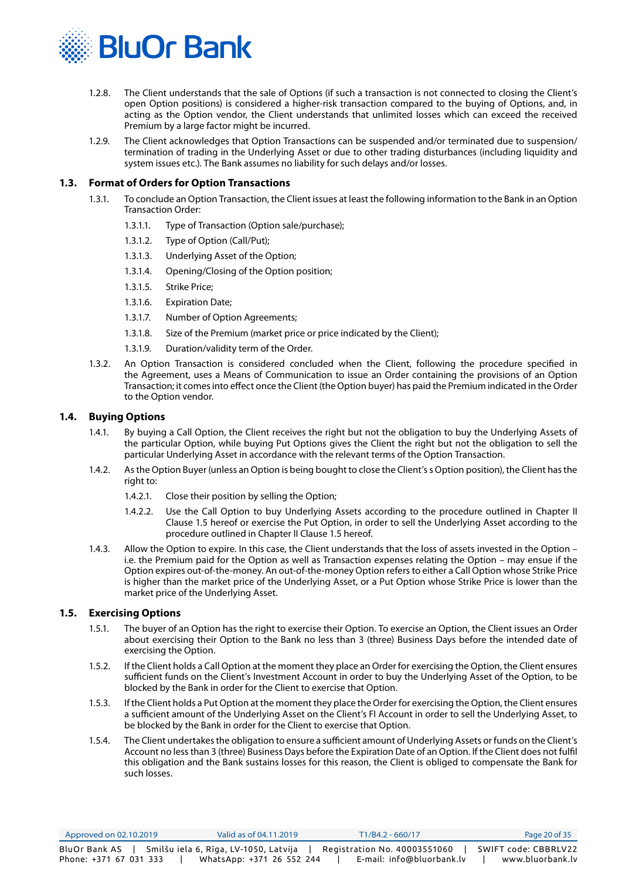1.2.8. The Client understands that the sale of Options (if such a transaction is not connected to closing the Client's open Option positions) is considered a higher-risk transaction compared to the buying of Options, and, in acting as the Option vendor, the Client understands that unlimited losses which can exceed the received Premium by a large factor might be incurred.

1.2.9. The Client acknowledges that Option Transactions can be suspended and/or terminated due to suspension/ termination of trading in the Underlying Asset or due to other trading disturbances (including liquidity and system issues etc.). The Bank assumes no liability for such delays and/or losses.

## 1.3. Format of Orders for Option Transactions

1.3.1. To conclude an Option Transaction, the Client issues at least the following information to the Bank in an Option Transaction Order:

- 1.3.1.1. Type of Transaction (Option sale/purchase);
- 1.3.1.2. Type of Option (Call/Put);
- 1.3.1.3. Underlying Asset of the Option;
- 1.3.1.4. Opening/Closing of the Option position;
- 1.3.1.5. Strike Price;
- 1.3.1.6. Expiration Date;
- 1.3.1.7. Number of Option Agreements;
- 1.3.1.8. Size of the Premium (market price or price indicated by the Client);
- 1.3.1.9. Duration/validity term of the Order.

1.3.2. An Option Transaction is considered concluded when the Client, following the procedure specified in the Agreement, uses a Means of Communication to issue an Order containing the provisions of an Option Transaction; it comes into effect once the Client (the Option buyer) has paid the Premium indicated in the Order to the Option vendor.

## 1.4. Buying Options

1.4.1. By buying a Call Option, the Client receives the right but not the obligation to buy the Underlying Assets of the particular Option, while buying Put Options gives the Client the right but not the obligation to sell the particular Underlying Asset in accordance with the relevant terms of the Option Transaction.

1.4.2. As the Option Buyer (unless an Option is being bought to close the Client's s Option position), the Client has the right to:

- 1.4.2.1. Close their position by selling the Option;
- 1.4.2.2. Use the Call Option to buy Underlying Assets according to the procedure outlined in Chapter II Clause 1.5 hereof or exercise the Put Option, in order to sell the Underlying Asset according to the procedure outlined in Chapter II Clause 1.5 hereof.

1.4.3. Allow the Option to expire. In this case, the Client understands that the loss of assets invested in the Option – i.e. the Premium paid for the Option as well as Transaction expenses relating the Option – may ensue if the Option expires out-of-the-money. An out-of-the-money Option refers to either a Call Option whose Strike Price is higher than the market price of the Underlying Asset, or a Put Option whose Strike Price is lower than the market price of the Underlying Asset.

## 1.5. Exercising Options

1.5.1. The buyer of an Option has the right to exercise their Option. To exercise an Option, the Client issues an Order about exercising their Option to the Bank no less than 3 (three) Business Days before the intended date of exercising the Option.

1.5.2. If the Client holds a Call Option at the moment they place an Order for exercising the Option, the Client ensures sufficient funds on the Client's Investment Account in order to buy the Underlying Asset of the Option, to be blocked by the Bank in order for the Client to exercise that Option.

1.5.3. If the Client holds a Put Option at the moment they place the Order for exercising the Option, the Client ensures a sufficient amount of the Underlying Asset on the Client's FI Account in order to sell the Underlying Asset, to be blocked by the Bank in order for the Client to exercise that Option.

1.5.4. The Client undertakes the obligation to ensure a sufficient amount of Underlying Assets or funds on the Client's Account no less than 3 (three) Business Days before the Expiration Date of an Option. If the Client does not fulfil this obligation and the Bank sustains losses for this reason, the Client is obliged to compensate the Bank for such losses.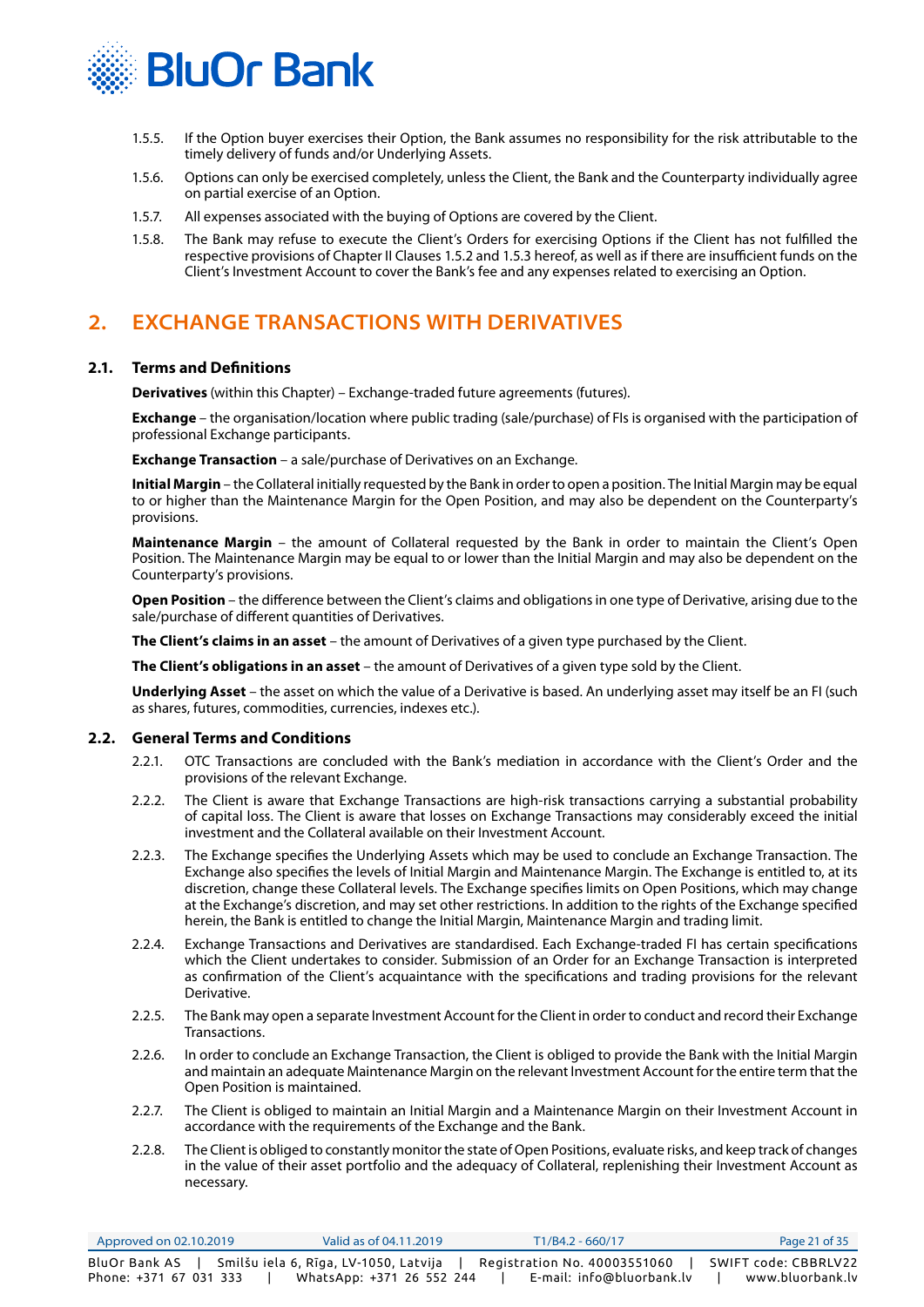1.5.5. If the Option buyer exercises their Option, the Bank assumes no responsibility for the risk attributable to the timely delivery of funds and/or Underlying Assets.

1.5.6. Options can only be exercised completely, unless the Client, the Bank and the Counterparty individually agree on partial exercise of an Option.

1.5.7. All expenses associated with the buying of Options are covered by the Client.

1.5.8. The Bank may refuse to execute the Client's Orders for exercising Options if the Client has not fulfilled the respective provisions of Chapter II Clauses 1.5.2 and 1.5.3 hereof, as well as if there are insufficient funds on the Client's Investment Account to cover the Bank's fee and any expenses related to exercising an Option.

## 2. EXCHANGE TRANSACTIONS WITH DERIVATIVES

### 2.1. Terms and Definitions

**Derivatives** (within this Chapter) – Exchange-traded future agreements (futures).

**Exchange** – the organisation/location where public trading (sale/purchase) of FIs is organised with the participation of professional Exchange participants.

**Exchange Transaction** – a sale/purchase of Derivatives on an Exchange.

**Initial Margin** – the Collateral initially requested by the Bank in order to open a position. The Initial Margin may be equal to or higher than the Maintenance Margin for the Open Position, and may also be dependent on the Counterparty's provisions.

**Maintenance Margin** – the amount of Collateral requested by the Bank in order to maintain the Client's Open Position. The Maintenance Margin may be equal to or lower than the Initial Margin and may also be dependent on the Counterparty's provisions.

**Open Position** – the difference between the Client's claims and obligations in one type of Derivative, arising due to the sale/purchase of different quantities of Derivatives.

**The Client's claims in an asset** – the amount of Derivatives of a given type purchased by the Client.

**The Client's obligations in an asset** – the amount of Derivatives of a given type sold by the Client.

**Underlying Asset** – the asset on which the value of a Derivative is based. An underlying asset may itself be an FI (such as shares, futures, commodities, currencies, indexes etc.).

### 2.2. General Terms and Conditions

2.2.1. OTC Transactions are concluded with the Bank's mediation in accordance with the Client's Order and the provisions of the relevant Exchange.

2.2.2. The Client is aware that Exchange Transactions are high-risk transactions carrying a substantial probability of capital loss. The Client is aware that losses on Exchange Transactions may considerably exceed the initial investment and the Collateral available on their Investment Account.

2.2.3. The Exchange specifies the Underlying Assets which may be used to conclude an Exchange Transaction. The Exchange also specifies the levels of Initial Margin and Maintenance Margin. The Exchange is entitled to, at its discretion, change these Collateral levels. The Exchange specifies limits on Open Positions, which may change at the Exchange's discretion, and may set other restrictions. In addition to the rights of the Exchange specified herein, the Bank is entitled to change the Initial Margin, Maintenance Margin and trading limit.

2.2.4. Exchange Transactions and Derivatives are standardised. Each Exchange-traded FI has certain specifications which the Client undertakes to consider. Submission of an Order for an Exchange Transaction is interpreted as confirmation of the Client's acquaintance with the specifications and trading provisions for the relevant Derivative.

2.2.5. The Bank may open a separate Investment Account for the Client in order to conduct and record their Exchange Transactions.

2.2.6. In order to conclude an Exchange Transaction, the Client is obliged to provide the Bank with the Initial Margin and maintain an adequate Maintenance Margin on the relevant Investment Account for the entire term that the Open Position is maintained.

2.2.7. The Client is obliged to maintain an Initial Margin and a Maintenance Margin on their Investment Account in accordance with the requirements of the Exchange and the Bank.

2.2.8. The Client is obliged to constantly monitor the state of Open Positions, evaluate risks, and keep track of changes in the value of their asset portfolio and the adequacy of Collateral, replenishing their Investment Account as necessary.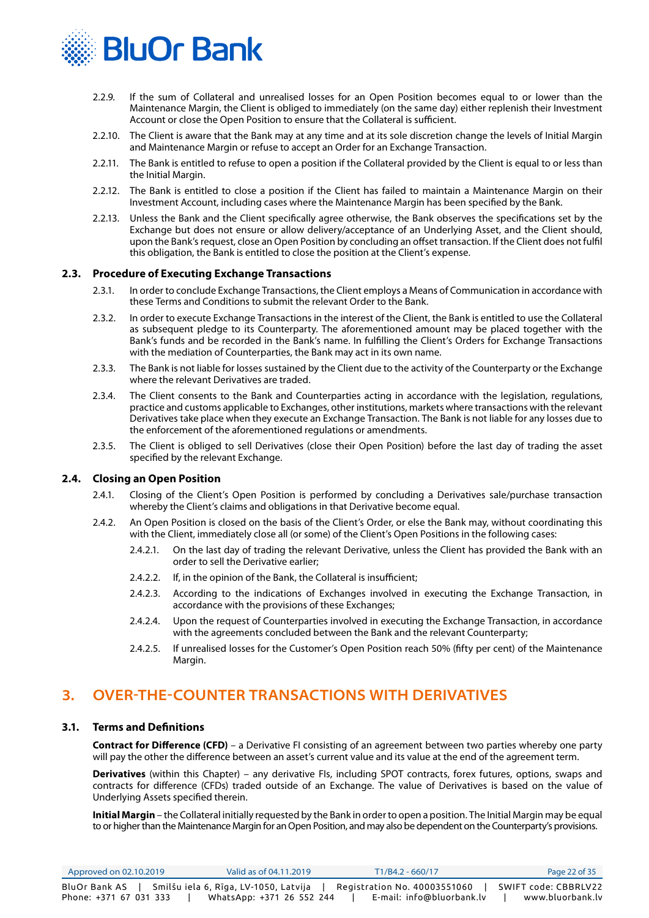2.2.9. If the sum of Collateral and unrealised losses for an Open Position becomes equal to or lower than the Maintenance Margin, the Client is obliged to immediately (on the same day) either replenish their Investment Account or close the Open Position to ensure that the Collateral is sufficient.

2.2.10. The Client is aware that the Bank may at any time and at its sole discretion change the levels of Initial Margin and Maintenance Margin or refuse to accept an Order for an Exchange Transaction.

2.2.11. The Bank is entitled to refuse to open a position if the Collateral provided by the Client is equal to or less than the Initial Margin.

2.2.12. The Bank is entitled to close a position if the Client has failed to maintain a Maintenance Margin on their Investment Account, including cases where the Maintenance Margin has been specified by the Bank.

2.2.13. Unless the Bank and the Client specifically agree otherwise, the Bank observes the specifications set by the Exchange but does not ensure or allow delivery/acceptance of an Underlying Asset, and the Client should, upon the Bank's request, close an Open Position by concluding an offset transaction. If the Client does not fulfil this obligation, the Bank is entitled to close the position at the Client's expense.

### 2.3. Procedure of Executing Exchange Transactions

2.3.1. In order to conclude Exchange Transactions, the Client employs a Means of Communication in accordance with these Terms and Conditions to submit the relevant Order to the Bank.

2.3.2. In order to execute Exchange Transactions in the interest of the Client, the Bank is entitled to use the Collateral as subsequent pledge to its Counterparty. The aforementioned amount may be placed together with the Bank's funds and be recorded in the Bank's name. In fulfilling the Client's Orders for Exchange Transactions with the mediation of Counterparties, the Bank may act in its own name.

2.3.3. The Bank is not liable for losses sustained by the Client due to the activity of the Counterparty or the Exchange where the relevant Derivatives are traded.

2.3.4. The Client consents to the Bank and Counterparties acting in accordance with the legislation, regulations, practice and customs applicable to Exchanges, other institutions, markets where transactions with the relevant Derivatives take place when they execute an Exchange Transaction. The Bank is not liable for any losses due to the enforcement of the aforementioned regulations or amendments.

2.3.5. The Client is obliged to sell Derivatives (close their Open Position) before the last day of trading the asset specified by the relevant Exchange.

### 2.4. Closing an Open Position

2.4.1. Closing of the Client's Open Position is performed by concluding a Derivatives sale/purchase transaction whereby the Client's claims and obligations in that Derivative become equal.

2.4.2. An Open Position is closed on the basis of the Client's Order, or else the Bank may, without coordinating this with the Client, immediately close all (or some) of the Client's Open Positions in the following cases:

- 2.4.2.1. On the last day of trading the relevant Derivative, unless the Client has provided the Bank with an order to sell the Derivative earlier;
- 2.4.2.2. If, in the opinion of the Bank, the Collateral is insufficient;
- 2.4.2.3. According to the indications of Exchanges involved in executing the Exchange Transaction, in accordance with the provisions of these Exchanges;
- 2.4.2.4. Upon the request of Counterparties involved in executing the Exchange Transaction, in accordance with the agreements concluded between the Bank and the relevant Counterparty;
- 2.4.2.5. If unrealised losses for the Customer's Open Position reach 50% (fifty per cent) of the Maintenance Margin.

## 3. OVER-THE-COUNTER TRANSACTIONS WITH DERIVATIVES

### 3.1. Terms and Definitions

**Contract for Difference (CFD)** – a Derivative FI consisting of an agreement between two parties whereby one party will pay the other the difference between an asset's current value and its value at the end of the agreement term.

**Derivatives** (within this Chapter) – any derivative FIs, including SPOT contracts, forex futures, options, swaps and contracts for difference (CFDs) traded outside of an Exchange. The value of Derivatives is based on the value of Underlying Assets specified therein.

**Initial Margin** – the Collateral initially requested by the Bank in order to open a position. The Initial Margin may be equal to or higher than the Maintenance Margin for an Open Position, and may also be dependent on the Counterparty's provisions.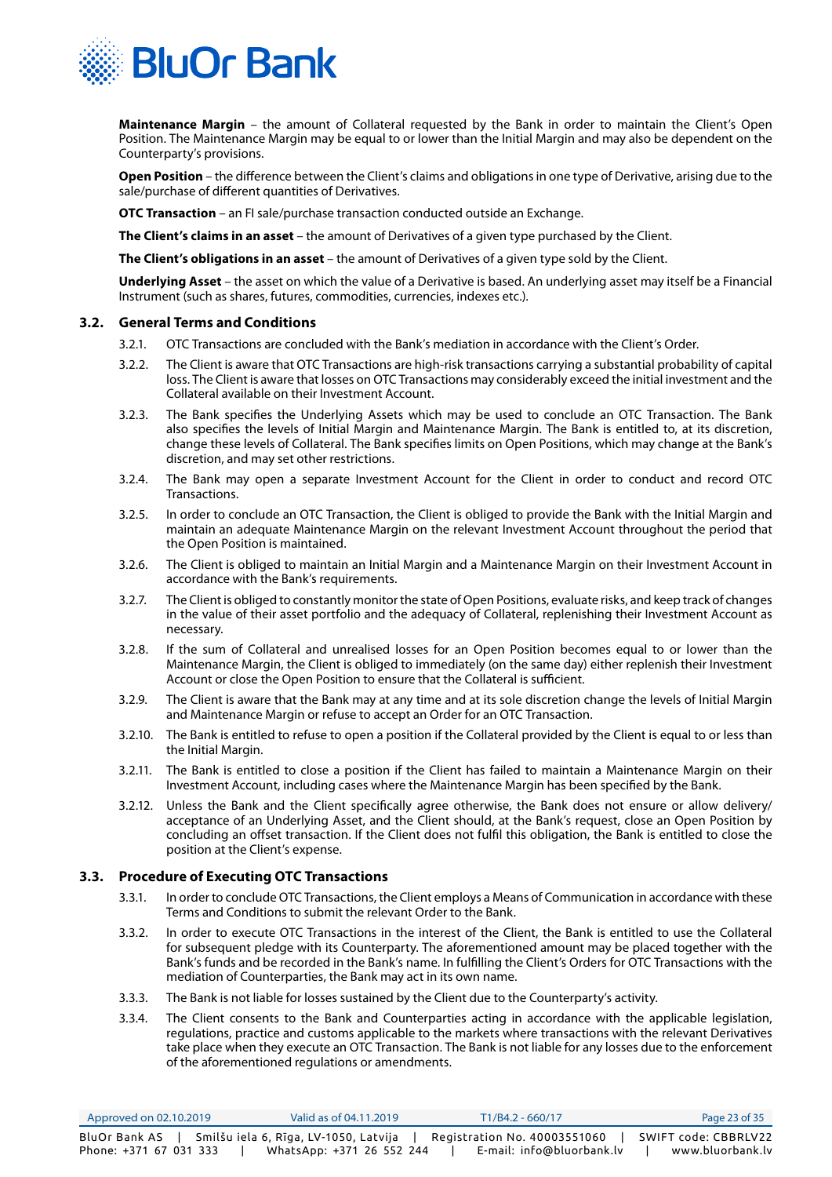**Maintenance Margin** – the amount of Collateral requested by the Bank in order to maintain the Client's Open Position. The Maintenance Margin may be equal to or lower than the Initial Margin and may also be dependent on the Counterparty's provisions.

**Open Position** – the difference between the Client's claims and obligations in one type of Derivative, arising due to the sale/purchase of different quantities of Derivatives.

**OTC Transaction** – an FI sale/purchase transaction conducted outside an Exchange.

**The Client's claims in an asset** – the amount of Derivatives of a given type purchased by the Client.

**The Client's obligations in an asset** – the amount of Derivatives of a given type sold by the Client.

**Underlying Asset** – the asset on which the value of a Derivative is based. An underlying asset may itself be a Financial Instrument (such as shares, futures, commodities, currencies, indexes etc.).

### 3.2. General Terms and Conditions

3.2.1. OTC Transactions are concluded with the Bank's mediation in accordance with the Client's Order.

3.2.2. The Client is aware that OTC Transactions are high-risk transactions carrying a substantial probability of capital loss. The Client is aware that losses on OTC Transactions may considerably exceed the initial investment and the Collateral available on their Investment Account.

3.2.3. The Bank specifies the Underlying Assets which may be used to conclude an OTC Transaction. The Bank also specifies the levels of Initial Margin and Maintenance Margin. The Bank is entitled to, at its discretion, change these levels of Collateral. The Bank specifies limits on Open Positions, which may change at the Bank's discretion, and may set other restrictions.

3.2.4. The Bank may open a separate Investment Account for the Client in order to conduct and record OTC Transactions.

3.2.5. In order to conclude an OTC Transaction, the Client is obliged to provide the Bank with the Initial Margin and maintain an adequate Maintenance Margin on the relevant Investment Account throughout the period that the Open Position is maintained.

3.2.6. The Client is obliged to maintain an Initial Margin and a Maintenance Margin on their Investment Account in accordance with the Bank's requirements.

3.2.7. The Client is obliged to constantly monitor the state of Open Positions, evaluate risks, and keep track of changes in the value of their asset portfolio and the adequacy of Collateral, replenishing their Investment Account as necessary.

3.2.8. If the sum of Collateral and unrealised losses for an Open Position becomes equal to or lower than the Maintenance Margin, the Client is obliged to immediately (on the same day) either replenish their Investment Account or close the Open Position to ensure that the Collateral is sufficient.

3.2.9. The Client is aware that the Bank may at any time and at its sole discretion change the levels of Initial Margin and Maintenance Margin or refuse to accept an Order for an OTC Transaction.

3.2.10. The Bank is entitled to refuse to open a position if the Collateral provided by the Client is equal to or less than the Initial Margin.

3.2.11. The Bank is entitled to close a position if the Client has failed to maintain a Maintenance Margin on their Investment Account, including cases where the Maintenance Margin has been specified by the Bank.

3.2.12. Unless the Bank and the Client specifically agree otherwise, the Bank does not ensure or allow delivery/acceptance of an Underlying Asset, and the Client should, at the Bank's request, close an Open Position by concluding an offset transaction. If the Client does not fulfil this obligation, the Bank is entitled to close the position at the Client's expense.

### 3.3. Procedure of Executing OTC Transactions

3.3.1. In order to conclude OTC Transactions, the Client employs a Means of Communication in accordance with these Terms and Conditions to submit the relevant Order to the Bank.

3.3.2. In order to execute OTC Transactions in the interest of the Client, the Bank is entitled to use the Collateral for subsequent pledge with its Counterparty. The aforementioned amount may be placed together with the Bank's funds and be recorded in the Bank's name. In fulfilling the Client's Orders for OTC Transactions with the mediation of Counterparties, the Bank may act in its own name.

3.3.3. The Bank is not liable for losses sustained by the Client due to the Counterparty's activity.

3.3.4. The Client consents to the Bank and Counterparties acting in accordance with the applicable legislation, regulations, practice and customs applicable to the markets where transactions with the relevant Derivatives take place when they execute an OTC Transaction. The Bank is not liable for any losses due to the enforcement of the aforementioned regulations or amendments.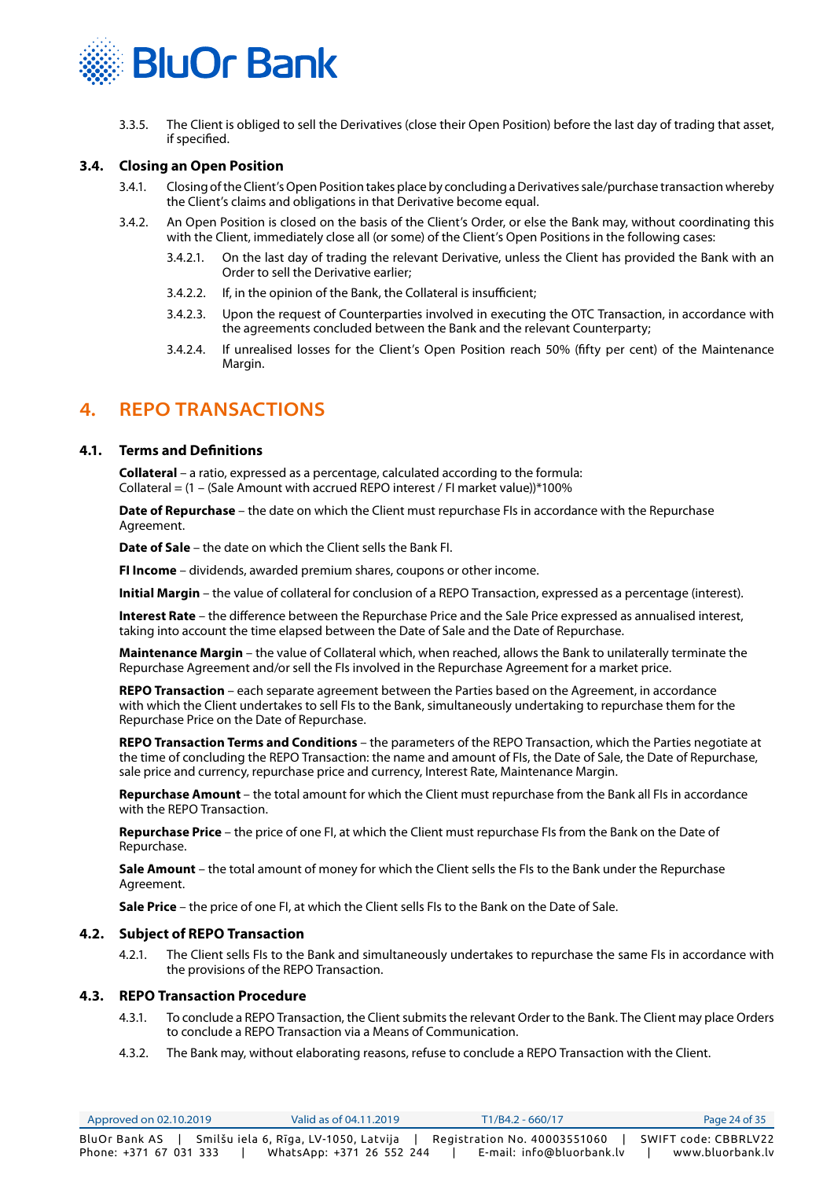3.3.5. The Client is obliged to sell the Derivatives (close their Open Position) before the last day of trading that asset, if specified.

### 3.4. Closing an Open Position

3.4.1. Closing of the Client's Open Position takes place by concluding a Derivatives sale/purchase transaction whereby the Client's claims and obligations in that Derivative become equal.

3.4.2. An Open Position is closed on the basis of the Client's Order, or else the Bank may, without coordinating this with the Client, immediately close all (or some) of the Client's Open Positions in the following cases:

3.4.2.1. On the last day of trading the relevant Derivative, unless the Client has provided the Bank with an Order to sell the Derivative earlier;

3.4.2.2. If, in the opinion of the Bank, the Collateral is insufficient;

3.4.2.3. Upon the request of Counterparties involved in executing the OTC Transaction, in accordance with the agreements concluded between the Bank and the relevant Counterparty;

3.4.2.4. If unrealised losses for the Client's Open Position reach 50% (fifty per cent) of the Maintenance Margin.

## 4. REPO TRANSACTIONS

### 4.1. Terms and Definitions

**Collateral** – a ratio, expressed as a percentage, calculated according to the formula:
Collateral = (1 – (Sale Amount with accrued REPO interest / FI market value))*100%

**Date of Repurchase** – the date on which the Client must repurchase FIs in accordance with the Repurchase Agreement.

**Date of Sale** – the date on which the Client sells the Bank FI.

**FI Income** – dividends, awarded premium shares, coupons or other income.

**Initial Margin** – the value of collateral for conclusion of a REPO Transaction, expressed as a percentage (interest).

**Interest Rate** – the difference between the Repurchase Price and the Sale Price expressed as annualised interest, taking into account the time elapsed between the Date of Sale and the Date of Repurchase.

**Maintenance Margin** – the value of Collateral which, when reached, allows the Bank to unilaterally terminate the Repurchase Agreement and/or sell the FIs involved in the Repurchase Agreement for a market price.

**REPO Transaction** – each separate agreement between the Parties based on the Agreement, in accordance with which the Client undertakes to sell FIs to the Bank, simultaneously undertaking to repurchase them for the Repurchase Price on the Date of Repurchase.

**REPO Transaction Terms and Conditions** – the parameters of the REPO Transaction, which the Parties negotiate at the time of concluding the REPO Transaction: the name and amount of FIs, the Date of Sale, the Date of Repurchase, sale price and currency, repurchase price and currency, Interest Rate, Maintenance Margin.

**Repurchase Amount** – the total amount for which the Client must repurchase from the Bank all FIs in accordance with the REPO Transaction.

**Repurchase Price** – the price of one FI, at which the Client must repurchase FIs from the Bank on the Date of Repurchase.

**Sale Amount** – the total amount of money for which the Client sells the FIs to the Bank under the Repurchase Agreement.

**Sale Price** – the price of one FI, at which the Client sells FIs to the Bank on the Date of Sale.

### 4.2. Subject of REPO Transaction

4.2.1. The Client sells FIs to the Bank and simultaneously undertakes to repurchase the same FIs in accordance with the provisions of the REPO Transaction.

### 4.3. REPO Transaction Procedure

4.3.1. To conclude a REPO Transaction, the Client submits the relevant Order to the Bank. The Client may place Orders to conclude a REPO Transaction via a Means of Communication.

4.3.2. The Bank may, without elaborating reasons, refuse to conclude a REPO Transaction with the Client.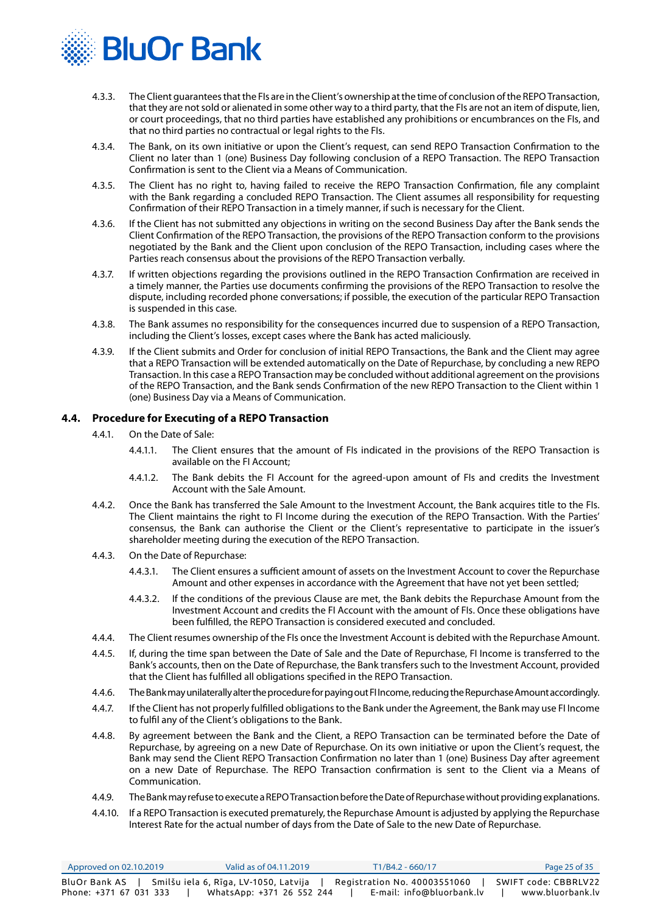4.3.3. The Client guarantees that the FIs are in the Client's ownership at the time of conclusion of the REPO Transaction, that they are not sold or alienated in some other way to a third party, that the FIs are not an item of dispute, lien, or court proceedings, that no third parties have established any prohibitions or encumbrances on the FIs, and that no third parties no contractual or legal rights to the FIs.

4.3.4. The Bank, on its own initiative or upon the Client's request, can send REPO Transaction Confirmation to the Client no later than 1 (one) Business Day following conclusion of a REPO Transaction. The REPO Transaction Confirmation is sent to the Client via a Means of Communication.

4.3.5. The Client has no right to, having failed to receive the REPO Transaction Confirmation, file any complaint with the Bank regarding a concluded REPO Transaction. The Client assumes all responsibility for requesting Confirmation of their REPO Transaction in a timely manner, if such is necessary for the Client.

4.3.6. If the Client has not submitted any objections in writing on the second Business Day after the Bank sends the Client Confirmation of the REPO Transaction, the provisions of the REPO Transaction conform to the provisions negotiated by the Bank and the Client upon conclusion of the REPO Transaction, including cases where the Parties reach consensus about the provisions of the REPO Transaction verbally.

4.3.7. If written objections regarding the provisions outlined in the REPO Transaction Confirmation are received in a timely manner, the Parties use documents confirming the provisions of the REPO Transaction to resolve the dispute, including recorded phone conversations; if possible, the execution of the particular REPO Transaction is suspended in this case.

4.3.8. The Bank assumes no responsibility for the consequences incurred due to suspension of a REPO Transaction, including the Client's losses, except cases where the Bank has acted maliciously.

4.3.9. If the Client submits and Order for conclusion of initial REPO Transactions, the Bank and the Client may agree that a REPO Transaction will be extended automatically on the Date of Repurchase, by concluding a new REPO Transaction. In this case a REPO Transaction may be concluded without additional agreement on the provisions of the REPO Transaction, and the Bank sends Confirmation of the new REPO Transaction to the Client within 1 (one) Business Day via a Means of Communication.

### 4.4. Procedure for Executing of a REPO Transaction

4.4.1. On the Date of Sale:

4.4.1.1. The Client ensures that the amount of FIs indicated in the provisions of the REPO Transaction is available on the FI Account;

4.4.1.2. The Bank debits the FI Account for the agreed-upon amount of FIs and credits the Investment Account with the Sale Amount.

4.4.2. Once the Bank has transferred the Sale Amount to the Investment Account, the Bank acquires title to the FIs. The Client maintains the right to FI Income during the execution of the REPO Transaction. With the Parties' consensus, the Bank can authorise the Client or the Client's representative to participate in the issuer's shareholder meeting during the execution of the REPO Transaction.

4.4.3. On the Date of Repurchase:

4.4.3.1. The Client ensures a sufficient amount of assets on the Investment Account to cover the Repurchase Amount and other expenses in accordance with the Agreement that have not yet been settled;

4.4.3.2. If the conditions of the previous Clause are met, the Bank debits the Repurchase Amount from the Investment Account and credits the FI Account with the amount of FIs. Once these obligations have been fulfilled, the REPO Transaction is considered executed and concluded.

4.4.4. The Client resumes ownership of the FIs once the Investment Account is debited with the Repurchase Amount.

4.4.5. If, during the time span between the Date of Sale and the Date of Repurchase, FI Income is transferred to the Bank's accounts, then on the Date of Repurchase, the Bank transfers such to the Investment Account, provided that the Client has fulfilled all obligations specified in the REPO Transaction.

4.4.6. The Bank may unilaterally alter the procedure for paying out FI Income, reducing the Repurchase Amount accordingly.

4.4.7. If the Client has not properly fulfilled obligations to the Bank under the Agreement, the Bank may use FI Income to fulfil any of the Client's obligations to the Bank.

4.4.8. By agreement between the Bank and the Client, a REPO Transaction can be terminated before the Date of Repurchase, by agreeing on a new Date of Repurchase. On its own initiative or upon the Client's request, the Bank may send the Client REPO Transaction Confirmation no later than 1 (one) Business Day after agreement on a new Date of Repurchase. The REPO Transaction confirmation is sent to the Client via a Means of Communication.

4.4.9. The Bank may refuse to execute a REPO Transaction before the Date of Repurchase without providing explanations.

4.4.10. If a REPO Transaction is executed prematurely, the Repurchase Amount is adjusted by applying the Repurchase Interest Rate for the actual number of days from the Date of Sale to the new Date of Repurchase.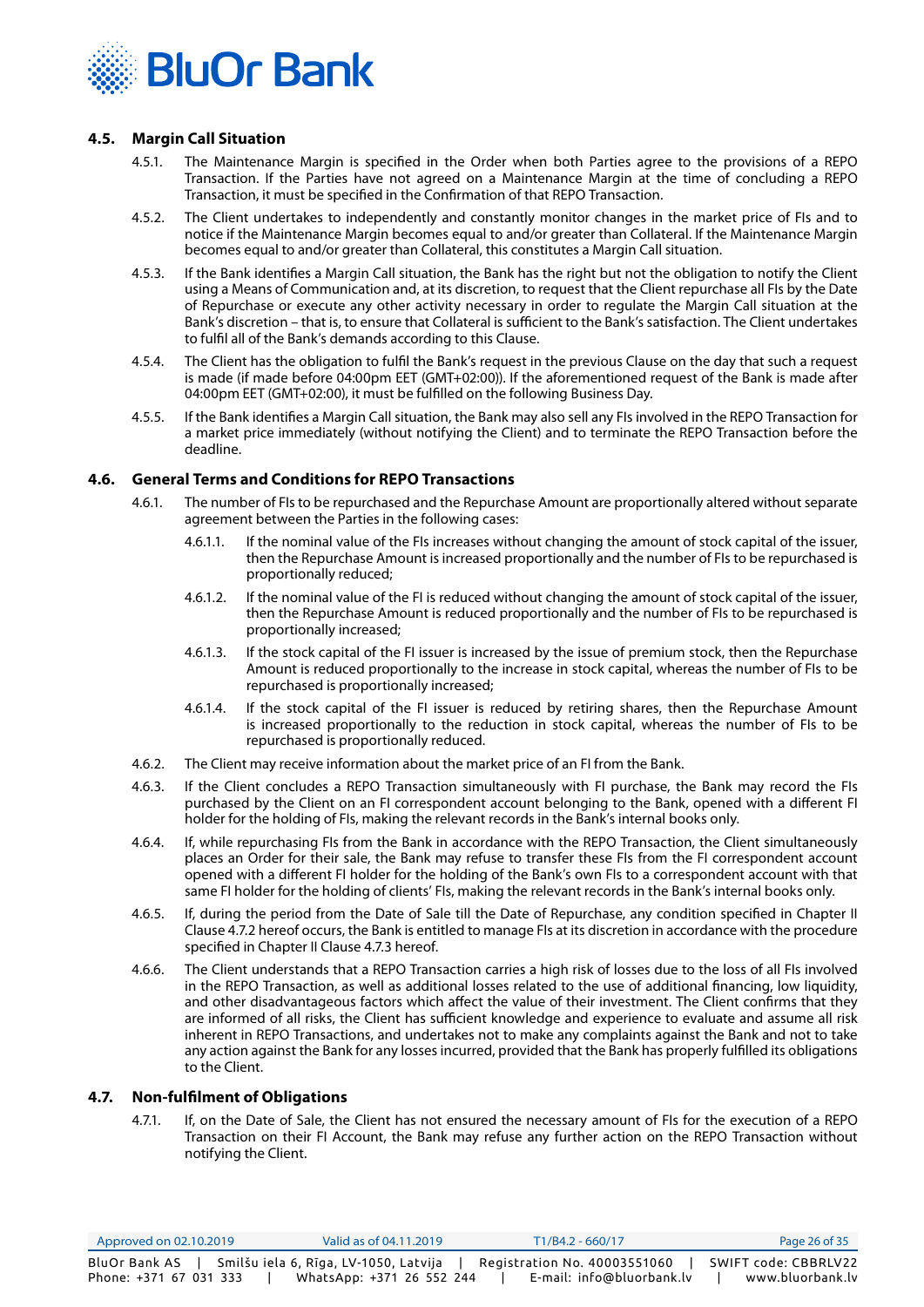## 4.5. Margin Call Situation

4.5.1. The Maintenance Margin is specified in the Order when both Parties agree to the provisions of a REPO Transaction. If the Parties have not agreed on a Maintenance Margin at the time of concluding a REPO Transaction, it must be specified in the Confirmation of that REPO Transaction.

4.5.2. The Client undertakes to independently and constantly monitor changes in the market price of FIs and to notice if the Maintenance Margin becomes equal to and/or greater than Collateral. If the Maintenance Margin becomes equal to and/or greater than Collateral, this constitutes a Margin Call situation.

4.5.3. If the Bank identifies a Margin Call situation, the Bank has the right but not the obligation to notify the Client using a Means of Communication and, at its discretion, to request that the Client repurchase all FIs by the Date of Repurchase or execute any other activity necessary in order to regulate the Margin Call situation at the Bank's discretion – that is, to ensure that Collateral is sufficient to the Bank's satisfaction. The Client undertakes to fulfil all of the Bank's demands according to this Clause.

4.5.4. The Client has the obligation to fulfil the Bank's request in the previous Clause on the day that such a request is made (if made before 04:00pm EET (GMT+02:00)). If the aforementioned request of the Bank is made after 04:00pm EET (GMT+02:00), it must be fulfilled on the following Business Day.

4.5.5. If the Bank identifies a Margin Call situation, the Bank may also sell any FIs involved in the REPO Transaction for a market price immediately (without notifying the Client) and to terminate the REPO Transaction before the deadline.

## 4.6. General Terms and Conditions for REPO Transactions

4.6.1. The number of FIs to be repurchased and the Repurchase Amount are proportionally altered without separate agreement between the Parties in the following cases:

4.6.1.1. If the nominal value of the FIs increases without changing the amount of stock capital of the issuer, then the Repurchase Amount is increased proportionally and the number of FIs to be repurchased is proportionally reduced;

4.6.1.2. If the nominal value of the FI is reduced without changing the amount of stock capital of the issuer, then the Repurchase Amount is reduced proportionally and the number of FIs to be repurchased is proportionally increased;

4.6.1.3. If the stock capital of the FI issuer is increased by the issue of premium stock, then the Repurchase Amount is reduced proportionally to the increase in stock capital, whereas the number of FIs to be repurchased is proportionally increased;

4.6.1.4. If the stock capital of the FI issuer is reduced by retiring shares, then the Repurchase Amount is increased proportionally to the reduction in stock capital, whereas the number of FIs to be repurchased is proportionally reduced.

4.6.2. The Client may receive information about the market price of an FI from the Bank.

4.6.3. If the Client concludes a REPO Transaction simultaneously with FI purchase, the Bank may record the FIs purchased by the Client on an FI correspondent account belonging to the Bank, opened with a different FI holder for the holding of FIs, making the relevant records in the Bank's internal books only.

4.6.4. If, while repurchasing FIs from the Bank in accordance with the REPO Transaction, the Client simultaneously places an Order for their sale, the Bank may refuse to transfer these FIs from the FI correspondent account opened with a different FI holder for the holding of the Bank's own FIs to a correspondent account with that same FI holder for the holding of clients' FIs, making the relevant records in the Bank's internal books only.

4.6.5. If, during the period from the Date of Sale till the Date of Repurchase, any condition specified in Chapter II Clause 4.7.2 hereof occurs, the Bank is entitled to manage FIs at its discretion in accordance with the procedure specified in Chapter II Clause 4.7.3 hereof.

4.6.6. The Client understands that a REPO Transaction carries a high risk of losses due to the loss of all FIs involved in the REPO Transaction, as well as additional losses related to the use of additional financing, low liquidity, and other disadvantageous factors which affect the value of their investment. The Client confirms that they are informed of all risks, the Client has sufficient knowledge and experience to evaluate and assume all risk inherent in REPO Transactions, and undertakes not to make any complaints against the Bank and not to take any action against the Bank for any losses incurred, provided that the Bank has properly fulfilled its obligations to the Client.

## 4.7. Non-fulfilment of Obligations

4.7.1. If, on the Date of Sale, the Client has not ensured the necessary amount of FIs for the execution of a REPO Transaction on their FI Account, the Bank may refuse any further action on the REPO Transaction without notifying the Client.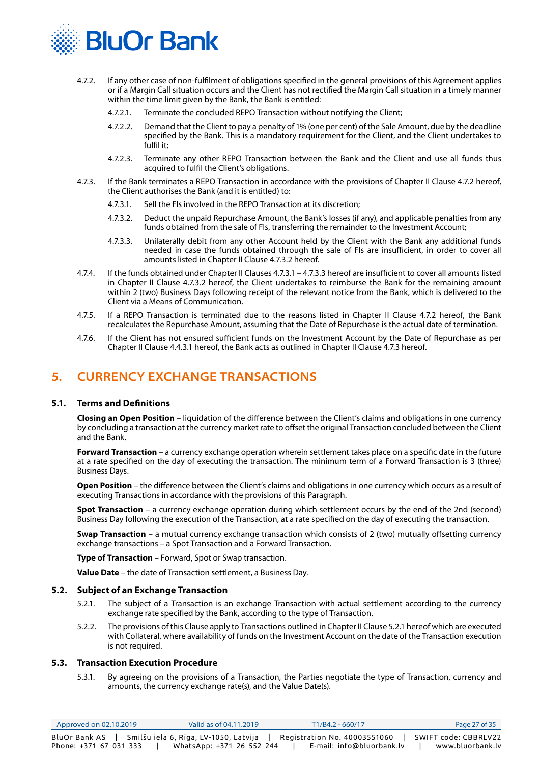4.7.2. If any other case of non-fulfilment of obligations specified in the general provisions of this Agreement applies or if a Margin Call situation occurs and the Client has not rectified the Margin Call situation in a timely manner within the time limit given by the Bank, the Bank is entitled:

4.7.2.1. Terminate the concluded REPO Transaction without notifying the Client;

4.7.2.2. Demand that the Client to pay a penalty of 1% (one per cent) of the Sale Amount, due by the deadline specified by the Bank. This is a mandatory requirement for the Client, and the Client undertakes to fulfil it;

4.7.2.3. Terminate any other REPO Transaction between the Bank and the Client and use all funds thus acquired to fulfil the Client's obligations.

4.7.3. If the Bank terminates a REPO Transaction in accordance with the provisions of Chapter II Clause 4.7.2 hereof, the Client authorises the Bank (and it is entitled) to:

4.7.3.1. Sell the FIs involved in the REPO Transaction at its discretion;

4.7.3.2. Deduct the unpaid Repurchase Amount, the Bank's losses (if any), and applicable penalties from any funds obtained from the sale of FIs, transferring the remainder to the Investment Account;

4.7.3.3. Unilaterally debit from any other Account held by the Client with the Bank any additional funds needed in case the funds obtained through the sale of FIs are insufficient, in order to cover all amounts listed in Chapter II Clause 4.7.3.2 hereof.

4.7.4. If the funds obtained under Chapter II Clauses 4.7.3.1 – 4.7.3.3 hereof are insufficient to cover all amounts listed in Chapter II Clause 4.7.3.2 hereof, the Client undertakes to reimburse the Bank for the remaining amount within 2 (two) Business Days following receipt of the relevant notice from the Bank, which is delivered to the Client via a Means of Communication.

4.7.5. If a REPO Transaction is terminated due to the reasons listed in Chapter II Clause 4.7.2 hereof, the Bank recalculates the Repurchase Amount, assuming that the Date of Repurchase is the actual date of termination.

4.7.6. If the Client has not ensured sufficient funds on the Investment Account by the Date of Repurchase as per Chapter II Clause 4.4.3.1 hereof, the Bank acts as outlined in Chapter II Clause 4.7.3 hereof.

# 5. CURRENCY EXCHANGE TRANSACTIONS

## 5.1. Terms and Definitions

**Closing an Open Position** – liquidation of the difference between the Client's claims and obligations in one currency by concluding a transaction at the currency market rate to offset the original Transaction concluded between the Client and the Bank.

**Forward Transaction** – a currency exchange operation wherein settlement takes place on a specific date in the future at a rate specified on the day of executing the transaction. The minimum term of a Forward Transaction is 3 (three) Business Days.

**Open Position** – the difference between the Client's claims and obligations in one currency which occurs as a result of executing Transactions in accordance with the provisions of this Paragraph.

**Spot Transaction** – a currency exchange operation during which settlement occurs by the end of the 2nd (second) Business Day following the execution of the Transaction, at a rate specified on the day of executing the transaction.

**Swap Transaction** – a mutual currency exchange transaction which consists of 2 (two) mutually offsetting currency exchange transactions – a Spot Transaction and a Forward Transaction.

**Type of Transaction** – Forward, Spot or Swap transaction.

**Value Date** – the date of Transaction settlement, a Business Day.

## 5.2. Subject of an Exchange Transaction

5.2.1. The subject of a Transaction is an exchange Transaction with actual settlement according to the currency exchange rate specified by the Bank, according to the type of Transaction.

5.2.2. The provisions of this Clause apply to Transactions outlined in Chapter II Clause 5.2.1 hereof which are executed with Collateral, where availability of funds on the Investment Account on the date of the Transaction execution is not required.

## 5.3. Transaction Execution Procedure

5.3.1. By agreeing on the provisions of a Transaction, the Parties negotiate the type of Transaction, currency and amounts, the currency exchange rate(s), and the Value Date(s).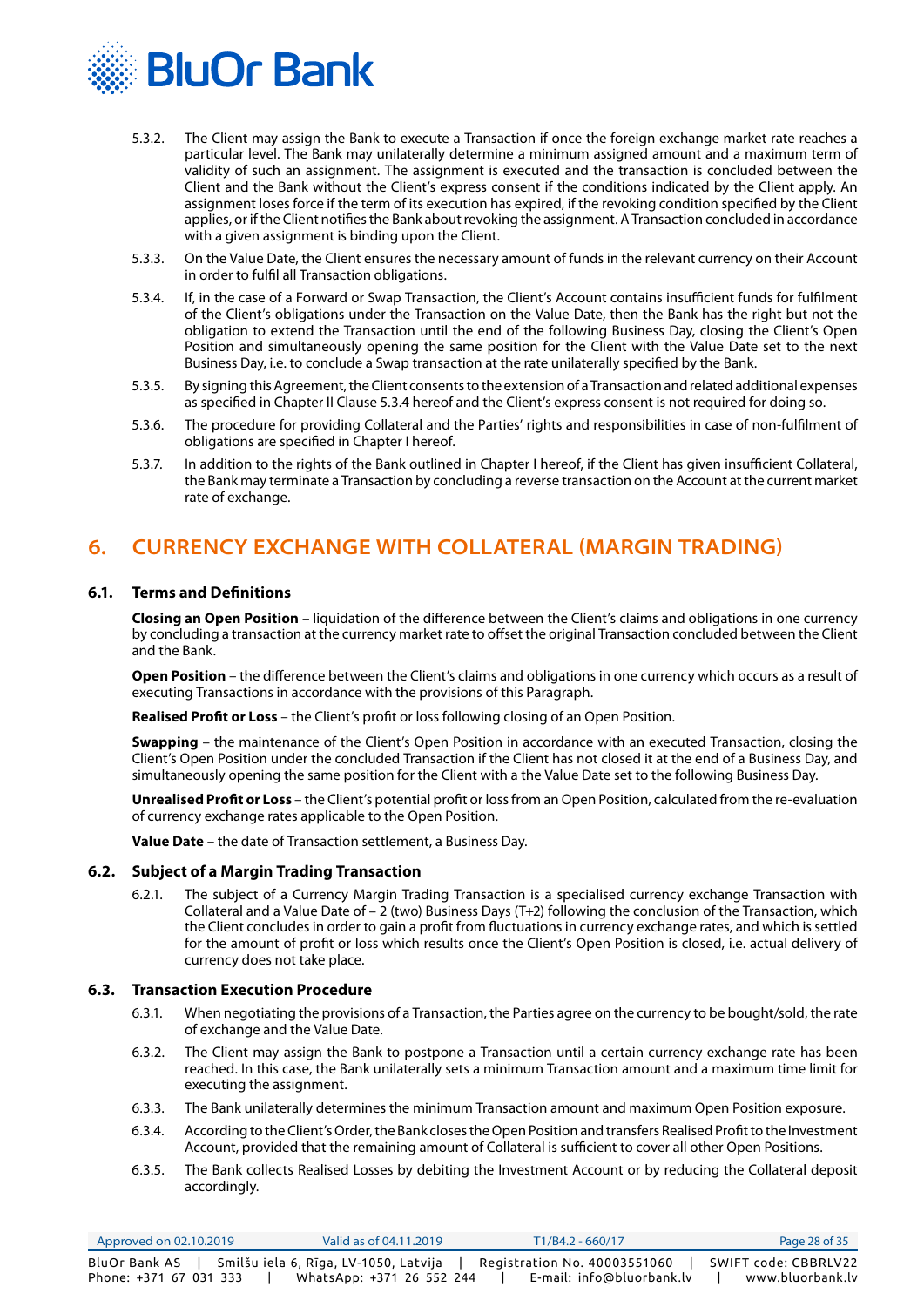5.3.2. The Client may assign the Bank to execute a Transaction if once the foreign exchange market rate reaches a particular level. The Bank may unilaterally determine a minimum assigned amount and a maximum term of validity of such an assignment. The assignment is executed and the transaction is concluded between the Client and the Bank without the Client's express consent if the conditions indicated by the Client apply. An assignment loses force if the term of its execution has expired, if the revoking condition specified by the Client applies, or if the Client notifies the Bank about revoking the assignment. A Transaction concluded in accordance with a given assignment is binding upon the Client.

5.3.3. On the Value Date, the Client ensures the necessary amount of funds in the relevant currency on their Account in order to fulfil all Transaction obligations.

5.3.4. If, in the case of a Forward or Swap Transaction, the Client's Account contains insufficient funds for fulfilment of the Client's obligations under the Transaction on the Value Date, then the Bank has the right but not the obligation to extend the Transaction until the end of the following Business Day, closing the Client's Open Position and simultaneously opening the same position for the Client with the Value Date set to the next Business Day, i.e. to conclude a Swap transaction at the rate unilaterally specified by the Bank.

5.3.5. By signing this Agreement, the Client consents to the extension of a Transaction and related additional expenses as specified in Chapter II Clause 5.3.4 hereof and the Client's express consent is not required for doing so.

5.3.6. The procedure for providing Collateral and the Parties' rights and responsibilities in case of non-fulfilment of obligations are specified in Chapter I hereof.

5.3.7. In addition to the rights of the Bank outlined in Chapter I hereof, if the Client has given insufficient Collateral, the Bank may terminate a Transaction by concluding a reverse transaction on the Account at the current market rate of exchange.

# 6. CURRENCY EXCHANGE WITH COLLATERAL (MARGIN TRADING)

## 6.1. Terms and Definitions

**Closing an Open Position** – liquidation of the difference between the Client's claims and obligations in one currency by concluding a transaction at the currency market rate to offset the original Transaction concluded between the Client and the Bank.

**Open Position** – the difference between the Client's claims and obligations in one currency which occurs as a result of executing Transactions in accordance with the provisions of this Paragraph.

**Realised Profit or Loss** – the Client's profit or loss following closing of an Open Position.

**Swapping** – the maintenance of the Client's Open Position in accordance with an executed Transaction, closing the Client's Open Position under the concluded Transaction if the Client has not closed it at the end of a Business Day, and simultaneously opening the same position for the Client with a the Value Date set to the following Business Day.

**Unrealised Profit or Loss** – the Client's potential profit or loss from an Open Position, calculated from the re-evaluation of currency exchange rates applicable to the Open Position.

**Value Date** – the date of Transaction settlement, a Business Day.

## 6.2. Subject of a Margin Trading Transaction

6.2.1. The subject of a Currency Margin Trading Transaction is a specialised currency exchange Transaction with Collateral and a Value Date of – 2 (two) Business Days (T+2) following the conclusion of the Transaction, which the Client concludes in order to gain a profit from fluctuations in currency exchange rates, and which is settled for the amount of profit or loss which results once the Client's Open Position is closed, i.e. actual delivery of currency does not take place.

## 6.3. Transaction Execution Procedure

6.3.1. When negotiating the provisions of a Transaction, the Parties agree on the currency to be bought/sold, the rate of exchange and the Value Date.

6.3.2. The Client may assign the Bank to postpone a Transaction until a certain currency exchange rate has been reached. In this case, the Bank unilaterally sets a minimum Transaction amount and a maximum time limit for executing the assignment.

6.3.3. The Bank unilaterally determines the minimum Transaction amount and maximum Open Position exposure.

6.3.4. According to the Client's Order, the Bank closes the Open Position and transfers Realised Profit to the Investment Account, provided that the remaining amount of Collateral is sufficient to cover all other Open Positions.

6.3.5. The Bank collects Realised Losses by debiting the Investment Account or by reducing the Collateral deposit accordingly.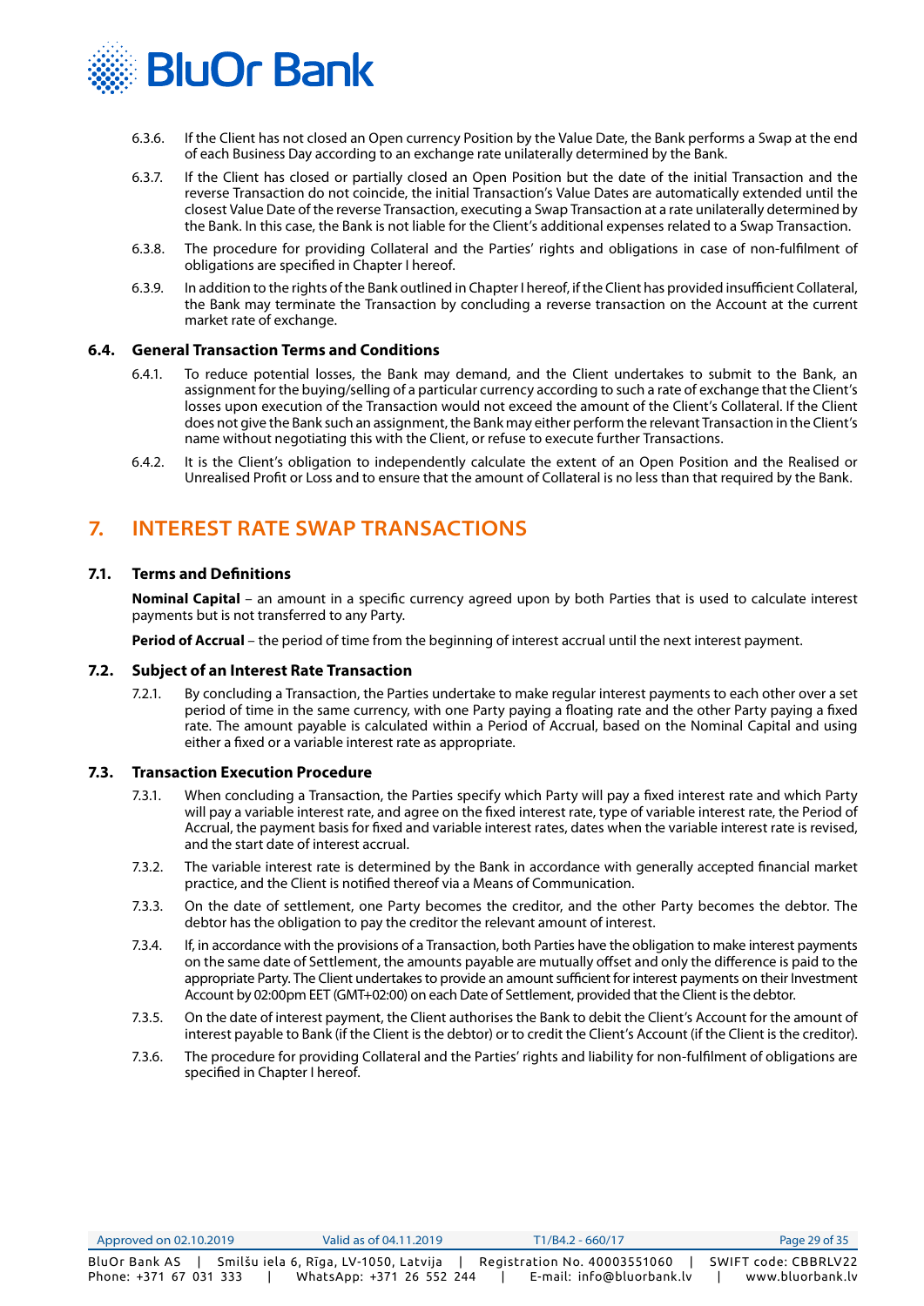6.3.6. If the Client has not closed an Open currency Position by the Value Date, the Bank performs a Swap at the end of each Business Day according to an exchange rate unilaterally determined by the Bank.

6.3.7. If the Client has closed or partially closed an Open Position but the date of the initial Transaction and the reverse Transaction do not coincide, the initial Transaction's Value Dates are automatically extended until the closest Value Date of the reverse Transaction, executing a Swap Transaction at a rate unilaterally determined by the Bank. In this case, the Bank is not liable for the Client's additional expenses related to a Swap Transaction.

6.3.8. The procedure for providing Collateral and the Parties' rights and obligations in case of non-fulfilment of obligations are specified in Chapter I hereof.

6.3.9. In addition to the rights of the Bank outlined in Chapter I hereof, if the Client has provided insufficient Collateral, the Bank may terminate the Transaction by concluding a reverse transaction on the Account at the current market rate of exchange.

### 6.4. General Transaction Terms and Conditions

6.4.1. To reduce potential losses, the Bank may demand, and the Client undertakes to submit to the Bank, an assignment for the buying/selling of a particular currency according to such a rate of exchange that the Client's losses upon execution of the Transaction would not exceed the amount of the Client's Collateral. If the Client does not give the Bank such an assignment, the Bank may either perform the relevant Transaction in the Client's name without negotiating this with the Client, or refuse to execute further Transactions.

6.4.2. It is the Client's obligation to independently calculate the extent of an Open Position and the Realised or Unrealised Profit or Loss and to ensure that the amount of Collateral is no less than that required by the Bank.

## 7. INTEREST RATE SWAP TRANSACTIONS

### 7.1. Terms and Definitions

**Nominal Capital** – an amount in a specific currency agreed upon by both Parties that is used to calculate interest payments but is not transferred to any Party.

**Period of Accrual** – the period of time from the beginning of interest accrual until the next interest payment.

### 7.2. Subject of an Interest Rate Transaction

7.2.1. By concluding a Transaction, the Parties undertake to make regular interest payments to each other over a set period of time in the same currency, with one Party paying a floating rate and the other Party paying a fixed rate. The amount payable is calculated within a Period of Accrual, based on the Nominal Capital and using either a fixed or a variable interest rate as appropriate.

### 7.3. Transaction Execution Procedure

7.3.1. When concluding a Transaction, the Parties specify which Party will pay a fixed interest rate and which Party will pay a variable interest rate, and agree on the fixed interest rate, type of variable interest rate, the Period of Accrual, the payment basis for fixed and variable interest rates, dates when the variable interest rate is revised, and the start date of interest accrual.

7.3.2. The variable interest rate is determined by the Bank in accordance with generally accepted financial market practice, and the Client is notified thereof via a Means of Communication.

7.3.3. On the date of settlement, one Party becomes the creditor, and the other Party becomes the debtor. The debtor has the obligation to pay the creditor the relevant amount of interest.

7.3.4. If, in accordance with the provisions of a Transaction, both Parties have the obligation to make interest payments on the same date of Settlement, the amounts payable are mutually offset and only the difference is paid to the appropriate Party. The Client undertakes to provide an amount sufficient for interest payments on their Investment Account by 02:00pm EET (GMT+02:00) on each Date of Settlement, provided that the Client is the debtor.

7.3.5. On the date of interest payment, the Client authorises the Bank to debit the Client's Account for the amount of interest payable to Bank (if the Client is the debtor) or to credit the Client's Account (if the Client is the creditor).

7.3.6. The procedure for providing Collateral and the Parties' rights and liability for non-fulfilment of obligations are specified in Chapter I hereof.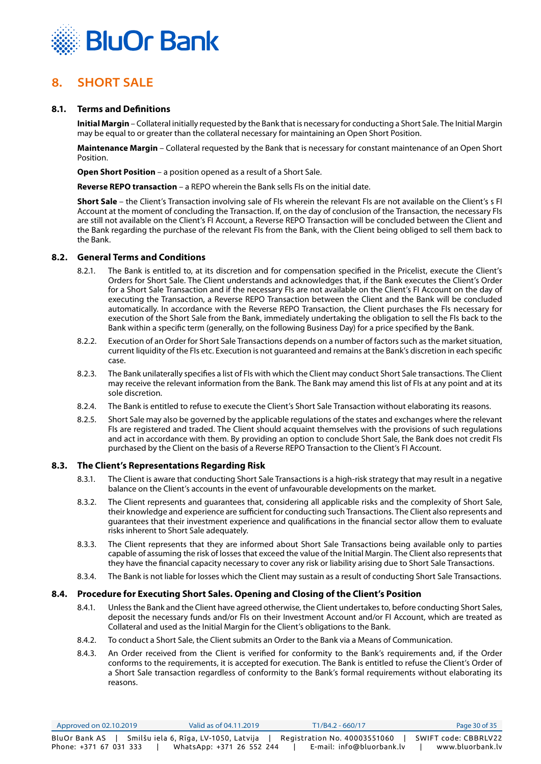# 8. SHORT SALE

## 8.1. Terms and Definitions

**Initial Margin** – Collateral initially requested by the Bank that is necessary for conducting a Short Sale. The Initial Margin may be equal to or greater than the collateral necessary for maintaining an Open Short Position.

**Maintenance Margin** – Collateral requested by the Bank that is necessary for constant maintenance of an Open Short Position.

**Open Short Position** – a position opened as a result of a Short Sale.

**Reverse REPO transaction** – a REPO wherein the Bank sells FIs on the initial date.

**Short Sale** – the Client's Transaction involving sale of FIs wherein the relevant FIs are not available on the Client's s FI Account at the moment of concluding the Transaction. If, on the day of conclusion of the Transaction, the necessary FIs are still not available on the Client's FI Account, a Reverse REPO Transaction will be concluded between the Client and the Bank regarding the purchase of the relevant FIs from the Bank, with the Client being obliged to sell them back to the Bank.

## 8.2. General Terms and Conditions

8.2.1. The Bank is entitled to, at its discretion and for compensation specified in the Pricelist, execute the Client's Orders for Short Sale. The Client understands and acknowledges that, if the Bank executes the Client's Order for a Short Sale Transaction and if the necessary FIs are not available on the Client's FI Account on the day of executing the Transaction, a Reverse REPO Transaction between the Client and the Bank will be concluded automatically. In accordance with the Reverse REPO Transaction, the Client purchases the FIs necessary for execution of the Short Sale from the Bank, immediately undertaking the obligation to sell the FIs back to the Bank within a specific term (generally, on the following Business Day) for a price specified by the Bank.

8.2.2. Execution of an Order for Short Sale Transactions depends on a number of factors such as the market situation, current liquidity of the FIs etc. Execution is not guaranteed and remains at the Bank's discretion in each specific case.

8.2.3. The Bank unilaterally specifies a list of FIs with which the Client may conduct Short Sale transactions. The Client may receive the relevant information from the Bank. The Bank may amend this list of FIs at any point and at its sole discretion.

8.2.4. The Bank is entitled to refuse to execute the Client's Short Sale Transaction without elaborating its reasons.

8.2.5. Short Sale may also be governed by the applicable regulations of the states and exchanges where the relevant FIs are registered and traded. The Client should acquaint themselves with the provisions of such regulations and act in accordance with them. By providing an option to conclude Short Sale, the Bank does not credit FIs purchased by the Client on the basis of a Reverse REPO Transaction to the Client's FI Account.

## 8.3. The Client's Representations Regarding Risk

8.3.1. The Client is aware that conducting Short Sale Transactions is a high-risk strategy that may result in a negative balance on the Client's accounts in the event of unfavourable developments on the market.

8.3.2. The Client represents and guarantees that, considering all applicable risks and the complexity of Short Sale, their knowledge and experience are sufficient for conducting such Transactions. The Client also represents and guarantees that their investment experience and qualifications in the financial sector allow them to evaluate risks inherent to Short Sale adequately.

8.3.3. The Client represents that they are informed about Short Sale Transactions being available only to parties capable of assuming the risk of losses that exceed the value of the Initial Margin. The Client also represents that they have the financial capacity necessary to cover any risk or liability arising due to Short Sale Transactions.

8.3.4. The Bank is not liable for losses which the Client may sustain as a result of conducting Short Sale Transactions.

## 8.4. Procedure for Executing Short Sales. Opening and Closing of the Client's Position

8.4.1. Unless the Bank and the Client have agreed otherwise, the Client undertakes to, before conducting Short Sales, deposit the necessary funds and/or FIs on their Investment Account and/or FI Account, which are treated as Collateral and used as the Initial Margin for the Client's obligations to the Bank.

8.4.2. To conduct a Short Sale, the Client submits an Order to the Bank via a Means of Communication.

8.4.3. An Order received from the Client is verified for conformity to the Bank's requirements and, if the Order conforms to the requirements, it is accepted for execution. The Bank is entitled to refuse the Client's Order of a Short Sale transaction regardless of conformity to the Bank's formal requirements without elaborating its reasons.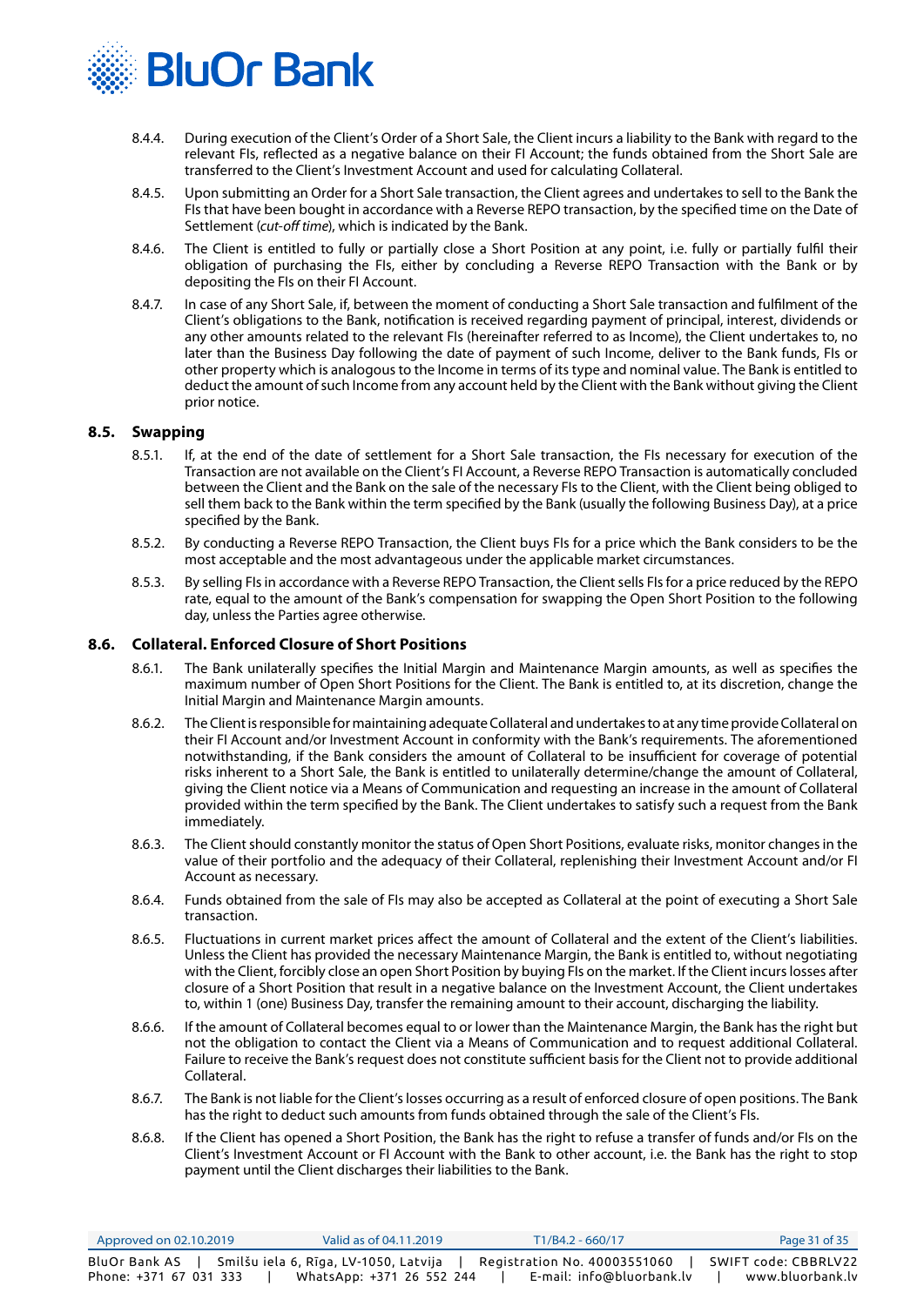8.4.4. During execution of the Client's Order of a Short Sale, the Client incurs a liability to the Bank with regard to the relevant FIs, reflected as a negative balance on their FI Account; the funds obtained from the Short Sale are transferred to the Client's Investment Account and used for calculating Collateral.

8.4.5. Upon submitting an Order for a Short Sale transaction, the Client agrees and undertakes to sell to the Bank the FIs that have been bought in accordance with a Reverse REPO transaction, by the specified time on the Date of Settlement (*cut-off time*), which is indicated by the Bank.

8.4.6. The Client is entitled to fully or partially close a Short Position at any point, i.e. fully or partially fulfil their obligation of purchasing the FIs, either by concluding a Reverse REPO Transaction with the Bank or by depositing the FIs on their FI Account.

8.4.7. In case of any Short Sale, if, between the moment of conducting a Short Sale transaction and fulfilment of the Client's obligations to the Bank, notification is received regarding payment of principal, interest, dividends or any other amounts related to the relevant FIs (hereinafter referred to as Income), the Client undertakes to, no later than the Business Day following the date of payment of such Income, deliver to the Bank funds, FIs or other property which is analogous to the Income in terms of its type and nominal value. The Bank is entitled to deduct the amount of such Income from any account held by the Client with the Bank without giving the Client prior notice.

### 8.5. Swapping

8.5.1. If, at the end of the date of settlement for a Short Sale transaction, the FIs necessary for execution of the Transaction are not available on the Client's FI Account, a Reverse REPO Transaction is automatically concluded between the Client and the Bank on the sale of the necessary FIs to the Client, with the Client being obliged to sell them back to the Bank within the term specified by the Bank (usually the following Business Day), at a price specified by the Bank.

8.5.2. By conducting a Reverse REPO Transaction, the Client buys FIs for a price which the Bank considers to be the most acceptable and the most advantageous under the applicable market circumstances.

8.5.3. By selling FIs in accordance with a Reverse REPO Transaction, the Client sells FIs for a price reduced by the REPO rate, equal to the amount of the Bank's compensation for swapping the Open Short Position to the following day, unless the Parties agree otherwise.

### 8.6. Collateral. Enforced Closure of Short Positions

8.6.1. The Bank unilaterally specifies the Initial Margin and Maintenance Margin amounts, as well as specifies the maximum number of Open Short Positions for the Client. The Bank is entitled to, at its discretion, change the Initial Margin and Maintenance Margin amounts.

8.6.2. The Client is responsible for maintaining adequate Collateral and undertakes to at any time provide Collateral on their FI Account and/or Investment Account in conformity with the Bank's requirements. The aforementioned notwithstanding, if the Bank considers the amount of Collateral to be insufficient for coverage of potential risks inherent to a Short Sale, the Bank is entitled to unilaterally determine/change the amount of Collateral, giving the Client notice via a Means of Communication and requesting an increase in the amount of Collateral provided within the term specified by the Bank. The Client undertakes to satisfy such a request from the Bank immediately.

8.6.3. The Client should constantly monitor the status of Open Short Positions, evaluate risks, monitor changes in the value of their portfolio and the adequacy of their Collateral, replenishing their Investment Account and/or FI Account as necessary.

8.6.4. Funds obtained from the sale of FIs may also be accepted as Collateral at the point of executing a Short Sale transaction.

8.6.5. Fluctuations in current market prices affect the amount of Collateral and the extent of the Client's liabilities. Unless the Client has provided the necessary Maintenance Margin, the Bank is entitled to, without negotiating with the Client, forcibly close an open Short Position by buying FIs on the market. If the Client incurs losses after closure of a Short Position that result in a negative balance on the Investment Account, the Client undertakes to, within 1 (one) Business Day, transfer the remaining amount to their account, discharging the liability.

8.6.6. If the amount of Collateral becomes equal to or lower than the Maintenance Margin, the Bank has the right but not the obligation to contact the Client via a Means of Communication and to request additional Collateral. Failure to receive the Bank's request does not constitute sufficient basis for the Client not to provide additional Collateral.

8.6.7. The Bank is not liable for the Client's losses occurring as a result of enforced closure of open positions. The Bank has the right to deduct such amounts from funds obtained through the sale of the Client's FIs.

8.6.8. If the Client has opened a Short Position, the Bank has the right to refuse a transfer of funds and/or FIs on the Client's Investment Account or FI Account with the Bank to other account, i.e. the Bank has the right to stop payment until the Client discharges their liabilities to the Bank.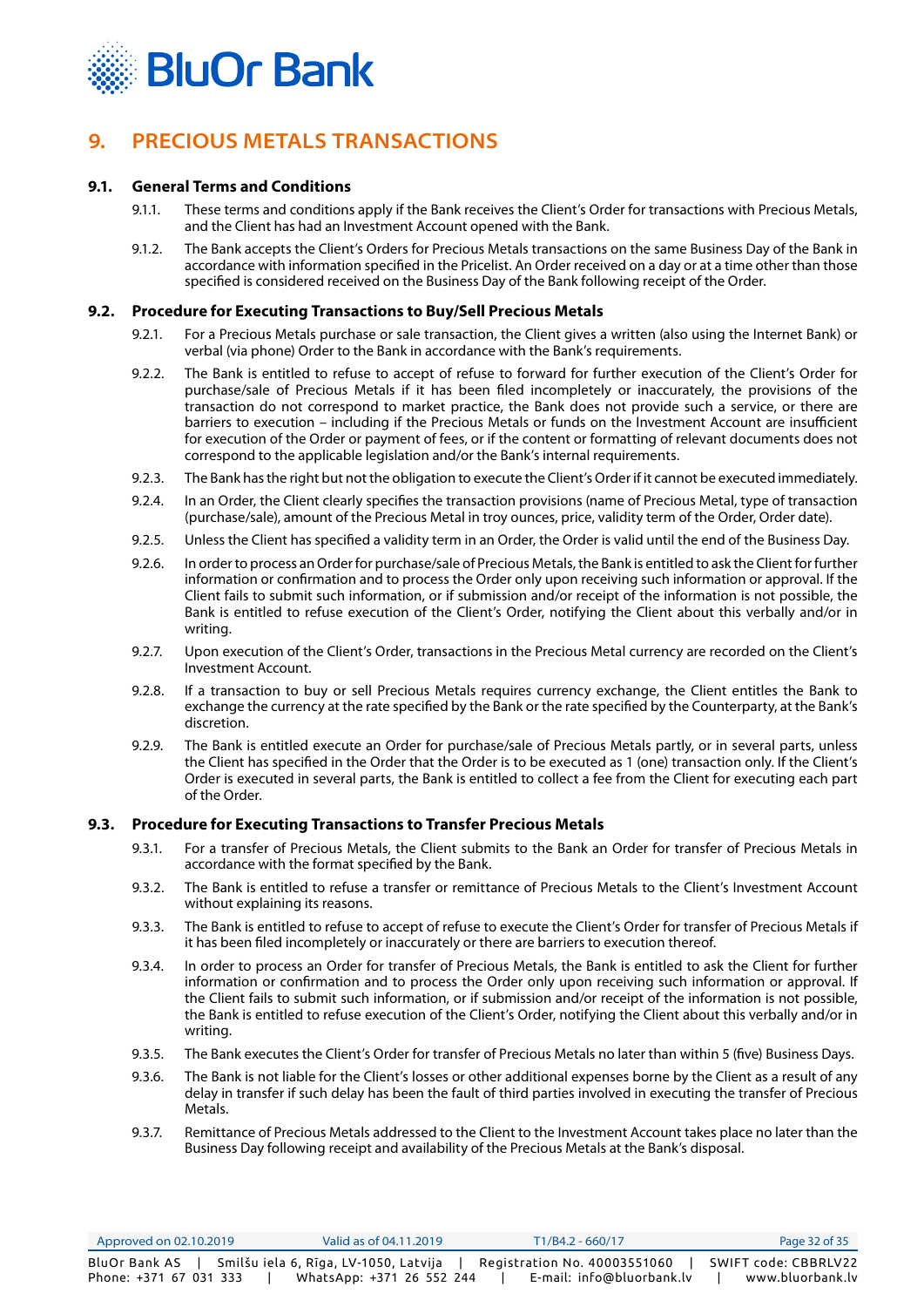# 9. PRECIOUS METALS TRANSACTIONS

## 9.1. General Terms and Conditions

9.1.1. These terms and conditions apply if the Bank receives the Client's Order for transactions with Precious Metals, and the Client has had an Investment Account opened with the Bank.

9.1.2. The Bank accepts the Client's Orders for Precious Metals transactions on the same Business Day of the Bank in accordance with information specified in the Pricelist. An Order received on a day or at a time other than those specified is considered received on the Business Day of the Bank following receipt of the Order.

## 9.2. Procedure for Executing Transactions to Buy/Sell Precious Metals

9.2.1. For a Precious Metals purchase or sale transaction, the Client gives a written (also using the Internet Bank) or verbal (via phone) Order to the Bank in accordance with the Bank's requirements.

9.2.2. The Bank is entitled to refuse to accept of refuse to forward for further execution of the Client's Order for purchase/sale of Precious Metals if it has been filed incompletely or inaccurately, the provisions of the transaction do not correspond to market practice, the Bank does not provide such a service, or there are barriers to execution – including if the Precious Metals or funds on the Investment Account are insufficient for execution of the Order or payment of fees, or if the content or formatting of relevant documents does not correspond to the applicable legislation and/or the Bank's internal requirements.

9.2.3. The Bank has the right but not the obligation to execute the Client's Order if it cannot be executed immediately.

9.2.4. In an Order, the Client clearly specifies the transaction provisions (name of Precious Metal, type of transaction (purchase/sale), amount of the Precious Metal in troy ounces, price, validity term of the Order, Order date).

9.2.5. Unless the Client has specified a validity term in an Order, the Order is valid until the end of the Business Day.

9.2.6. In order to process an Order for purchase/sale of Precious Metals, the Bank is entitled to ask the Client for further information or confirmation and to process the Order only upon receiving such information or approval. If the Client fails to submit such information, or if submission and/or receipt of the information is not possible, the Bank is entitled to refuse execution of the Client's Order, notifying the Client about this verbally and/or in writing.

9.2.7. Upon execution of the Client's Order, transactions in the Precious Metal currency are recorded on the Client's Investment Account.

9.2.8. If a transaction to buy or sell Precious Metals requires currency exchange, the Client entitles the Bank to exchange the currency at the rate specified by the Bank or the rate specified by the Counterparty, at the Bank's discretion.

9.2.9. The Bank is entitled execute an Order for purchase/sale of Precious Metals partly, or in several parts, unless the Client has specified in the Order that the Order is to be executed as 1 (one) transaction only. If the Client's Order is executed in several parts, the Bank is entitled to collect a fee from the Client for executing each part of the Order.

## 9.3. Procedure for Executing Transactions to Transfer Precious Metals

9.3.1. For a transfer of Precious Metals, the Client submits to the Bank an Order for transfer of Precious Metals in accordance with the format specified by the Bank.

9.3.2. The Bank is entitled to refuse a transfer or remittance of Precious Metals to the Client's Investment Account without explaining its reasons.

9.3.3. The Bank is entitled to refuse to accept of refuse to execute the Client's Order for transfer of Precious Metals if it has been filed incompletely or inaccurately or there are barriers to execution thereof.

9.3.4. In order to process an Order for transfer of Precious Metals, the Bank is entitled to ask the Client for further information or confirmation and to process the Order only upon receiving such information or approval. If the Client fails to submit such information, or if submission and/or receipt of the information is not possible, the Bank is entitled to refuse execution of the Client's Order, notifying the Client about this verbally and/or in writing.

9.3.5. The Bank executes the Client's Order for transfer of Precious Metals no later than within 5 (five) Business Days.

9.3.6. The Bank is not liable for the Client's losses or other additional expenses borne by the Client as a result of any delay in transfer if such delay has been the fault of third parties involved in executing the transfer of Precious Metals.

9.3.7. Remittance of Precious Metals addressed to the Client to the Investment Account takes place no later than the Business Day following receipt and availability of the Precious Metals at the Bank's disposal.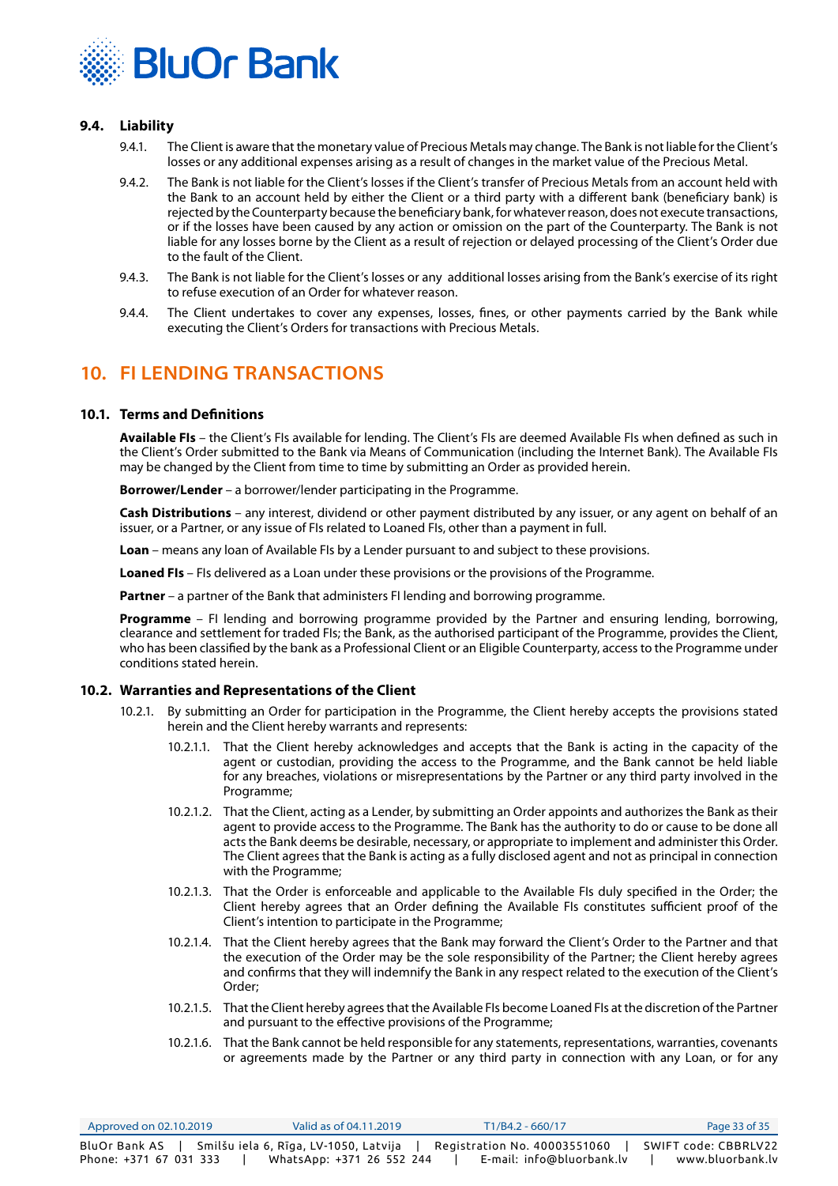### 9.4. Liability

9.4.1. The Client is aware that the monetary value of Precious Metals may change. The Bank is not liable for the Client's losses or any additional expenses arising as a result of changes in the market value of the Precious Metal.

9.4.2. The Bank is not liable for the Client's losses if the Client's transfer of Precious Metals from an account held with the Bank to an account held by either the Client or a third party with a different bank (beneficiary bank) is rejected by the Counterparty because the beneficiary bank, for whatever reason, does not execute transactions, or if the losses have been caused by any action or omission on the part of the Counterparty. The Bank is not liable for any losses borne by the Client as a result of rejection or delayed processing of the Client's Order due to the fault of the Client.

9.4.3. The Bank is not liable for the Client's losses or any additional losses arising from the Bank's exercise of its right to refuse execution of an Order for whatever reason.

9.4.4. The Client undertakes to cover any expenses, losses, fines, or other payments carried by the Bank while executing the Client's Orders for transactions with Precious Metals.

## 10. FI LENDING TRANSACTIONS

### 10.1. Terms and Definitions

**Available FIs** – the Client's FIs available for lending. The Client's FIs are deemed Available FIs when defined as such in the Client's Order submitted to the Bank via Means of Communication (including the Internet Bank). The Available FIs may be changed by the Client from time to time by submitting an Order as provided herein.

**Borrower/Lender** – a borrower/lender participating in the Programme.

**Cash Distributions** – any interest, dividend or other payment distributed by any issuer, or any agent on behalf of an issuer, or a Partner, or any issue of FIs related to Loaned FIs, other than a payment in full.

**Loan** – means any loan of Available FIs by a Lender pursuant to and subject to these provisions.

**Loaned FIs** – FIs delivered as a Loan under these provisions or the provisions of the Programme.

**Partner** – a partner of the Bank that administers FI lending and borrowing programme.

**Programme** – FI lending and borrowing programme provided by the Partner and ensuring lending, borrowing, clearance and settlement for traded FIs; the Bank, as the authorised participant of the Programme, provides the Client, who has been classified by the bank as a Professional Client or an Eligible Counterparty, access to the Programme under conditions stated herein.

### 10.2. Warranties and Representations of the Client

10.2.1. By submitting an Order for participation in the Programme, the Client hereby accepts the provisions stated herein and the Client hereby warrants and represents:

10.2.1.1. That the Client hereby acknowledges and accepts that the Bank is acting in the capacity of the agent or custodian, providing the access to the Programme, and the Bank cannot be held liable for any breaches, violations or misrepresentations by the Partner or any third party involved in the Programme;

10.2.1.2. That the Client, acting as a Lender, by submitting an Order appoints and authorizes the Bank as their agent to provide access to the Programme. The Bank has the authority to do or cause to be done all acts the Bank deems be desirable, necessary, or appropriate to implement and administer this Order. The Client agrees that the Bank is acting as a fully disclosed agent and not as principal in connection with the Programme;

10.2.1.3. That the Order is enforceable and applicable to the Available FIs duly specified in the Order; the Client hereby agrees that an Order defining the Available FIs constitutes sufficient proof of the Client's intention to participate in the Programme;

10.2.1.4. That the Client hereby agrees that the Bank may forward the Client's Order to the Partner and that the execution of the Order may be the sole responsibility of the Partner; the Client hereby agrees and confirms that they will indemnify the Bank in any respect related to the execution of the Client's Order;

10.2.1.5. That the Client hereby agrees that the Available FIs become Loaned FIs at the discretion of the Partner and pursuant to the effective provisions of the Programme;

10.2.1.6. That the Bank cannot be held responsible for any statements, representations, warranties, covenants or agreements made by the Partner or any third party in connection with any Loan, or for any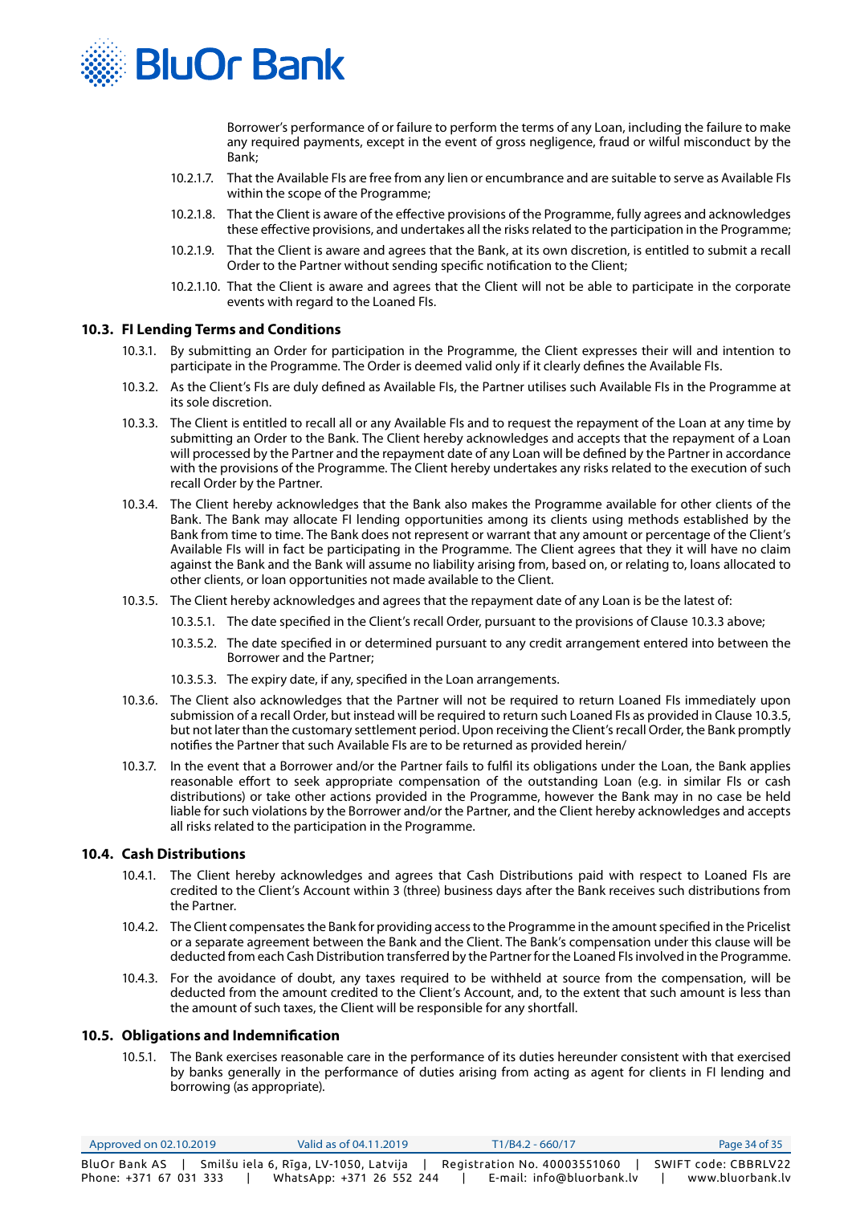Borrower's performance of or failure to perform the terms of any Loan, including the failure to make any required payments, except in the event of gross negligence, fraud or wilful misconduct by the Bank;

10.2.1.7. That the Available FIs are free from any lien or encumbrance and are suitable to serve as Available FIs within the scope of the Programme;

10.2.1.8. That the Client is aware of the effective provisions of the Programme, fully agrees and acknowledges these effective provisions, and undertakes all the risks related to the participation in the Programme;

10.2.1.9. That the Client is aware and agrees that the Bank, at its own discretion, is entitled to submit a recall Order to the Partner without sending specific notification to the Client;

10.2.1.10. That the Client is aware and agrees that the Client will not be able to participate in the corporate events with regard to the Loaned FIs.

### 10.3. FI Lending Terms and Conditions

10.3.1. By submitting an Order for participation in the Programme, the Client expresses their will and intention to participate in the Programme. The Order is deemed valid only if it clearly defines the Available FIs.

10.3.2. As the Client's FIs are duly defined as Available FIs, the Partner utilises such Available FIs in the Programme at its sole discretion.

10.3.3. The Client is entitled to recall all or any Available FIs and to request the repayment of the Loan at any time by submitting an Order to the Bank. The Client hereby acknowledges and accepts that the repayment of a Loan will processed by the Partner and the repayment date of any Loan will be defined by the Partner in accordance with the provisions of the Programme. The Client hereby undertakes any risks related to the execution of such recall Order by the Partner.

10.3.4. The Client hereby acknowledges that the Bank also makes the Programme available for other clients of the Bank. The Bank may allocate FI lending opportunities among its clients using methods established by the Bank from time to time. The Bank does not represent or warrant that any amount or percentage of the Client's Available FIs will in fact be participating in the Programme. The Client agrees that they it will have no claim against the Bank and the Bank will assume no liability arising from, based on, or relating to, loans allocated to other clients, or loan opportunities not made available to the Client.

10.3.5. The Client hereby acknowledges and agrees that the repayment date of any Loan is be the latest of:

10.3.5.1. The date specified in the Client's recall Order, pursuant to the provisions of Clause 10.3.3 above;

10.3.5.2. The date specified in or determined pursuant to any credit arrangement entered into between the Borrower and the Partner;

10.3.5.3. The expiry date, if any, specified in the Loan arrangements.

10.3.6. The Client also acknowledges that the Partner will not be required to return Loaned FIs immediately upon submission of a recall Order, but instead will be required to return such Loaned FIs as provided in Clause 10.3.5, but not later than the customary settlement period. Upon receiving the Client's recall Order, the Bank promptly notifies the Partner that such Available FIs are to be returned as provided herein/

10.3.7. In the event that a Borrower and/or the Partner fails to fulfil its obligations under the Loan, the Bank applies reasonable effort to seek appropriate compensation of the outstanding Loan (e.g. in similar FIs or cash distributions) or take other actions provided in the Programme, however the Bank may in no case be held liable for such violations by the Borrower and/or the Partner, and the Client hereby acknowledges and accepts all risks related to the participation in the Programme.

### 10.4. Cash Distributions

10.4.1. The Client hereby acknowledges and agrees that Cash Distributions paid with respect to Loaned FIs are credited to the Client's Account within 3 (three) business days after the Bank receives such distributions from the Partner.

10.4.2. The Client compensates the Bank for providing access to the Programme in the amount specified in the Pricelist or a separate agreement between the Bank and the Client. The Bank's compensation under this clause will be deducted from each Cash Distribution transferred by the Partner for the Loaned FIs involved in the Programme.

10.4.3. For the avoidance of doubt, any taxes required to be withheld at source from the compensation, will be deducted from the amount credited to the Client's Account, and, to the extent that such amount is less than the amount of such taxes, the Client will be responsible for any shortfall.

### 10.5. Obligations and Indemnification

10.5.1. The Bank exercises reasonable care in the performance of its duties hereunder consistent with that exercised by banks generally in the performance of duties arising from acting as agent for clients in FI lending and borrowing (as appropriate).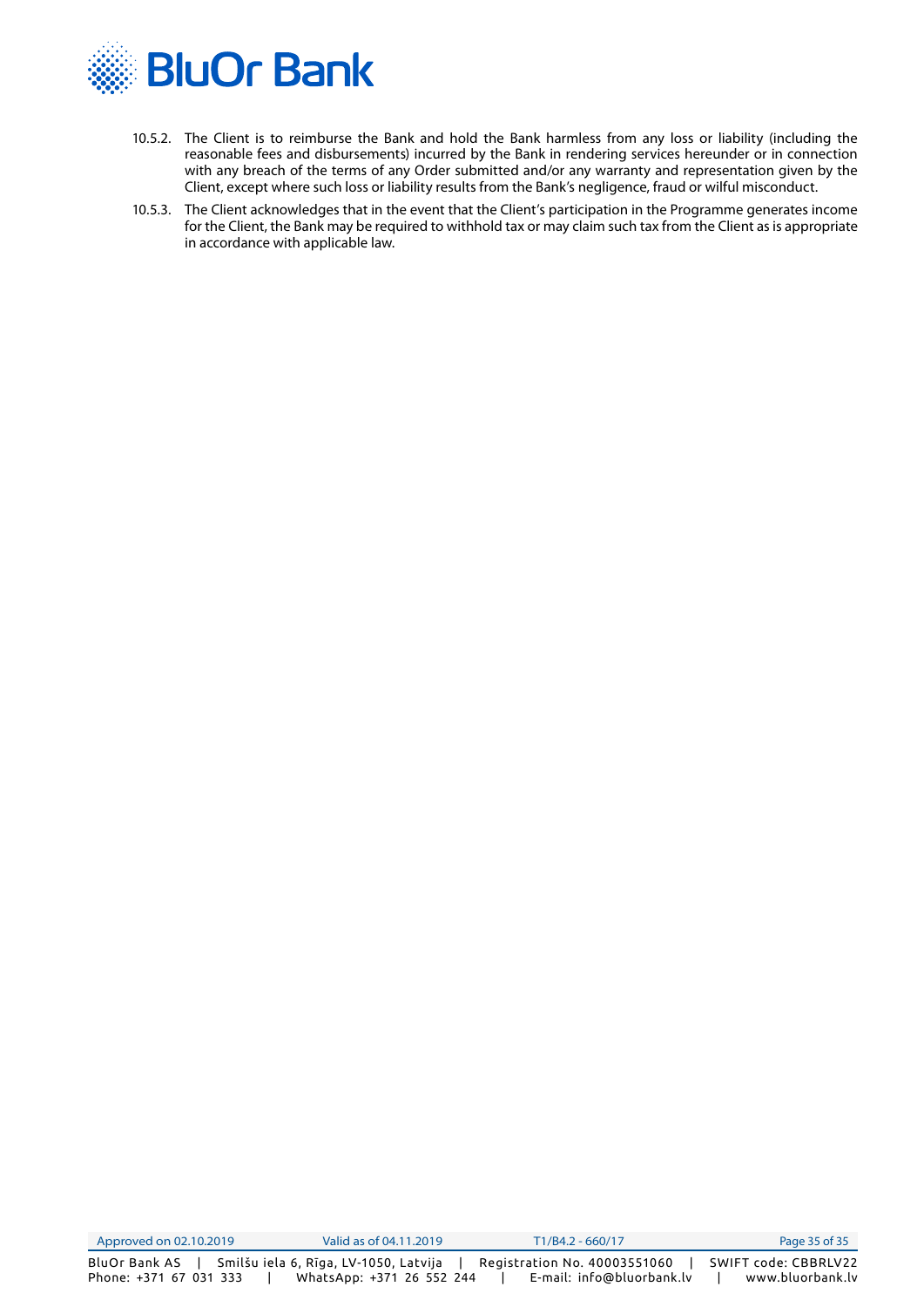10.5.2. The Client is to reimburse the Bank and hold the Bank harmless from any loss or liability (including the reasonable fees and disbursements) incurred by the Bank in rendering services hereunder or in connection with any breach of the terms of any Order submitted and/or any warranty and representation given by the Client, except where such loss or liability results from the Bank's negligence, fraud or wilful misconduct.

10.5.3. The Client acknowledges that in the event that the Client's participation in the Programme generates income for the Client, the Bank may be required to withhold tax or may claim such tax from the Client as is appropriate in accordance with applicable law.